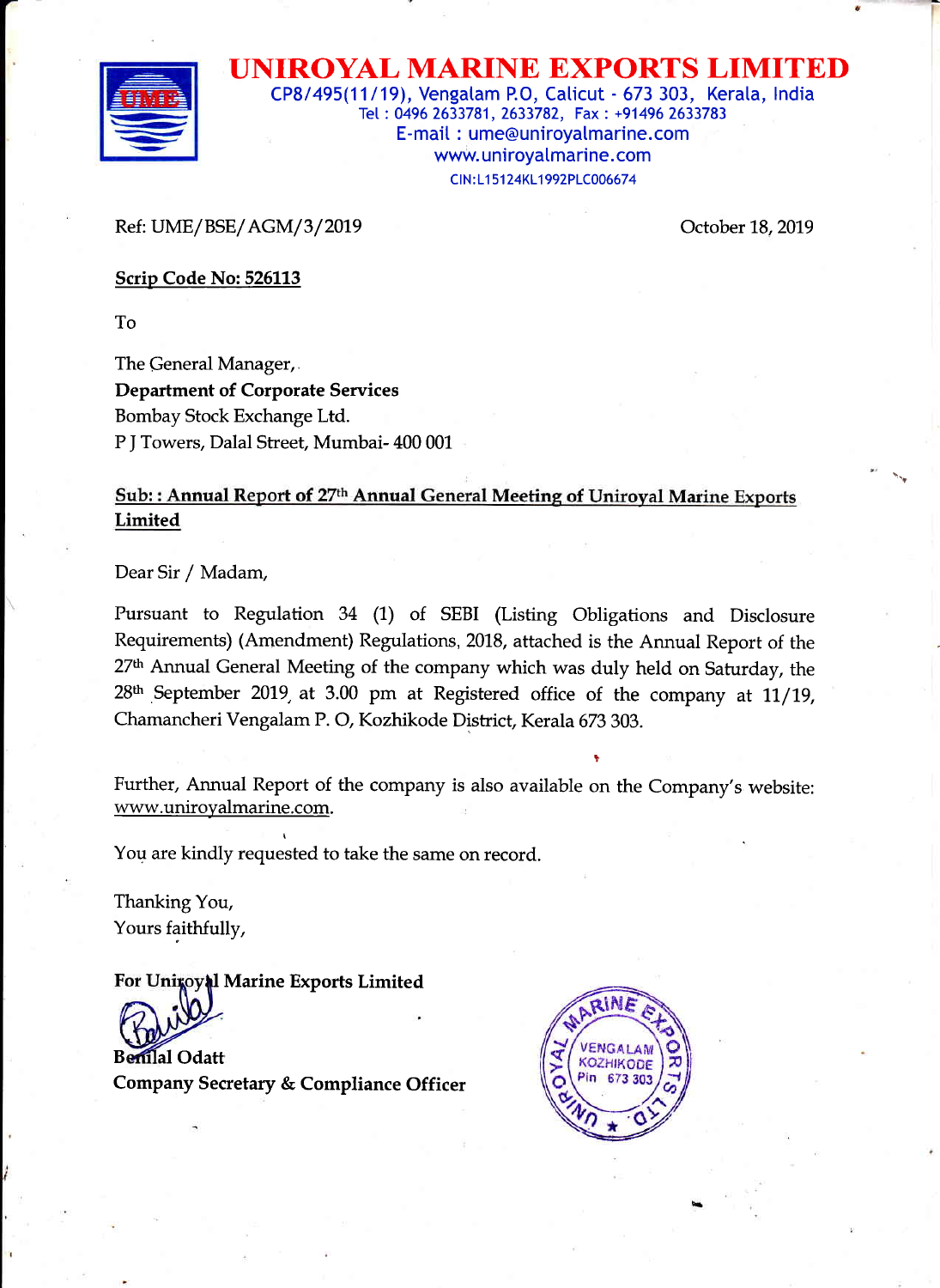# UNIROYAL MARINE EXPORTS LIMITED

CP8/495(11/19), Vengalam P.O, Calicut - 673 303, Kerala, India
Tel : 0496 2633781, 2633782, Fax : +91496 2633783
E-mail : ume@uniroyalmarine.com
www.uniroyalmarine.com
CIN:L15124KL1992PLC006674

Ref: UME/BSE/AGM/3/2019

October 18, 2019

**Scrip Code No: 526113**

To

The General Manager,
**Department of Corporate Services**
Bombay Stock Exchange Ltd.
P J Towers, Dalal Street, Mumbai- 400 001

**Sub: : Annual Report of 27th Annual General Meeting of Uniroyal Marine Exports Limited**

Dear Sir / Madam,

Pursuant to Regulation 34 (1) of SEBI (Listing Obligations and Disclosure Requirements) (Amendment) Regulations, 2018, attached is the Annual Report of the 27th Annual General Meeting of the company which was duly held on Saturday, the 28th September 2019, at 3.00 pm at Registered office of the company at 11/19, Chamancheri Vengalam P. O, Kozhikode District, Kerala 673 303.

Further, Annual Report of the company is also available on the Company's website: www.uniroyalmarine.com.

You are kindly requested to take the same on record.

Thanking You,
Yours faithfully,

**For Uniroyal Marine Exports Limited**

**Benilal Odatt**
**Company Secretary & Compliance Officer**

UNIROYAL MARINE EXPORTS LTD
VENGALAM
KOZHIKODE
Pin 673 303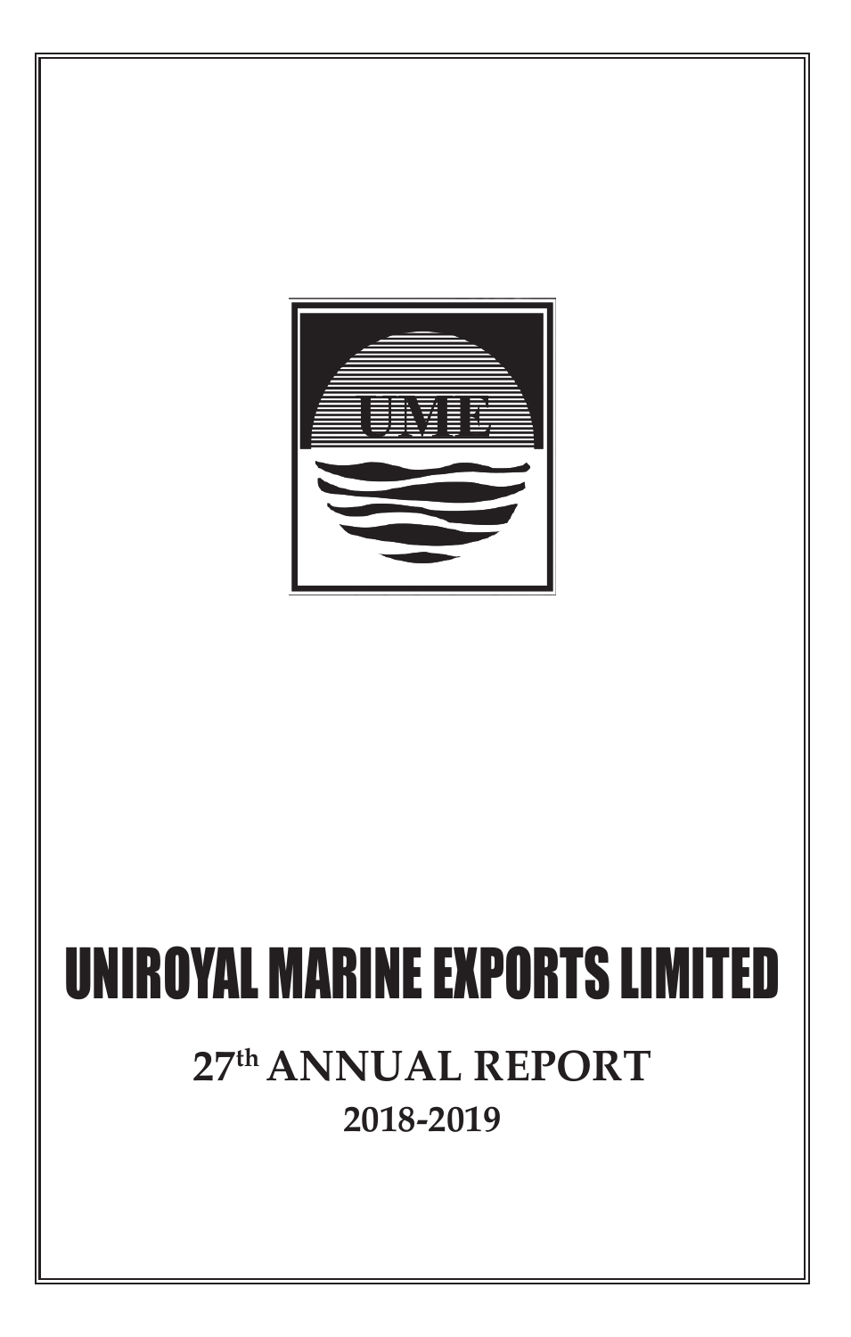# UNIROYAL MARINE EXPORTS LIMITED

## 27th ANNUAL REPORT

## 2018-2019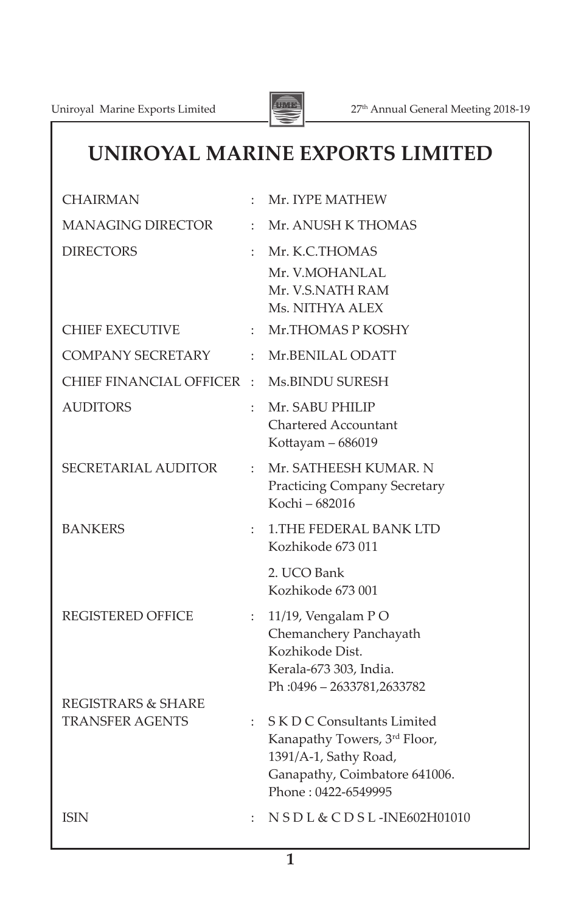# UNIROYAL MARINE EXPORTS LIMITED

| | | |
|---|---|---|
| CHAIRMAN | : | Mr. IYPE MATHEW |
| MANAGING DIRECTOR | : | Mr. ANUSH K THOMAS |
| DIRECTORS | : | Mr. K.C.THOMAS<br>Mr. V.MOHANLAL<br>Mr. V.S.NATH RAM<br>Ms. NITHYA ALEX |
| CHIEF EXECUTIVE | : | Mr.THOMAS P KOSHY |
| COMPANY SECRETARY | : | Mr.BENILAL ODATT |
| CHIEF FINANCIAL OFFICER | : | Ms.BINDU SURESH |
| AUDITORS | : | Mr. SABU PHILIP<br>Chartered Accountant<br>Kottayam – 686019 |
| SECRETARIAL AUDITOR | : | Mr. SATHEESH KUMAR. N<br>Practicing Company Secretary<br>Kochi – 682016 |
| BANKERS | : | 1.THE FEDERAL BANK LTD<br>Kozhikode 673 011<br><br>2. UCO Bank<br>Kozhikode 673 001 |
| REGISTERED OFFICE | : | 11/19, Vengalam P O<br>Chemanchery Panchayath<br>Kozhikode Dist.<br>Kerala-673 303, India.<br>Ph :0496 – 2633781,2633782 |
| REGISTRARS & SHARE TRANSFER AGENTS | : | S K D C Consultants Limited<br>Kanapathy Towers, 3rd Floor,<br>1391/A-1, Sathy Road,<br>Ganapathy, Coimbatore 641006.<br>Phone : 0422-6549995 |
| ISIN | : | N S D L & C D S L -INE602H01010 |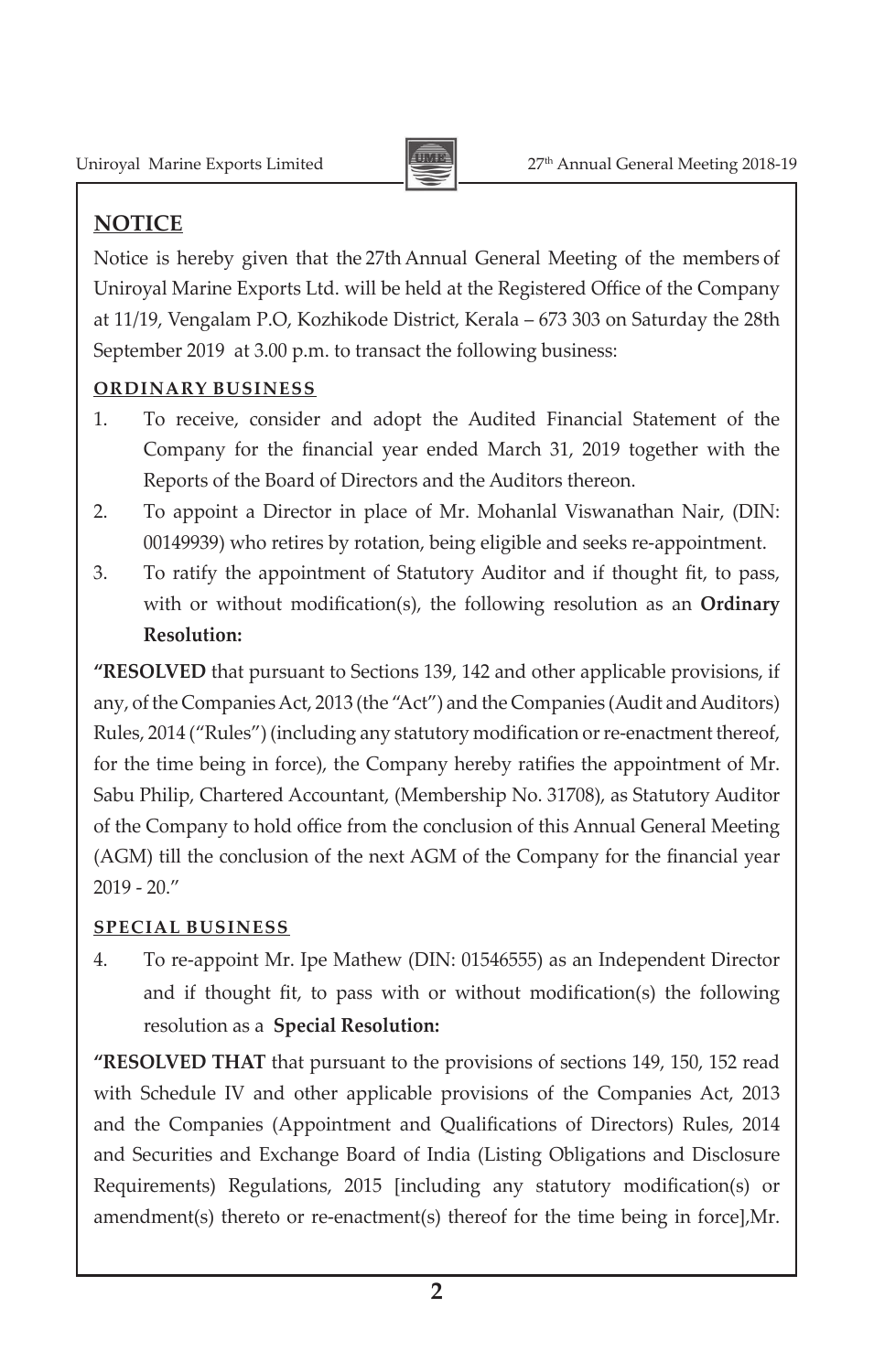## NOTICE

Notice is hereby given that the 27th Annual General Meeting of the members of Uniroyal Marine Exports Ltd. will be held at the Registered Office of the Company at 11/19, Vengalam P.O, Kozhikode District, Kerala – 673 303 on Saturday the 28th September 2019 at 3.00 p.m. to transact the following business:

### ORDINARY BUSINESS

1. To receive, consider and adopt the Audited Financial Statement of the Company for the financial year ended March 31, 2019 together with the Reports of the Board of Directors and the Auditors thereon.
2. To appoint a Director in place of Mr. Mohanlal Viswanathan Nair, (DIN: 00149939) who retires by rotation, being eligible and seeks re-appointment.
3. To ratify the appointment of Statutory Auditor and if thought fit, to pass, with or without modification(s), the following resolution as an **Ordinary Resolution:**

**"RESOLVED** that pursuant to Sections 139, 142 and other applicable provisions, if any, of the Companies Act, 2013 (the "Act") and the Companies (Audit and Auditors) Rules, 2014 ("Rules") (including any statutory modification or re-enactment thereof, for the time being in force), the Company hereby ratifies the appointment of Mr. Sabu Philip, Chartered Accountant, (Membership No. 31708), as Statutory Auditor of the Company to hold office from the conclusion of this Annual General Meeting (AGM) till the conclusion of the next AGM of the Company for the financial year 2019 - 20."

### SPECIAL BUSINESS

4. To re-appoint Mr. Ipe Mathew (DIN: 01546555) as an Independent Director and if thought fit, to pass with or without modification(s) the following resolution as a **Special Resolution:**

**"RESOLVED THAT** that pursuant to the provisions of sections 149, 150, 152 read with Schedule IV and other applicable provisions of the Companies Act, 2013 and the Companies (Appointment and Qualifications of Directors) Rules, 2014 and Securities and Exchange Board of India (Listing Obligations and Disclosure Requirements) Regulations, 2015 [including any statutory modification(s) or amendment(s) thereto or re-enactment(s) thereof for the time being in force],Mr.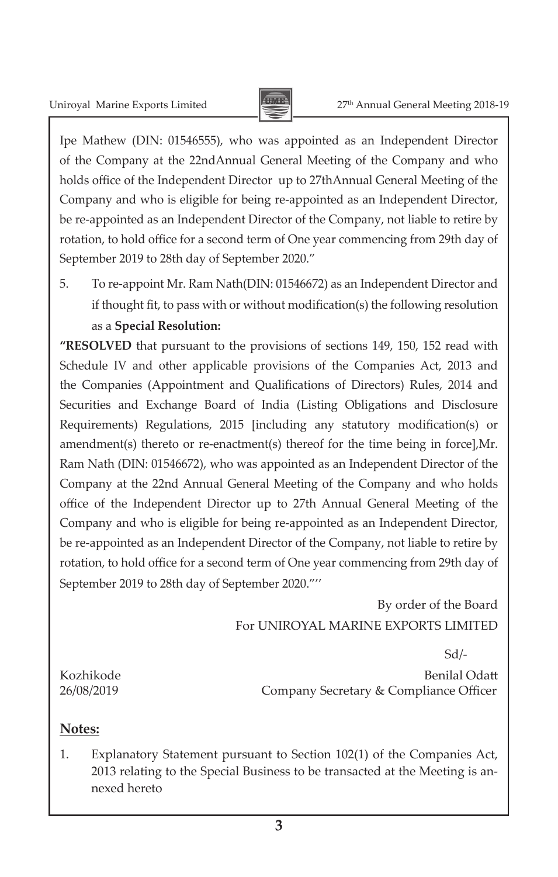Ipe Mathew (DIN: 01546555), who was appointed as an Independent Director of the Company at the 22ndAnnual General Meeting of the Company and who holds office of the Independent Director up to 27thAnnual General Meeting of the Company and who is eligible for being re-appointed as an Independent Director, be re-appointed as an Independent Director of the Company, not liable to retire by rotation, to hold office for a second term of One year commencing from 29th day of September 2019 to 28th day of September 2020."

5. To re-appoint Mr. Ram Nath(DIN: 01546672) as an Independent Director and if thought fit, to pass with or without modification(s) the following resolution as a **Special Resolution:**

**"RESOLVED** that pursuant to the provisions of sections 149, 150, 152 read with Schedule IV and other applicable provisions of the Companies Act, 2013 and the Companies (Appointment and Qualifications of Directors) Rules, 2014 and Securities and Exchange Board of India (Listing Obligations and Disclosure Requirements) Regulations, 2015 [including any statutory modification(s) or amendment(s) thereto or re-enactment(s) thereof for the time being in force],Mr. Ram Nath (DIN: 01546672), who was appointed as an Independent Director of the Company at the 22nd Annual General Meeting of the Company and who holds office of the Independent Director up to 27th Annual General Meeting of the Company and who is eligible for being re-appointed as an Independent Director, be re-appointed as an Independent Director of the Company, not liable to retire by rotation, to hold office for a second term of One year commencing from 29th day of September 2019 to 28th day of September 2020."''

By order of the Board
For UNIROYAL MARINE EXPORTS LIMITED

Sd/-

Kozhikode
26/08/2019

Benilal Odatt
Company Secretary & Compliance Officer

**Notes:**

1. Explanatory Statement pursuant to Section 102(1) of the Companies Act, 2013 relating to the Special Business to be transacted at the Meeting is annexed hereto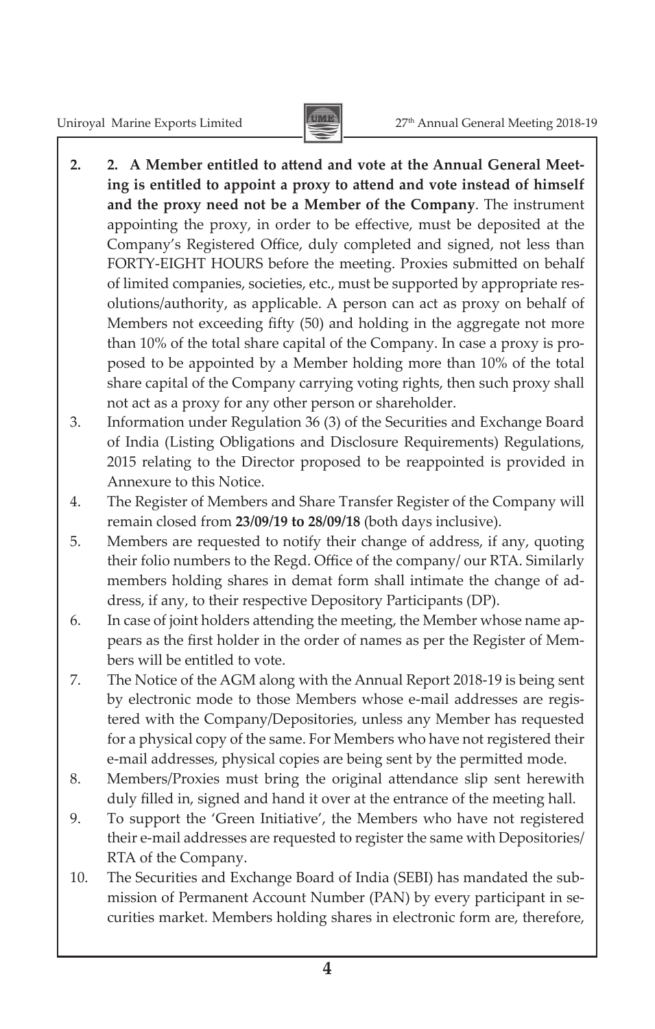2. **2. A Member entitled to attend and vote at the Annual General Meeting is entitled to appoint a proxy to attend and vote instead of himself and the proxy need not be a Member of the Company**. The instrument appointing the proxy, in order to be effective, must be deposited at the Company's Registered Office, duly completed and signed, not less than FORTY-EIGHT HOURS before the meeting. Proxies submitted on behalf of limited companies, societies, etc., must be supported by appropriate resolutions/authority, as applicable. A person can act as proxy on behalf of Members not exceeding fifty (50) and holding in the aggregate not more than 10% of the total share capital of the Company. In case a proxy is proposed to be appointed by a Member holding more than 10% of the total share capital of the Company carrying voting rights, then such proxy shall not act as a proxy for any other person or shareholder.
3. Information under Regulation 36 (3) of the Securities and Exchange Board of India (Listing Obligations and Disclosure Requirements) Regulations, 2015 relating to the Director proposed to be reappointed is provided in Annexure to this Notice.
4. The Register of Members and Share Transfer Register of the Company will remain closed from **23/09/19 to 28/09/18** (both days inclusive).
5. Members are requested to notify their change of address, if any, quoting their folio numbers to the Regd. Office of the company/ our RTA. Similarly members holding shares in demat form shall intimate the change of address, if any, to their respective Depository Participants (DP).
6. In case of joint holders attending the meeting, the Member whose name appears as the first holder in the order of names as per the Register of Members will be entitled to vote.
7. The Notice of the AGM along with the Annual Report 2018-19 is being sent by electronic mode to those Members whose e-mail addresses are registered with the Company/Depositories, unless any Member has requested for a physical copy of the same. For Members who have not registered their e-mail addresses, physical copies are being sent by the permitted mode.
8. Members/Proxies must bring the original attendance slip sent herewith duly filled in, signed and hand it over at the entrance of the meeting hall.
9. To support the 'Green Initiative', the Members who have not registered their e-mail addresses are requested to register the same with Depositories/ RTA of the Company.
10. The Securities and Exchange Board of India (SEBI) has mandated the submission of Permanent Account Number (PAN) by every participant in securities market. Members holding shares in electronic form are, therefore,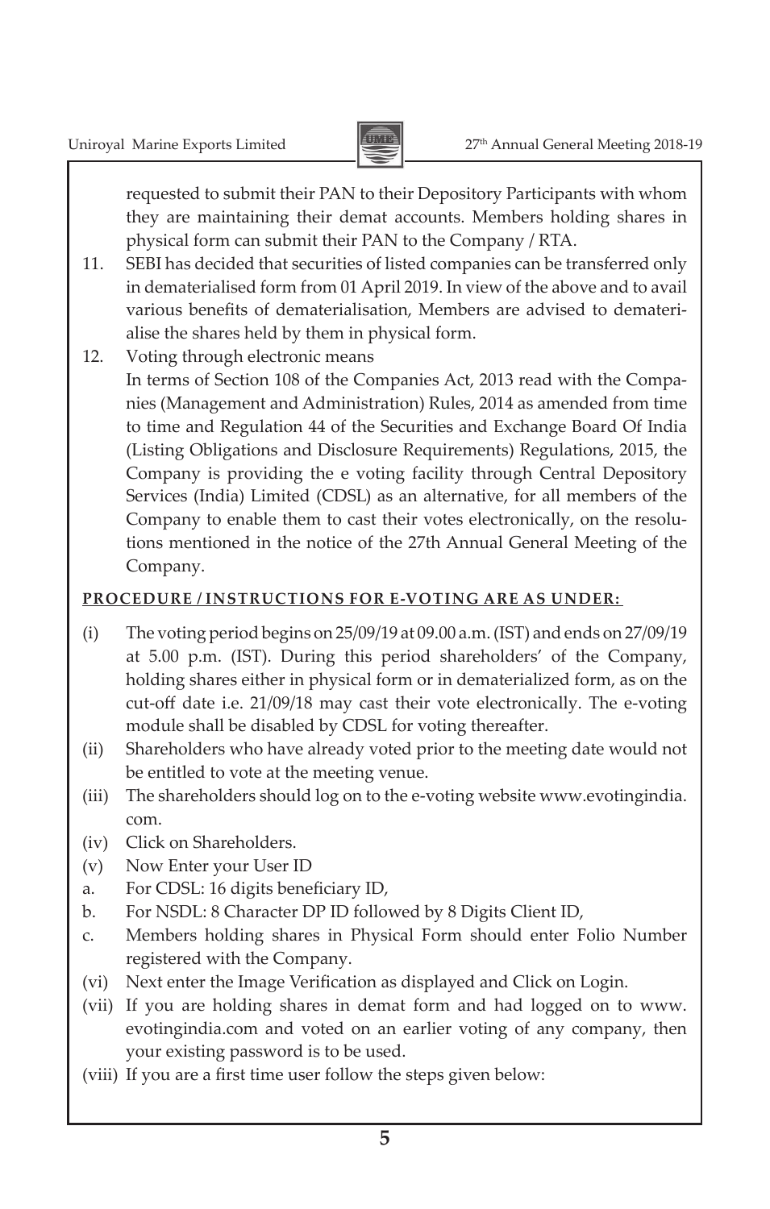requested to submit their PAN to their Depository Participants with whom they are maintaining their demat accounts. Members holding shares in physical form can submit their PAN to the Company / RTA.

11. SEBI has decided that securities of listed companies can be transferred only in dematerialised form from 01 April 2019. In view of the above and to avail various benefits of dematerialisation, Members are advised to dematerialise the shares held by them in physical form.

12. Voting through electronic means

    In terms of Section 108 of the Companies Act, 2013 read with the Companies (Management and Administration) Rules, 2014 as amended from time to time and Regulation 44 of the Securities and Exchange Board Of India (Listing Obligations and Disclosure Requirements) Regulations, 2015, the Company is providing the e voting facility through Central Depository Services (India) Limited (CDSL) as an alternative, for all members of the Company to enable them to cast their votes electronically, on the resolutions mentioned in the notice of the 27th Annual General Meeting of the Company.

**PROCEDURE / INSTRUCTIONS FOR E-VOTING ARE AS UNDER:**

(i) The voting period begins on 25/09/19 at 09.00 a.m. (IST) and ends on 27/09/19 at 5.00 p.m. (IST). During this period shareholders' of the Company, holding shares either in physical form or in dematerialized form, as on the cut-off date i.e. 21/09/18 may cast their vote electronically. The e-voting module shall be disabled by CDSL for voting thereafter.

(ii) Shareholders who have already voted prior to the meeting date would not be entitled to vote at the meeting venue.

(iii) The shareholders should log on to the e-voting website www.evotingindia.com.

(iv) Click on Shareholders.

(v) Now Enter your User ID

a. For CDSL: 16 digits beneficiary ID,

b. For NSDL: 8 Character DP ID followed by 8 Digits Client ID,

c. Members holding shares in Physical Form should enter Folio Number registered with the Company.

(vi) Next enter the Image Verification as displayed and Click on Login.

(vii) If you are holding shares in demat form and had logged on to www.evotingindia.com and voted on an earlier voting of any company, then your existing password is to be used.

(viii) If you are a first time user follow the steps given below: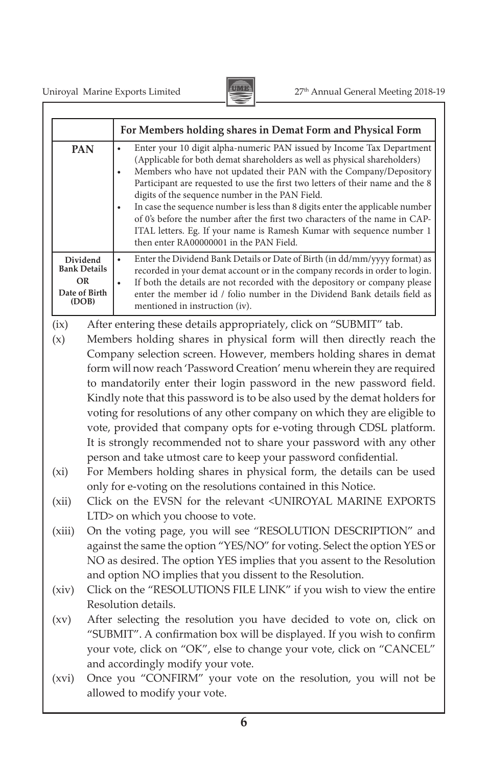| | For Members holding shares in Demat Form and Physical Form |
|---|---|
| **PAN** | • Enter your 10 digit alpha-numeric PAN issued by Income Tax Department (Applicable for both demat shareholders as well as physical shareholders)<br>• Members who have not updated their PAN with the Company/Depository Participant are requested to use the first two letters of their name and the 8 digits of the sequence number in the PAN Field.<br>• In case the sequence number is less than 8 digits enter the applicable number of 0's before the number after the first two characters of the name in CAPITAL letters. Eg. If your name is Ramesh Kumar with sequence number 1 then enter RA00000001 in the PAN Field. |
| **Dividend Bank Details OR Date of Birth (DOB)** | • Enter the Dividend Bank Details or Date of Birth (in dd/mm/yyyy format) as recorded in your demat account or in the company records in order to login.<br>• If both the details are not recorded with the depository or company please enter the member id / folio number in the Dividend Bank details field as mentioned in instruction (iv). |

(ix) After entering these details appropriately, click on "SUBMIT" tab.

(x) Members holding shares in physical form will then directly reach the Company selection screen. However, members holding shares in demat form will now reach 'Password Creation' menu wherein they are required to mandatorily enter their login password in the new password field. Kindly note that this password is to be also used by the demat holders for voting for resolutions of any other company on which they are eligible to vote, provided that company opts for e-voting through CDSL platform. It is strongly recommended not to share your password with any other person and take utmost care to keep your password confidential.

(xi) For Members holding shares in physical form, the details can be used only for e-voting on the resolutions contained in this Notice.

(xii) Click on the EVSN for the relevant <UNIROYAL MARINE EXPORTS LTD> on which you choose to vote.

(xiii) On the voting page, you will see "RESOLUTION DESCRIPTION" and against the same the option "YES/NO" for voting. Select the option YES or NO as desired. The option YES implies that you assent to the Resolution and option NO implies that you dissent to the Resolution.

(xiv) Click on the "RESOLUTIONS FILE LINK" if you wish to view the entire Resolution details.

(xv) After selecting the resolution you have decided to vote on, click on "SUBMIT". A confirmation box will be displayed. If you wish to confirm your vote, click on "OK", else to change your vote, click on "CANCEL" and accordingly modify your vote.

(xvi) Once you "CONFIRM" your vote on the resolution, you will not be allowed to modify your vote.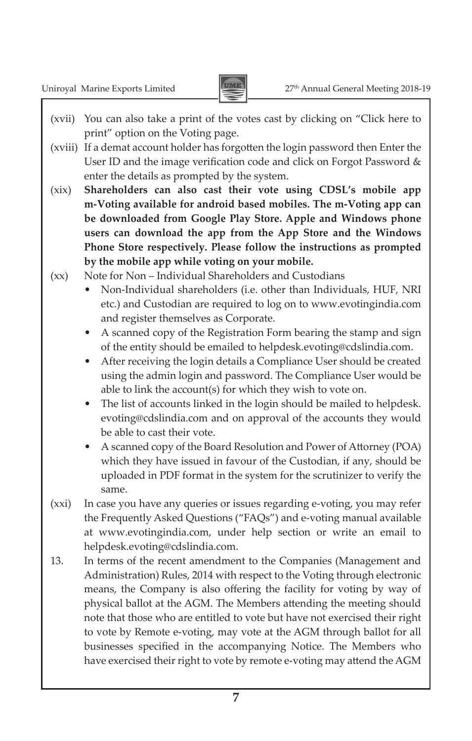(xvii) You can also take a print of the votes cast by clicking on "Click here to print" option on the Voting page.

(xviii) If a demat account holder has forgotten the login password then Enter the User ID and the image verification code and click on Forgot Password & enter the details as prompted by the system.

(xix) **Shareholders can also cast their vote using CDSL's mobile app m-Voting available for android based mobiles. The m-Voting app can be downloaded from Google Play Store. Apple and Windows phone users can download the app from the App Store and the Windows Phone Store respectively. Please follow the instructions as prompted by the mobile app while voting on your mobile.**

(xx) Note for Non – Individual Shareholders and Custodians

- Non-Individual shareholders (i.e. other than Individuals, HUF, NRI etc.) and Custodian are required to log on to www.evotingindia.com and register themselves as Corporate.
- A scanned copy of the Registration Form bearing the stamp and sign of the entity should be emailed to helpdesk.evoting@cdslindia.com.
- After receiving the login details a Compliance User should be created using the admin login and password. The Compliance User would be able to link the account(s) for which they wish to vote on.
- The list of accounts linked in the login should be mailed to helpdesk.evoting@cdslindia.com and on approval of the accounts they would be able to cast their vote.
- A scanned copy of the Board Resolution and Power of Attorney (POA) which they have issued in favour of the Custodian, if any, should be uploaded in PDF format in the system for the scrutinizer to verify the same.

(xxi) In case you have any queries or issues regarding e-voting, you may refer the Frequently Asked Questions ("FAQs") and e-voting manual available at www.evotingindia.com, under help section or write an email to helpdesk.evoting@cdslindia.com.

13. In terms of the recent amendment to the Companies (Management and Administration) Rules, 2014 with respect to the Voting through electronic means, the Company is also offering the facility for voting by way of physical ballot at the AGM. The Members attending the meeting should note that those who are entitled to vote but have not exercised their right to vote by Remote e-voting, may vote at the AGM through ballot for all businesses specified in the accompanying Notice. The Members who have exercised their right to vote by remote e-voting may attend the AGM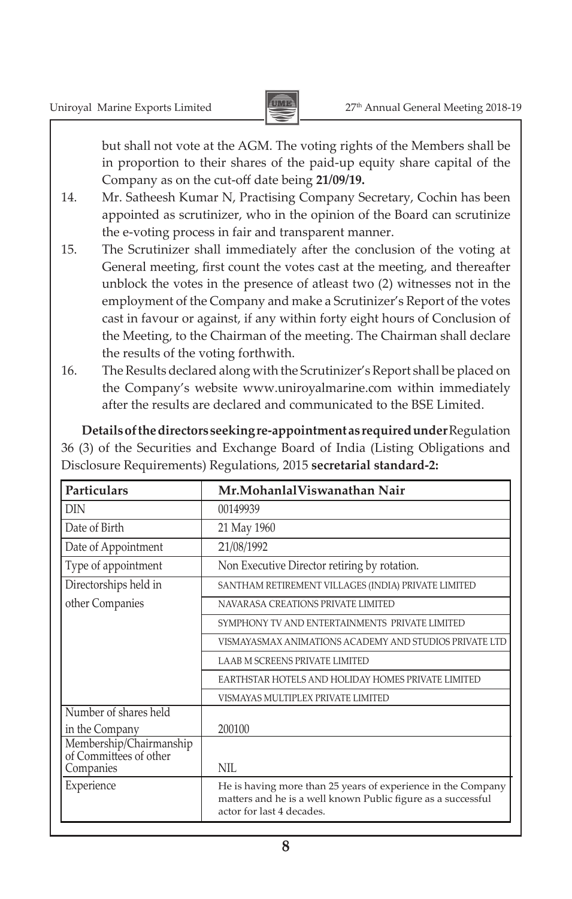but shall not vote at the AGM. The voting rights of the Members shall be in proportion to their shares of the paid-up equity share capital of the Company as on the cut-off date being **21/09/19.**

14. Mr. Satheesh Kumar N, Practising Company Secretary, Cochin has been appointed as scrutinizer, who in the opinion of the Board can scrutinize the e-voting process in fair and transparent manner.

15. The Scrutinizer shall immediately after the conclusion of the voting at General meeting, first count the votes cast at the meeting, and thereafter unblock the votes in the presence of atleast two (2) witnesses not in the employment of the Company and make a Scrutinizer's Report of the votes cast in favour or against, if any within forty eight hours of Conclusion of the Meeting, to the Chairman of the meeting. The Chairman shall declare the results of the voting forthwith.

16. The Results declared along with the Scrutinizer's Report shall be placed on the Company's website www.uniroyalmarine.com within immediately after the results are declared and communicated to the BSE Limited.

**Details of the directors seeking re-appointment as required under** Regulation 36 (3) of the Securities and Exchange Board of India (Listing Obligations and Disclosure Requirements) Regulations, 2015 **secretarial standard-2:**

| **Particulars** | **Mr.MohanlalViswanathan Nair** |
|---|---|
| DIN | 00149939 |
| Date of Birth | 21 May 1960 |
| Date of Appointment | 21/08/1992 |
| Type of appointment | Non Executive Director retiring by rotation. |
| Directorships held in other Companies | SANTHAM RETIREMENT VILLAGES (INDIA) PRIVATE LIMITED |
| | NAVARASA CREATIONS PRIVATE LIMITED |
| | SYMPHONY TV AND ENTERTAINMENTS PRIVATE LIMITED |
| | VISMAYASMAX ANIMATIONS ACADEMY AND STUDIOS PRIVATE LTD |
| | LAAB M SCREENS PRIVATE LIMITED |
| | EARTHSTAR HOTELS AND HOLIDAY HOMES PRIVATE LIMITED |
| | VISMAYAS MULTIPLEX PRIVATE LIMITED |
| Number of shares held in the Company | 200100 |
| Membership/Chairmanship of Committees of other Companies | NIL |
| Experience | He is having more than 25 years of experience in the Company matters and he is a well known Public figure as a successful actor for last 4 decades. |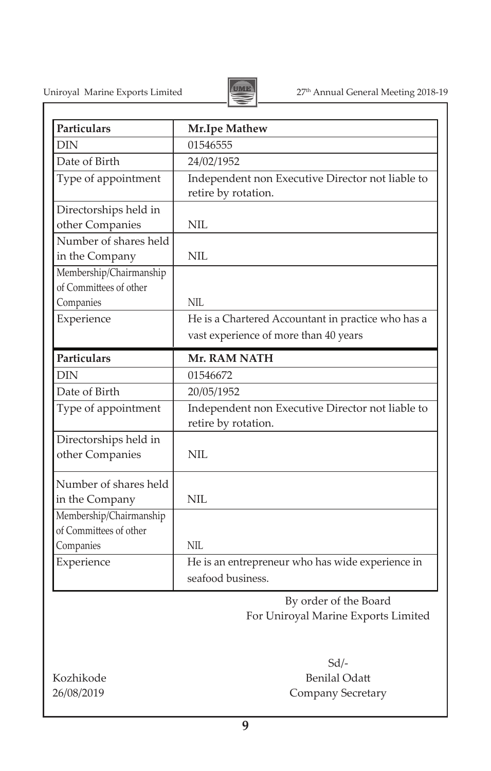| Particulars | Mr.Ipe Mathew |
| --- | --- |
| DIN | 01546555 |
| Date of Birth | 24/02/1952 |
| Type of appointment | Independent non Executive Director not liable to retire by rotation. |
| Directorships held in other Companies | NIL |
| Number of shares held in the Company | NIL |
| Membership/Chairmanship of Committees of other Companies | NIL |
| Experience | He is a Chartered Accountant in practice who has a vast experience of more than 40 years |

| Particulars | Mr. RAM NATH |
| --- | --- |
| DIN | 01546672 |
| Date of Birth | 20/05/1952 |
| Type of appointment | Independent non Executive Director not liable to retire by rotation. |
| Directorships held in other Companies | NIL |
| Number of shares held in the Company | NIL |
| Membership/Chairmanship of Committees of other Companies | NIL |
| Experience | He is an entrepreneur who has wide experience in seafood business. |

By order of the Board
For Uniroyal Marine Exports Limited

Sd/-
Benilal Odatt
Company Secretary

Kozhikode
26/08/2019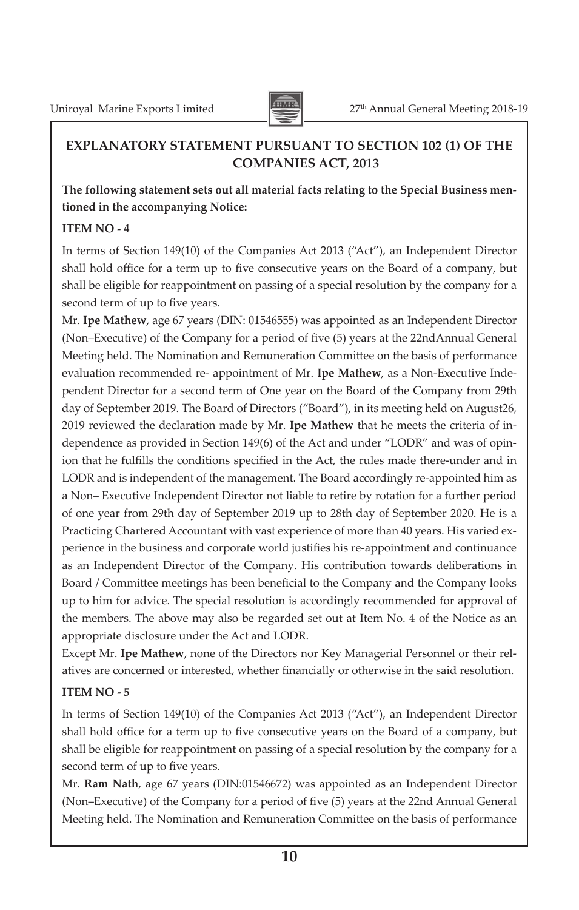## EXPLANATORY STATEMENT PURSUANT TO SECTION 102 (1) OF THE COMPANIES ACT, 2013

**The following statement sets out all material facts relating to the Special Business mentioned in the accompanying Notice:**

**ITEM NO - 4**

In terms of Section 149(10) of the Companies Act 2013 ("Act"), an Independent Director shall hold office for a term up to five consecutive years on the Board of a company, but shall be eligible for reappointment on passing of a special resolution by the company for a second term of up to five years.

Mr. **Ipe Mathew**, age 67 years (DIN: 01546555) was appointed as an Independent Director (Non–Executive) of the Company for a period of five (5) years at the 22ndAnnual General Meeting held. The Nomination and Remuneration Committee on the basis of performance evaluation recommended re- appointment of Mr. **Ipe Mathew**, as a Non-Executive Independent Director for a second term of One year on the Board of the Company from 29th day of September 2019. The Board of Directors ("Board"), in its meeting held on August26, 2019 reviewed the declaration made by Mr. **Ipe Mathew** that he meets the criteria of independence as provided in Section 149(6) of the Act and under "LODR" and was of opinion that he fulfills the conditions specified in the Act, the rules made there-under and in LODR and is independent of the management. The Board accordingly re-appointed him as a Non– Executive Independent Director not liable to retire by rotation for a further period of one year from 29th day of September 2019 up to 28th day of September 2020. He is a Practicing Chartered Accountant with vast experience of more than 40 years. His varied experience in the business and corporate world justifies his re-appointment and continuance as an Independent Director of the Company. His contribution towards deliberations in Board / Committee meetings has been beneficial to the Company and the Company looks up to him for advice. The special resolution is accordingly recommended for approval of the members. The above may also be regarded set out at Item No. 4 of the Notice as an appropriate disclosure under the Act and LODR.

Except Mr. **Ipe Mathew**, none of the Directors nor Key Managerial Personnel or their relatives are concerned or interested, whether financially or otherwise in the said resolution.

**ITEM NO - 5**

In terms of Section 149(10) of the Companies Act 2013 ("Act"), an Independent Director shall hold office for a term up to five consecutive years on the Board of a company, but shall be eligible for reappointment on passing of a special resolution by the company for a second term of up to five years.

Mr. **Ram Nath**, age 67 years (DIN:01546672) was appointed as an Independent Director (Non–Executive) of the Company for a period of five (5) years at the 22nd Annual General Meeting held. The Nomination and Remuneration Committee on the basis of performance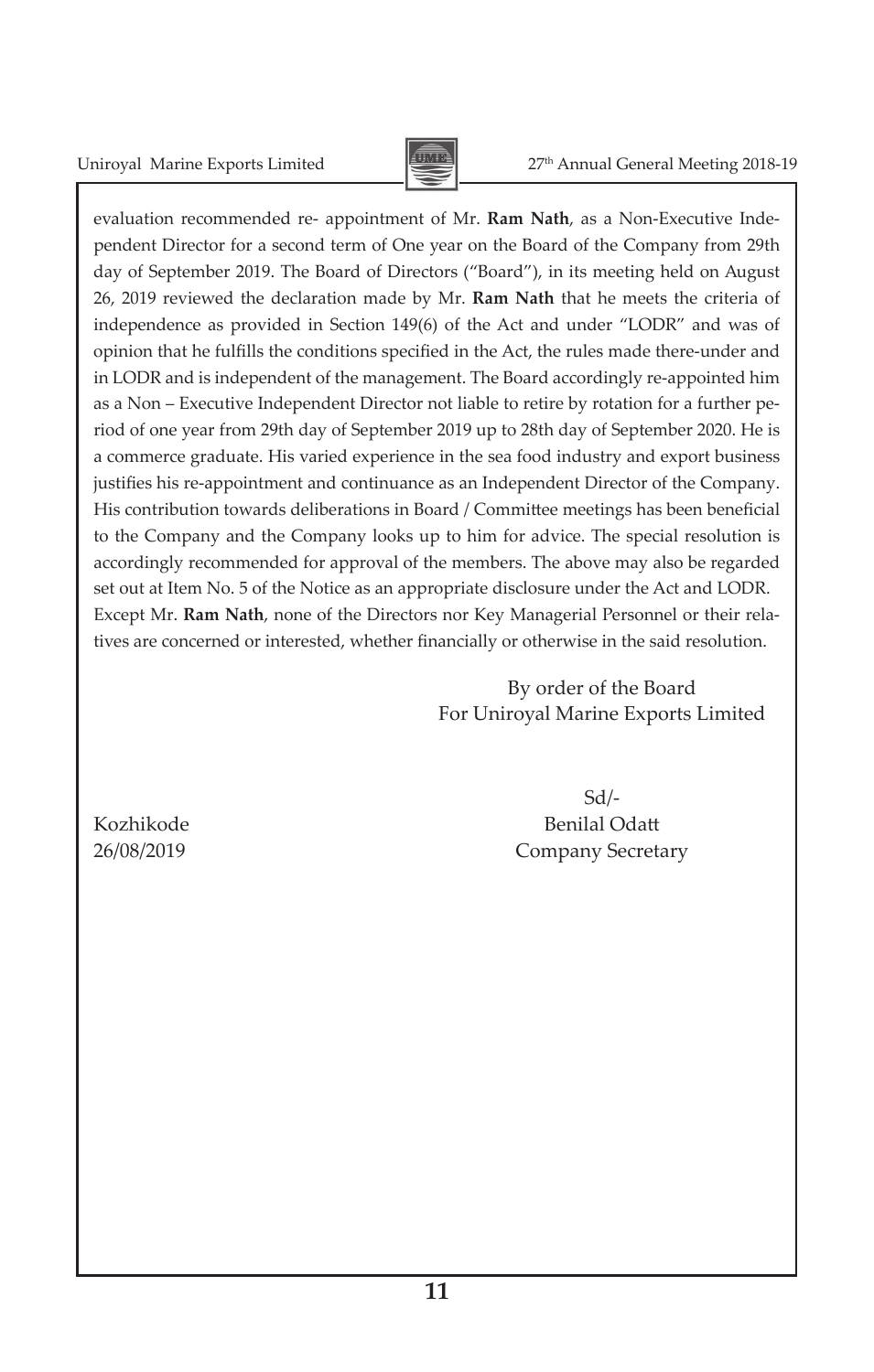evaluation recommended re- appointment of Mr. **Ram Nath**, as a Non-Executive Independent Director for a second term of One year on the Board of the Company from 29th day of September 2019. The Board of Directors ("Board"), in its meeting held on August 26, 2019 reviewed the declaration made by Mr. **Ram Nath** that he meets the criteria of independence as provided in Section 149(6) of the Act and under "LODR" and was of opinion that he fulfills the conditions specified in the Act, the rules made there-under and in LODR and is independent of the management. The Board accordingly re-appointed him as a Non – Executive Independent Director not liable to retire by rotation for a further period of one year from 29th day of September 2019 up to 28th day of September 2020. He is a commerce graduate. His varied experience in the sea food industry and export business justifies his re-appointment and continuance as an Independent Director of the Company. His contribution towards deliberations in Board / Committee meetings has been beneficial to the Company and the Company looks up to him for advice. The special resolution is accordingly recommended for approval of the members. The above may also be regarded set out at Item No. 5 of the Notice as an appropriate disclosure under the Act and LODR.
Except Mr. **Ram Nath**, none of the Directors nor Key Managerial Personnel or their relatives are concerned or interested, whether financially or otherwise in the said resolution.

By order of the Board
For Uniroyal Marine Exports Limited

Sd/-
Benilal Odatt
Company Secretary

Kozhikode
26/08/2019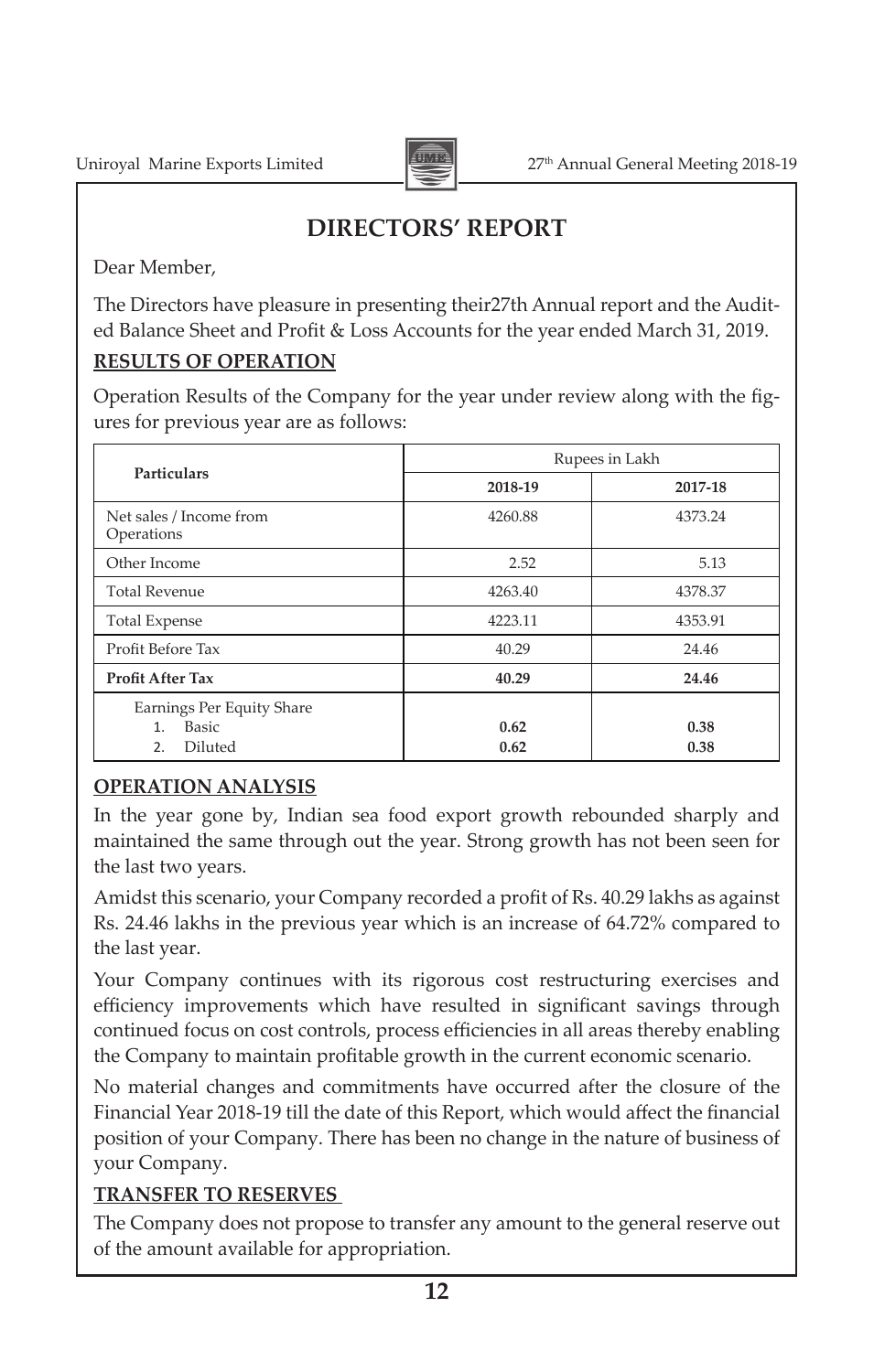# DIRECTORS' REPORT

Dear Member,

The Directors have pleasure in presenting their27th Annual report and the Audited Balance Sheet and Profit & Loss Accounts for the year ended March 31, 2019.

## RESULTS OF OPERATION

Operation Results of the Company for the year under review along with the figures for previous year are as follows:

| Particulars | Rupees in Lakh | |
|---|---|---|
| | 2018-19 | 2017-18 |
| Net sales / Income from Operations | 4260.88 | 4373.24 |
| Other Income | 2.52 | 5.13 |
| Total Revenue | 4263.40 | 4378.37 |
| Total Expense | 4223.11 | 4353.91 |
| Profit Before Tax | 40.29 | 24.46 |
| **Profit After Tax** | **40.29** | **24.46** |
| Earnings Per Equity Share | | |
| 1. Basic | **0.62** | **0.38** |
| 2. Diluted | **0.62** | **0.38** |

## OPERATION ANALYSIS

In the year gone by, Indian sea food export growth rebounded sharply and maintained the same through out the year. Strong growth has not been seen for the last two years.

Amidst this scenario, your Company recorded a profit of Rs. 40.29 lakhs as against Rs. 24.46 lakhs in the previous year which is an increase of 64.72% compared to the last year.

Your Company continues with its rigorous cost restructuring exercises and efficiency improvements which have resulted in significant savings through continued focus on cost controls, process efficiencies in all areas thereby enabling the Company to maintain profitable growth in the current economic scenario.

No material changes and commitments have occurred after the closure of the Financial Year 2018-19 till the date of this Report, which would affect the financial position of your Company. There has been no change in the nature of business of your Company.

## TRANSFER TO RESERVES

The Company does not propose to transfer any amount to the general reserve out of the amount available for appropriation.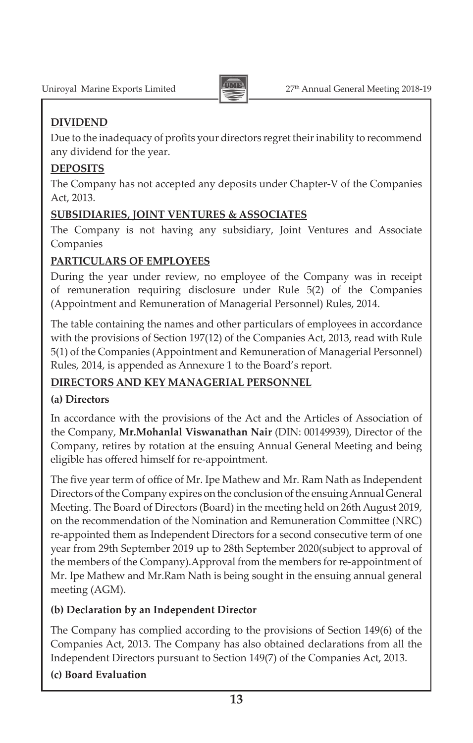## DIVIDEND

Due to the inadequacy of profits your directors regret their inability to recommend any dividend for the year.

## DEPOSITS

The Company has not accepted any deposits under Chapter-V of the Companies Act, 2013.

## SUBSIDIARIES, JOINT VENTURES & ASSOCIATES

The Company is not having any subsidiary, Joint Ventures and Associate Companies

## PARTICULARS OF EMPLOYEES

During the year under review, no employee of the Company was in receipt of remuneration requiring disclosure under Rule 5(2) of the Companies (Appointment and Remuneration of Managerial Personnel) Rules, 2014.

The table containing the names and other particulars of employees in accordance with the provisions of Section 197(12) of the Companies Act, 2013, read with Rule 5(1) of the Companies (Appointment and Remuneration of Managerial Personnel) Rules, 2014, is appended as Annexure 1 to the Board's report.

## DIRECTORS AND KEY MANAGERIAL PERSONNEL

### (a) Directors

In accordance with the provisions of the Act and the Articles of Association of the Company, **Mr.Mohanlal Viswanathan Nair** (DIN: 00149939), Director of the Company, retires by rotation at the ensuing Annual General Meeting and being eligible has offered himself for re-appointment.

The five year term of office of Mr. Ipe Mathew and Mr. Ram Nath as Independent Directors of the Company expires on the conclusion of the ensuing Annual General Meeting. The Board of Directors (Board) in the meeting held on 26th August 2019, on the recommendation of the Nomination and Remuneration Committee (NRC) re-appointed them as Independent Directors for a second consecutive term of one year from 29th September 2019 up to 28th September 2020(subject to approval of the members of the Company).Approval from the members for re-appointment of Mr. Ipe Mathew and Mr.Ram Nath is being sought in the ensuing annual general meeting (AGM).

### (b) Declaration by an Independent Director

The Company has complied according to the provisions of Section 149(6) of the Companies Act, 2013. The Company has also obtained declarations from all the Independent Directors pursuant to Section 149(7) of the Companies Act, 2013.

### (c) Board Evaluation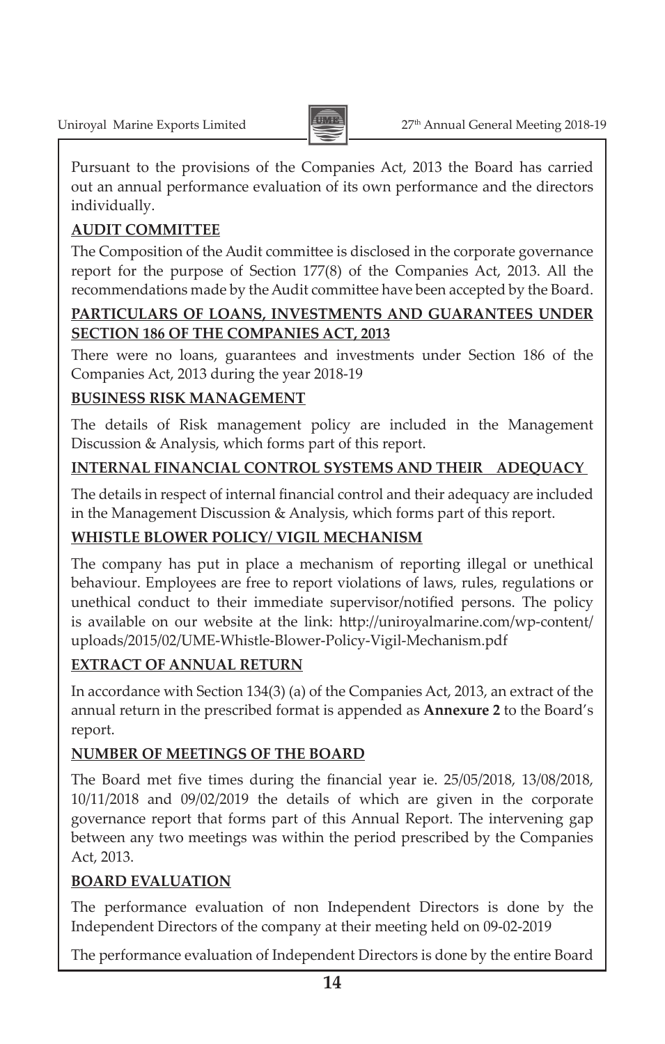Pursuant to the provisions of the Companies Act, 2013 the Board has carried out an annual performance evaluation of its own performance and the directors individually.

**AUDIT COMMITTEE**

The Composition of the Audit committee is disclosed in the corporate governance report for the purpose of Section 177(8) of the Companies Act, 2013. All the recommendations made by the Audit committee have been accepted by the Board.

**PARTICULARS OF LOANS, INVESTMENTS AND GUARANTEES UNDER SECTION 186 OF THE COMPANIES ACT, 2013**

There were no loans, guarantees and investments under Section 186 of the Companies Act, 2013 during the year 2018-19

**BUSINESS RISK MANAGEMENT**

The details of Risk management policy are included in the Management Discussion & Analysis, which forms part of this report.

**INTERNAL FINANCIAL CONTROL SYSTEMS AND THEIR ADEQUACY**

The details in respect of internal financial control and their adequacy are included in the Management Discussion & Analysis, which forms part of this report.

**WHISTLE BLOWER POLICY/ VIGIL MECHANISM**

The company has put in place a mechanism of reporting illegal or unethical behaviour. Employees are free to report violations of laws, rules, regulations or unethical conduct to their immediate supervisor/notified persons. The policy is available on our website at the link: http://uniroyalmarine.com/wp-content/uploads/2015/02/UME-Whistle-Blower-Policy-Vigil-Mechanism.pdf

**EXTRACT OF ANNUAL RETURN**

In accordance with Section 134(3) (a) of the Companies Act, 2013, an extract of the annual return in the prescribed format is appended as **Annexure 2** to the Board's report.

**NUMBER OF MEETINGS OF THE BOARD**

The Board met five times during the financial year ie. 25/05/2018, 13/08/2018, 10/11/2018 and 09/02/2019 the details of which are given in the corporate governance report that forms part of this Annual Report. The intervening gap between any two meetings was within the period prescribed by the Companies Act, 2013.

**BOARD EVALUATION**

The performance evaluation of non Independent Directors is done by the Independent Directors of the company at their meeting held on 09-02-2019

The performance evaluation of Independent Directors is done by the entire Board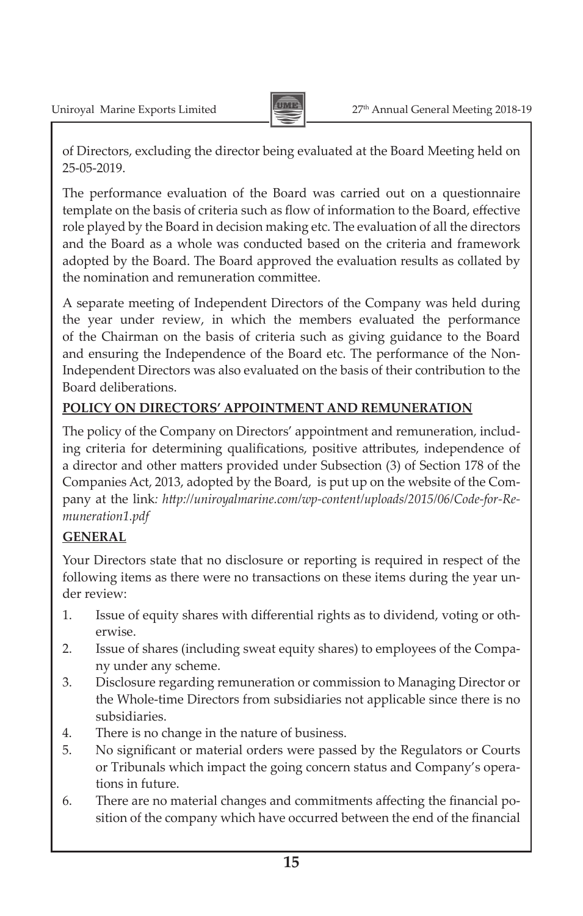of Directors, excluding the director being evaluated at the Board Meeting held on 25-05-2019.

The performance evaluation of the Board was carried out on a questionnaire template on the basis of criteria such as flow of information to the Board, effective role played by the Board in decision making etc. The evaluation of all the directors and the Board as a whole was conducted based on the criteria and framework adopted by the Board. The Board approved the evaluation results as collated by the nomination and remuneration committee.

A separate meeting of Independent Directors of the Company was held during the year under review, in which the members evaluated the performance of the Chairman on the basis of criteria such as giving guidance to the Board and ensuring the Independence of the Board etc. The performance of the Non-Independent Directors was also evaluated on the basis of their contribution to the Board deliberations.

**POLICY ON DIRECTORS' APPOINTMENT AND REMUNERATION**

The policy of the Company on Directors' appointment and remuneration, including criteria for determining qualifications, positive attributes, independence of a director and other matters provided under Subsection (3) of Section 178 of the Companies Act, 2013, adopted by the Board, is put up on the website of the Company at the link: *http://uniroyalmarine.com/wp-content/uploads/2015/06/Code-for-Remuneration1.pdf*

**GENERAL**

Your Directors state that no disclosure or reporting is required in respect of the following items as there were no transactions on these items during the year under review:

1. Issue of equity shares with differential rights as to dividend, voting or otherwise.
2. Issue of shares (including sweat equity shares) to employees of the Company under any scheme.
3. Disclosure regarding remuneration or commission to Managing Director or the Whole-time Directors from subsidiaries not applicable since there is no subsidiaries.
4. There is no change in the nature of business.
5. No significant or material orders were passed by the Regulators or Courts or Tribunals which impact the going concern status and Company's operations in future.
6. There are no material changes and commitments affecting the financial position of the company which have occurred between the end of the financial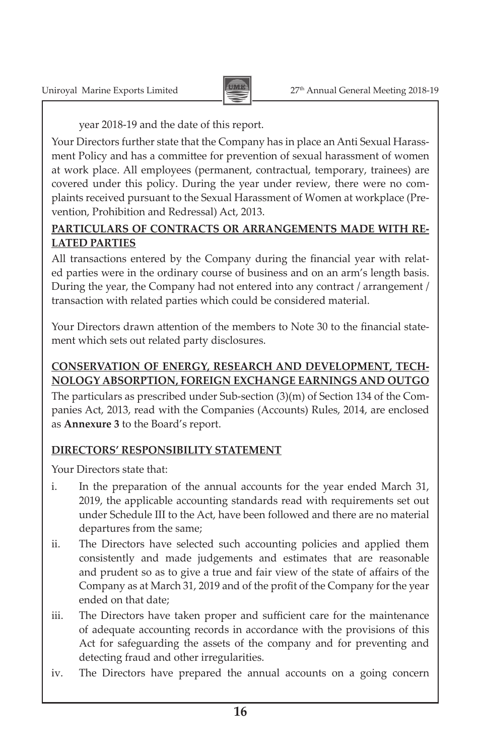year 2018-19 and the date of this report.

Your Directors further state that the Company has in place an Anti Sexual Harassment Policy and has a committee for prevention of sexual harassment of women at work place. All employees (permanent, contractual, temporary, trainees) are covered under this policy. During the year under review, there were no complaints received pursuant to the Sexual Harassment of Women at workplace (Prevention, Prohibition and Redressal) Act, 2013.

**PARTICULARS OF CONTRACTS OR ARRANGEMENTS MADE WITH RELATED PARTIES**

All transactions entered by the Company during the financial year with related parties were in the ordinary course of business and on an arm's length basis. During the year, the Company had not entered into any contract / arrangement / transaction with related parties which could be considered material.

Your Directors drawn attention of the members to Note 30 to the financial statement which sets out related party disclosures.

**CONSERVATION OF ENERGY, RESEARCH AND DEVELOPMENT, TECHNOLOGY ABSORPTION, FOREIGN EXCHANGE EARNINGS AND OUTGO**

The particulars as prescribed under Sub-section (3)(m) of Section 134 of the Companies Act, 2013, read with the Companies (Accounts) Rules, 2014, are enclosed as **Annexure 3** to the Board's report.

**DIRECTORS' RESPONSIBILITY STATEMENT**

Your Directors state that:

i. In the preparation of the annual accounts for the year ended March 31, 2019, the applicable accounting standards read with requirements set out under Schedule III to the Act, have been followed and there are no material departures from the same;

ii. The Directors have selected such accounting policies and applied them consistently and made judgements and estimates that are reasonable and prudent so as to give a true and fair view of the state of affairs of the Company as at March 31, 2019 and of the profit of the Company for the year ended on that date;

iii. The Directors have taken proper and sufficient care for the maintenance of adequate accounting records in accordance with the provisions of this Act for safeguarding the assets of the company and for preventing and detecting fraud and other irregularities.

iv. The Directors have prepared the annual accounts on a going concern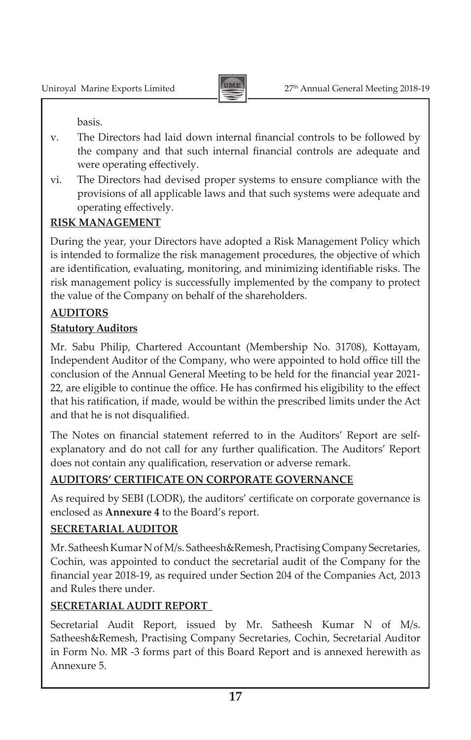basis.

v. The Directors had laid down internal financial controls to be followed by the company and that such internal financial controls are adequate and were operating effectively.

vi. The Directors had devised proper systems to ensure compliance with the provisions of all applicable laws and that such systems were adequate and operating effectively.

## RISK MANAGEMENT

During the year, your Directors have adopted a Risk Management Policy which is intended to formalize the risk management procedures, the objective of which are identification, evaluating, monitoring, and minimizing identifiable risks. The risk management policy is successfully implemented by the company to protect the value of the Company on behalf of the shareholders.

## AUDITORS

### Statutory Auditors

Mr. Sabu Philip, Chartered Accountant (Membership No. 31708), Kottayam, Independent Auditor of the Company, who were appointed to hold office till the conclusion of the Annual General Meeting to be held for the financial year 2021-22, are eligible to continue the office. He has confirmed his eligibility to the effect that his ratification, if made, would be within the prescribed limits under the Act and that he is not disqualified.

The Notes on financial statement referred to in the Auditors' Report are self-explanatory and do not call for any further qualification. The Auditors' Report does not contain any qualification, reservation or adverse remark.

## AUDITORS' CERTIFICATE ON CORPORATE GOVERNANCE

As required by SEBI (LODR), the auditors' certificate on corporate governance is enclosed as **Annexure 4** to the Board's report.

## SECRETARIAL AUDITOR

Mr. Satheesh Kumar N of M/s. Satheesh&Remesh, Practising Company Secretaries, Cochin, was appointed to conduct the secretarial audit of the Company for the financial year 2018-19, as required under Section 204 of the Companies Act, 2013 and Rules there under.

## SECRETARIAL AUDIT REPORT

Secretarial Audit Report, issued by Mr. Satheesh Kumar N of M/s. Satheesh&Remesh, Practising Company Secretaries, Cochin, Secretarial Auditor in Form No. MR -3 forms part of this Board Report and is annexed herewith as Annexure 5.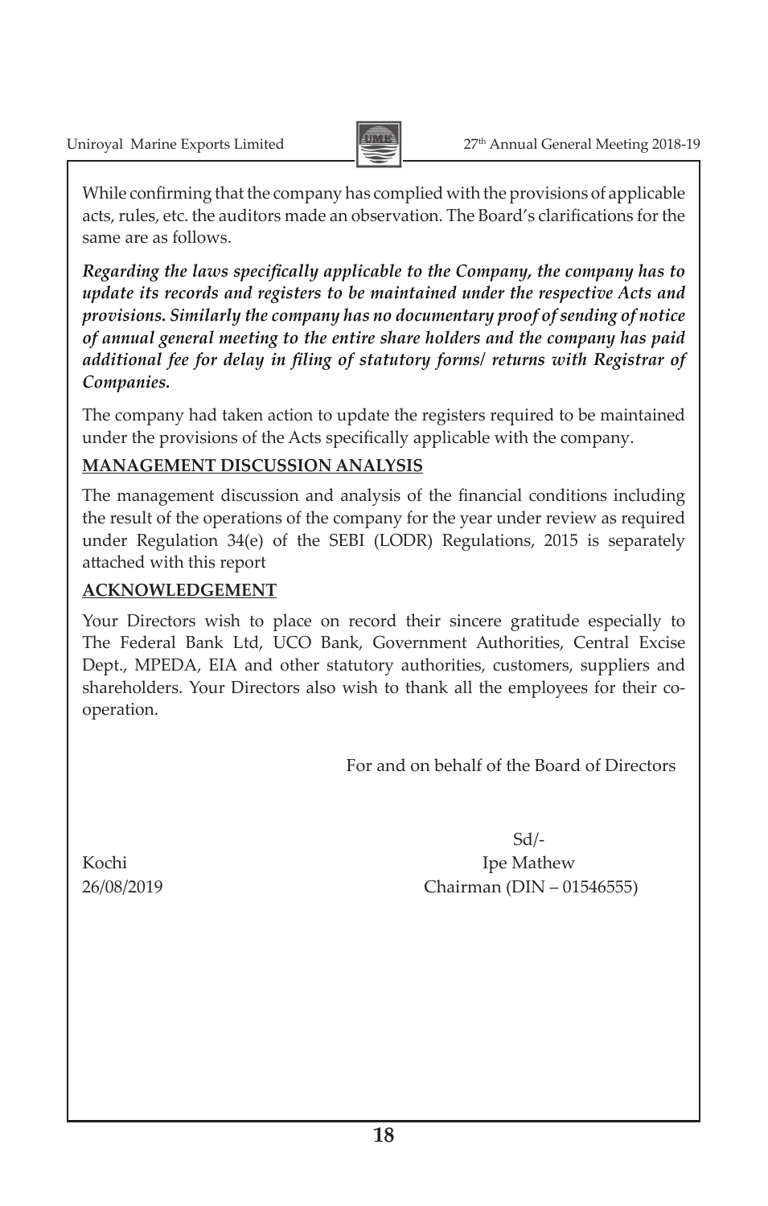While confirming that the company has complied with the provisions of applicable acts, rules, etc. the auditors made an observation. The Board's clarifications for the same are as follows.

***Regarding the laws specifically applicable to the Company, the company has to update its records and registers to be maintained under the respective Acts and provisions. Similarly the company has no documentary proof of sending of notice of annual general meeting to the entire share holders and the company has paid additional fee for delay in filing of statutory forms/ returns with Registrar of Companies.***

The company had taken action to update the registers required to be maintained under the provisions of the Acts specifically applicable with the company.

## MANAGEMENT DISCUSSION ANALYSIS

The management discussion and analysis of the financial conditions including the result of the operations of the company for the year under review as required under Regulation 34(e) of the SEBI (LODR) Regulations, 2015 is separately attached with this report

## ACKNOWLEDGEMENT

Your Directors wish to place on record their sincere gratitude especially to The Federal Bank Ltd, UCO Bank, Government Authorities, Central Excise Dept., MPEDA, EIA and other statutory authorities, customers, suppliers and shareholders. Your Directors also wish to thank all the employees for their co-operation.

For and on behalf of the Board of Directors

Sd/-

Kochi
26/08/2019

Ipe Mathew
Chairman (DIN – 01546555)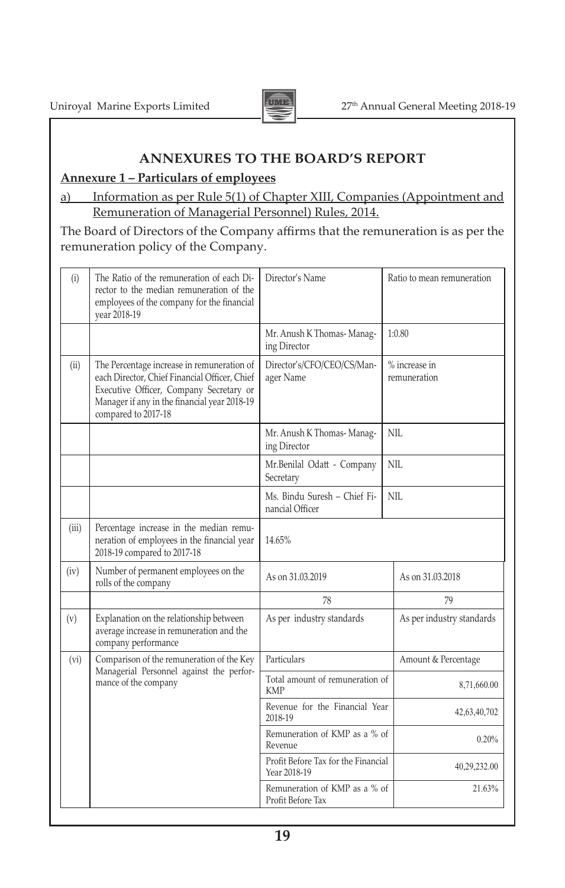## ANNEXURES TO THE BOARD'S REPORT

**Annexure 1 – Particulars of employees**

a) Information as per Rule 5(1) of Chapter XIII, Companies (Appointment and Remuneration of Managerial Personnel) Rules, 2014.

The Board of Directors of the Company affirms that the remuneration is as per the remuneration policy of the Company.

| | | | |
|---|---|---|---|
| (i) | The Ratio of the remuneration of each Director to the median remuneration of the employees of the company for the financial year 2018-19 | Director's Name | Ratio to mean remuneration |
| | | Mr. Anush K Thomas- Managing Director | 1:0.80 |
| (ii) | The Percentage increase in remuneration of each Director, Chief Financial Officer, Chief Executive Officer, Company Secretary or Manager if any in the financial year 2018-19 compared to 2017-18 | Director's/CFO/CEO/CS/Manager Name | % increase in remuneration |
| | | Mr. Anush K Thomas- Managing Director | NIL |
| | | Mr.Benilal Odatt - Company Secretary | NIL |
| | | Ms. Bindu Suresh – Chief Financial Officer | NIL |
| (iii) | Percentage increase in the median remuneration of employees in the financial year 2018-19 compared to 2017-18 | 14.65% | |
| (iv) | Number of permanent employees on the rolls of the company | As on 31.03.2019 | As on 31.03.2018 |
| | | 78 | 79 |
| (v) | Explanation on the relationship between average increase in remuneration and the company performance | As per industry standards | As per industry standards |
| (vi) | Comparison of the remuneration of the Key Managerial Personnel against the performance of the company | Particulars | Amount & Percentage |
| | | Total amount of remuneration of KMP | 8,71,660.00 |
| | | Revenue for the Financial Year 2018-19 | 42,63,40,702 |
| | | Remuneration of KMP as a % of Revenue | 0.20% |
| | | Profit Before Tax for the Financial Year 2018-19 | 40,29,232.00 |
| | | Remuneration of KMP as a % of Profit Before Tax | 21.63% |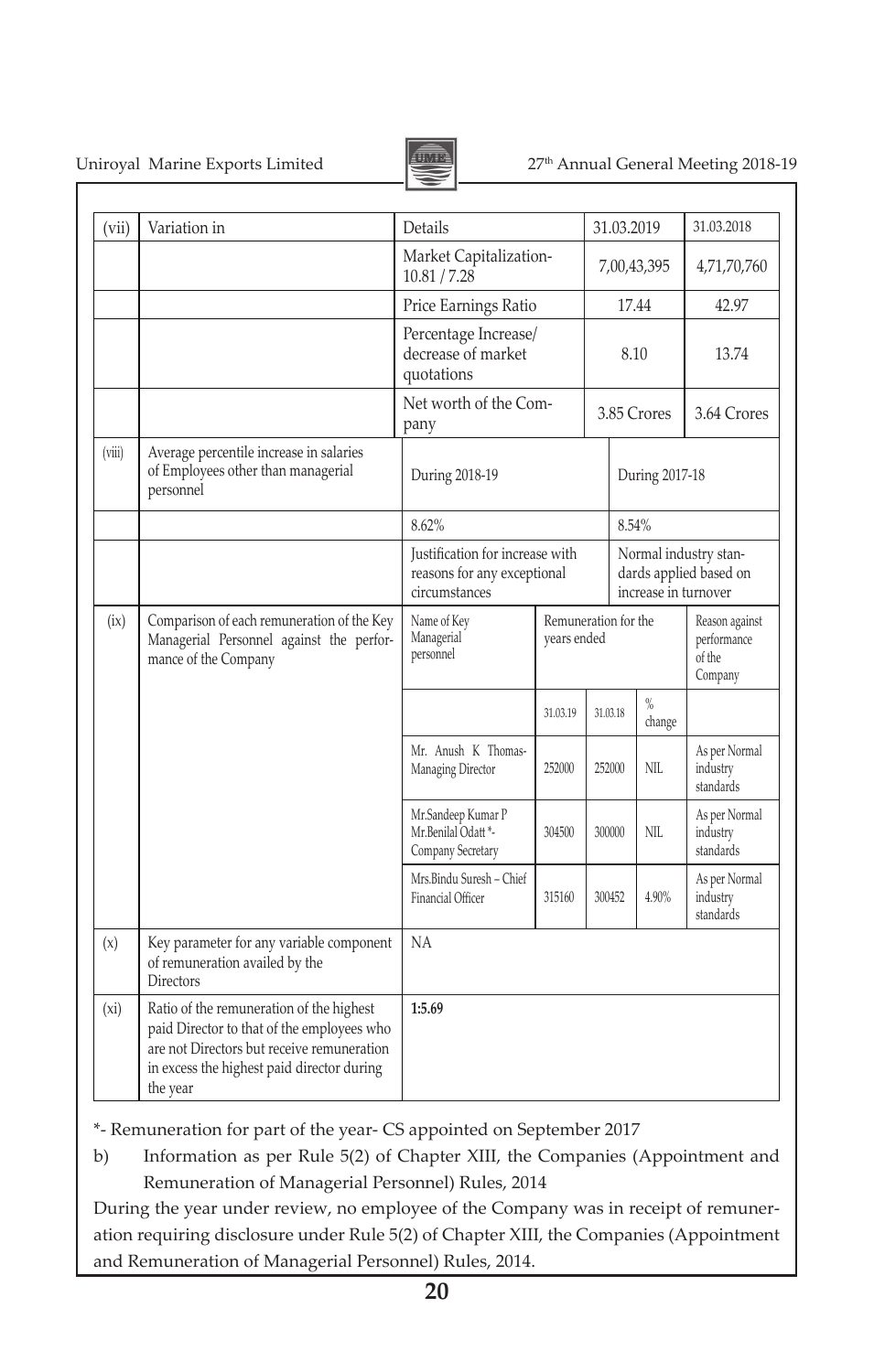| (vii) | Variation in | Details | | | 31.03.2019 | 31.03.2018 |
|---|---|---|---|---|---|---|
| | | Market Capitalization- 10.81 / 7.28 | | | 7,00,43,395 | 4,71,70,760 |
| | | Price Earnings Ratio | | | 17.44 | 42.97 |
| | | Percentage Increase/ decrease of market quotations | | | 8.10 | 13.74 |
| | | Net worth of the Company | | | 3.85 Crores | 3.64 Crores |
| (viii) | Average percentile increase in salaries of Employees other than managerial personnel | During 2018-19 | | | During 2017-18 | |
| | | 8.62% | | | 8.54% | |
| | | Justification for increase with reasons for any exceptional circumstances | | | Normal industry standards applied based on increase in turnover | |
| (ix) | Comparison of each remuneration of the Key Managerial Personnel against the performance of the Company | Name of Key Managerial personnel | Remuneration for the years ended | | | Reason against performance of the Company |
| | | | 31.03.19 | 31.03.18 | % change | |
| | | Mr. Anush K Thomas- Managing Director | 252000 | 252000 | NIL | As per Normal industry standards |
| | | Mr.Sandeep Kumar P Mr.Benilal Odatt *- Company Secretary | 304500 | 300000 | NIL | As per Normal industry standards |
| | | Mrs.Bindu Suresh – Chief Financial Officer | 315160 | 300452 | 4.90% | As per Normal industry standards |
| (x) | Key parameter for any variable component of remuneration availed by the Directors | NA | | | | |
| (xi) | Ratio of the remuneration of the highest paid Director to that of the employees who are not Directors but receive remuneration in excess the highest paid director during the year | **1:5.69** | | | | |

*- Remuneration for part of the year- CS appointed on September 2017

b) Information as per Rule 5(2) of Chapter XIII, the Companies (Appointment and Remuneration of Managerial Personnel) Rules, 2014

During the year under review, no employee of the Company was in receipt of remuneration requiring disclosure under Rule 5(2) of Chapter XIII, the Companies (Appointment and Remuneration of Managerial Personnel) Rules, 2014.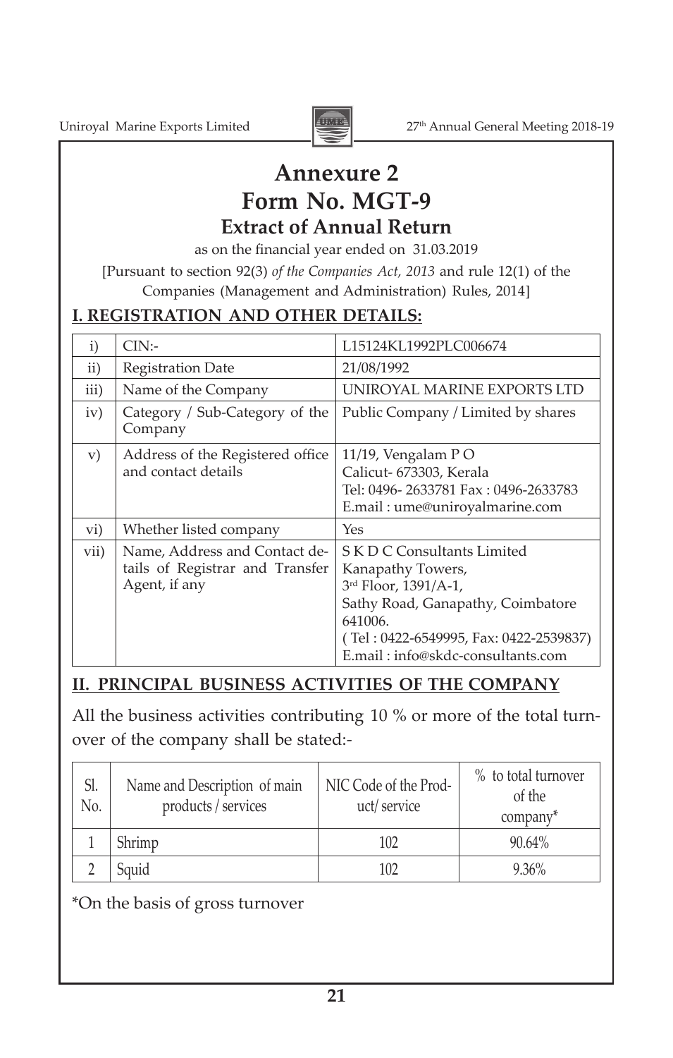# Annexure 2

# Form No. MGT-9

## Extract of Annual Return

as on the financial year ended on 31.03.2019

[Pursuant to section 92(3) *of the Companies Act, 2013* and rule 12(1) of the Companies (Management and Administration) Rules, 2014]

### I. REGISTRATION AND OTHER DETAILS:

| | | |
|---|---|---|
| i) | CIN:- | L15124KL1992PLC006674 |
| ii) | Registration Date | 21/08/1992 |
| iii) | Name of the Company | UNIROYAL MARINE EXPORTS LTD |
| iv) | Category / Sub-Category of the Company | Public Company / Limited by shares |
| v) | Address of the Registered office and contact details | 11/19, Vengalam P O<br>Calicut- 673303, Kerala<br>Tel: 0496- 2633781 Fax : 0496-2633783<br>E.mail : ume@uniroyalmarine.com |
| vi) | Whether listed company | Yes |
| vii) | Name, Address and Contact details of Registrar and Transfer Agent, if any | S K D C Consultants Limited<br>Kanapathy Towers,<br>3rd Floor, 1391/A-1,<br>Sathy Road, Ganapathy, Coimbatore 641006.<br>( Tel : 0422-6549995, Fax: 0422-2539837)<br>E.mail : info@skdc-consultants.com |

### II. PRINCIPAL BUSINESS ACTIVITIES OF THE COMPANY

All the business activities contributing 10 % or more of the total turnover of the company shall be stated:-

| Sl. No. | Name and Description of main products / services | NIC Code of the Product/ service | % to total turnover of the company* |
|---|---|---|---|
| 1 | Shrimp | 102 | 90.64% |
| 2 | Squid | 102 | 9.36% |

*On the basis of gross turnover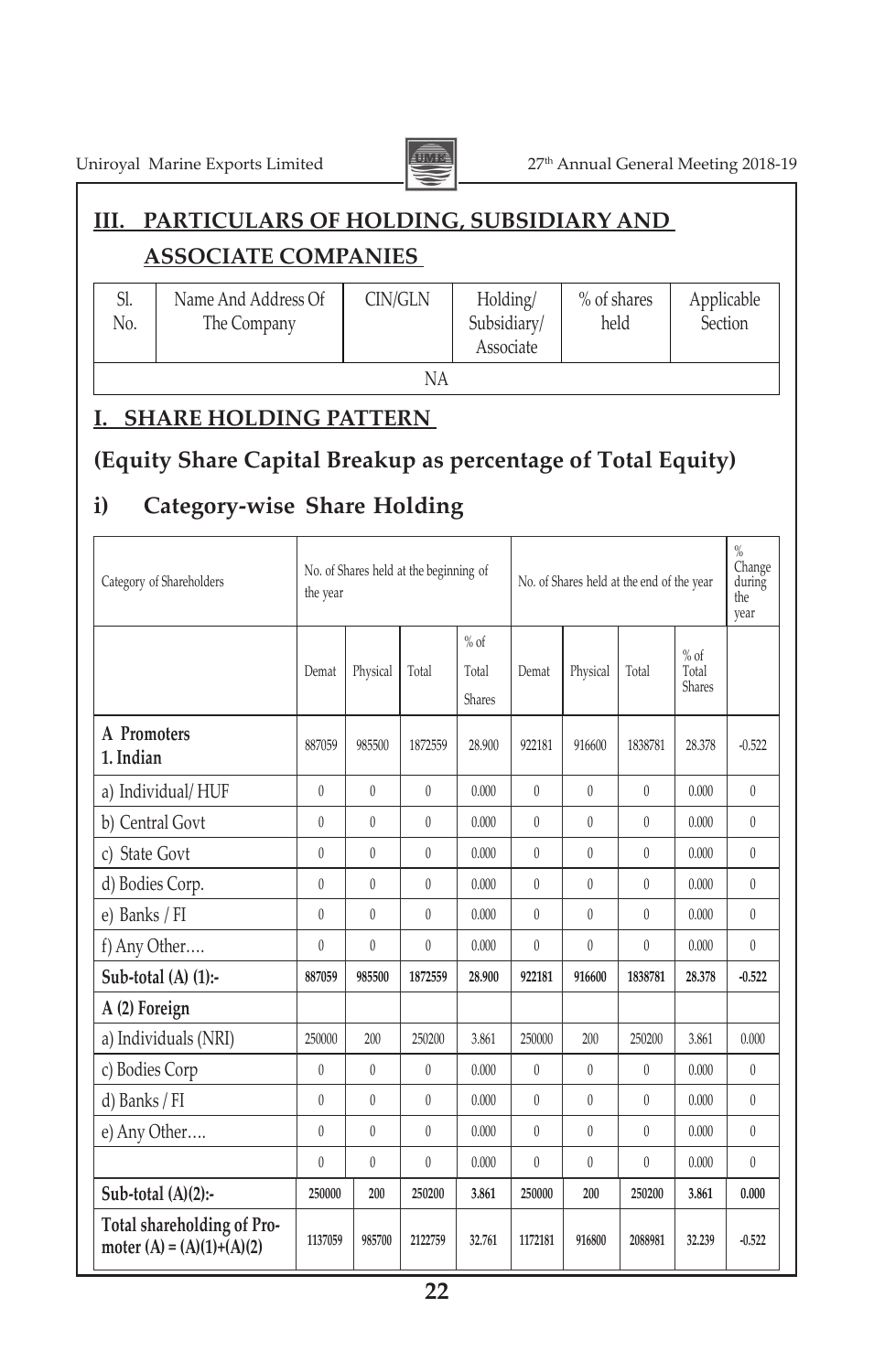## III. PARTICULARS OF HOLDING, SUBSIDIARY AND ASSOCIATE COMPANIES

| Sl. No. | Name And Address Of The Company | CIN/GLN | Holding/ Subsidiary/ Associate | % of shares held | Applicable Section |
|---|---|---|---|---|---|
| NA | | | | | |

## I. SHARE HOLDING PATTERN

## (Equity Share Capital Breakup as percentage of Total Equity)

### i) Category-wise Share Holding

| Category of Shareholders | No. of Shares held at the beginning of the year | | | | No. of Shares held at the end of the year | | | | % Change during the year |
|---|---|---|---|---|---|---|---|---|---|
| | Demat | Physical | Total | % of Total Shares | Demat | Physical | Total | % of Total Shares | |
| **A Promoters 1. Indian** | 887059 | 985500 | 1872559 | 28.900 | 922181 | 916600 | 1838781 | 28.378 | -0.522 |
| a) Individual/ HUF | 0 | 0 | 0 | 0.000 | 0 | 0 | 0 | 0.000 | 0 |
| b) Central Govt | 0 | 0 | 0 | 0.000 | 0 | 0 | 0 | 0.000 | 0 |
| c) State Govt | 0 | 0 | 0 | 0.000 | 0 | 0 | 0 | 0.000 | 0 |
| d) Bodies Corp. | 0 | 0 | 0 | 0.000 | 0 | 0 | 0 | 0.000 | 0 |
| e) Banks / FI | 0 | 0 | 0 | 0.000 | 0 | 0 | 0 | 0.000 | 0 |
| f) Any Other.... | 0 | 0 | 0 | 0.000 | 0 | 0 | 0 | 0.000 | 0 |
| **Sub-total (A) (1):-** | **887059** | **985500** | **1872559** | **28.900** | **922181** | **916600** | **1838781** | **28.378** | **-0.522** |
| **A (2) Foreign** | | | | | | | | | |
| a) Individuals (NRI) | 250000 | 200 | 250200 | 3.861 | 250000 | 200 | 250200 | 3.861 | 0.000 |
| c) Bodies Corp | 0 | 0 | 0 | 0.000 | 0 | 0 | 0 | 0.000 | 0 |
| d) Banks / FI | 0 | 0 | 0 | 0.000 | 0 | 0 | 0 | 0.000 | 0 |
| e) Any Other.... | 0 | 0 | 0 | 0.000 | 0 | 0 | 0 | 0.000 | 0 |
| | 0 | 0 | 0 | 0.000 | 0 | 0 | 0 | 0.000 | 0 |
| **Sub-total (A)(2):-** | **250000** | **200** | **250200** | **3.861** | **250000** | **200** | **250200** | **3.861** | **0.000** |
| **Total shareholding of Promoter (A) = (A)(1)+(A)(2)** | **1137059** | **985700** | **2122759** | **32.761** | **1172181** | **916800** | **2088981** | **32.239** | **-0.522** |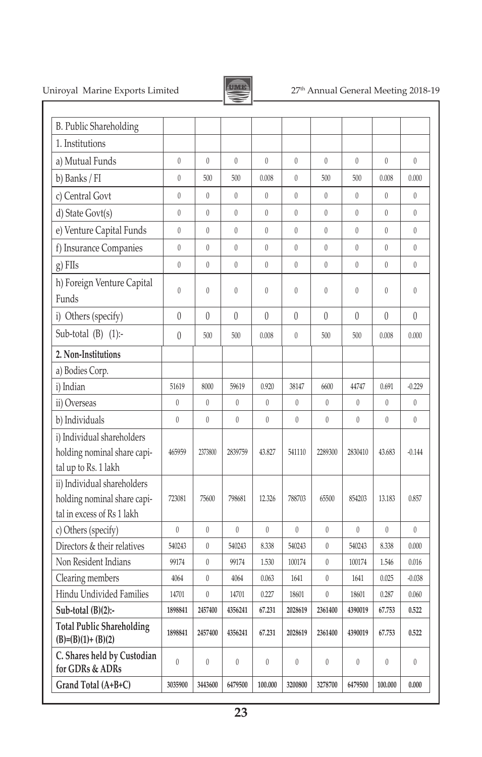| B. Public Shareholding | | | | | | | | | |
|---|---|---|---|---|---|---|---|---|---|
| 1. Institutions | | | | | | | | | |
| a) Mutual Funds | 0 | 0 | 0 | 0 | 0 | 0 | 0 | 0 | 0 |
| b) Banks / FI | 0 | 500 | 500 | 0.008 | 0 | 500 | 500 | 0.008 | 0.000 |
| c) Central Govt | 0 | 0 | 0 | 0 | 0 | 0 | 0 | 0 | 0 |
| d) State Govt(s) | 0 | 0 | 0 | 0 | 0 | 0 | 0 | 0 | 0 |
| e) Venture Capital Funds | 0 | 0 | 0 | 0 | 0 | 0 | 0 | 0 | 0 |
| f) Insurance Companies | 0 | 0 | 0 | 0 | 0 | 0 | 0 | 0 | 0 |
| g) FIIs | 0 | 0 | 0 | 0 | 0 | 0 | 0 | 0 | 0 |
| h) Foreign Venture Capital Funds | 0 | 0 | 0 | 0 | 0 | 0 | 0 | 0 | 0 |
| i) Others (specify) | 0 | 0 | 0 | 0 | 0 | 0 | 0 | 0 | 0 |
| Sub-total (B) (1):- | 0 | 500 | 500 | 0.008 | 0 | 500 | 500 | 0.008 | 0.000 |
| **2. Non-Institutions** | | | | | | | | | |
| a) Bodies Corp. | | | | | | | | | |
| i) Indian | 51619 | 8000 | 59619 | 0.920 | 38147 | 6600 | 44747 | 0.691 | -0.229 |
| ii) Overseas | 0 | 0 | 0 | 0 | 0 | 0 | 0 | 0 | 0 |
| b) Individuals | 0 | 0 | 0 | 0 | 0 | 0 | 0 | 0 | 0 |
| i) Individual shareholders holding nominal share capital up to Rs. 1 lakh | 465959 | 2373800 | 2839759 | 43.827 | 541110 | 2289300 | 2830410 | 43.683 | -0.144 |
| ii) Individual shareholders holding nominal share capital in excess of Rs 1 lakh | 723081 | 75600 | 798681 | 12.326 | 788703 | 65500 | 854203 | 13.183 | 0.857 |
| c) Others (specify) | 0 | 0 | 0 | 0 | 0 | 0 | 0 | 0 | 0 |
| Directors & their relatives | 540243 | 0 | 540243 | 8.338 | 540243 | 0 | 540243 | 8.338 | 0.000 |
| Non Resident Indians | 99174 | 0 | 99174 | 1.530 | 100174 | 0 | 100174 | 1.546 | 0.016 |
| Clearing members | 4064 | 0 | 4064 | 0.063 | 1641 | 0 | 1641 | 0.025 | -0.038 |
| Hindu Undivided Families | 14701 | 0 | 14701 | 0.227 | 18601 | 0 | 18601 | 0.287 | 0.060 |
| **Sub-total (B)(2):-** | **1898841** | **2457400** | **4356241** | **67.231** | **2028619** | **2361400** | **4390019** | **67.753** | **0.522** |
| **Total Public Shareholding (B)=(B)(1)+ (B)(2)** | **1898841** | **2457400** | **4356241** | **67.231** | **2028619** | **2361400** | **4390019** | **67.753** | **0.522** |
| **C. Shares held by Custodian for GDRs & ADRs** | 0 | 0 | 0 | 0 | 0 | 0 | 0 | 0 | 0 |
| **Grand Total (A+B+C)** | **3035900** | **3443600** | **6479500** | **100.000** | **3200800** | **3278700** | **6479500** | **100.000** | **0.000** |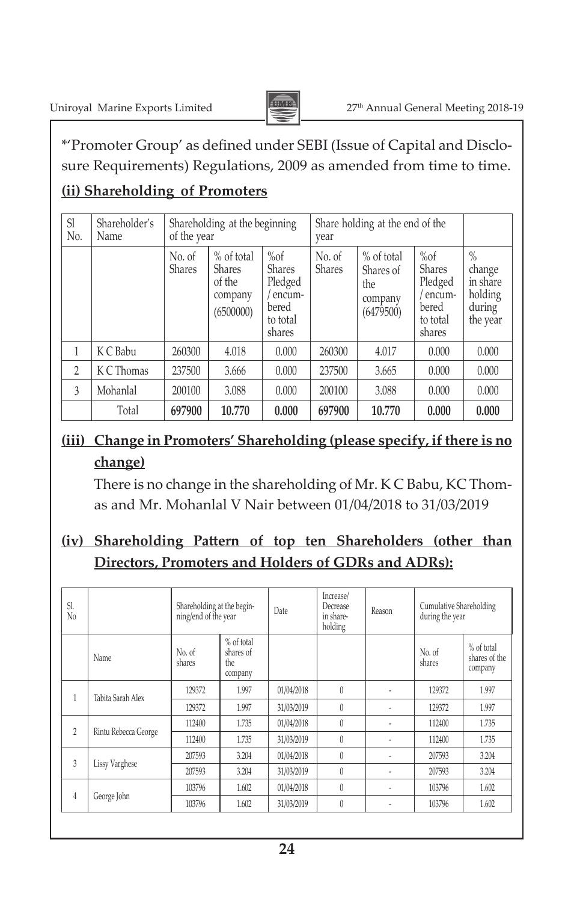*'Promoter Group' as defined under SEBI (Issue of Capital and Disclosure Requirements) Regulations, 2009 as amended from time to time.

**(ii) Shareholding of Promoters**

| Sl No. | Shareholder's Name | Shareholding at the beginning of the year | | | Share holding at the end of the year | | | |
|---|---|---|---|---|---|---|---|---|
| | | No. of Shares | % of total Shares of the company (6500000) | %of Shares Pledged / encumbered to total shares | No. of Shares | % of total Shares of the company (6479500) | %of Shares Pledged / encumbered to total shares | % change in share holding during the year |
| 1 | K C Babu | 260300 | 4.018 | 0.000 | 260300 | 4.017 | 0.000 | 0.000 |
| 2 | K C Thomas | 237500 | 3.666 | 0.000 | 237500 | 3.665 | 0.000 | 0.000 |
| 3 | Mohanlal | 200100 | 3.088 | 0.000 | 200100 | 3.088 | 0.000 | 0.000 |
| | Total | **697900** | **10.770** | **0.000** | **697900** | **10.770** | **0.000** | **0.000** |

**(iii) Change in Promoters' Shareholding (please specify, if there is no change)**

There is no change in the shareholding of Mr. K C Babu, KC Thomas and Mr. Mohanlal V Nair between 01/04/2018 to 31/03/2019

**(iv) Shareholding Pattern of top ten Shareholders (other than Directors, Promoters and Holders of GDRs and ADRs):**

| Sl. No | | Shareholding at the beginning/end of the year | | Date | Increase/ Decrease in share-holding | Reason | Cumulative Shareholding during the year | |
|---|---|---|---|---|---|---|---|---|
| | Name | No. of shares | % of total shares of the company | | | | No. of shares | % of total shares of the company |
| 1 | Tabita Sarah Alex | 129372 | 1.997 | 01/04/2018 | 0 | - | 129372 | 1.997 |
| | | 129372 | 1.997 | 31/03/2019 | 0 | - | 129372 | 1.997 |
| 2 | Rintu Rebecca George | 112400 | 1.735 | 01/04/2018 | 0 | - | 112400 | 1.735 |
| | | 112400 | 1.735 | 31/03/2019 | 0 | - | 112400 | 1.735 |
| 3 | Lissy Varghese | 207593 | 3.204 | 01/04/2018 | 0 | - | 207593 | 3.204 |
| | | 207593 | 3.204 | 31/03/2019 | 0 | - | 207593 | 3.204 |
| 4 | George John | 103796 | 1.602 | 01/04/2018 | 0 | - | 103796 | 1.602 |
| | | 103796 | 1.602 | 31/03/2019 | 0 | - | 103796 | 1.602 |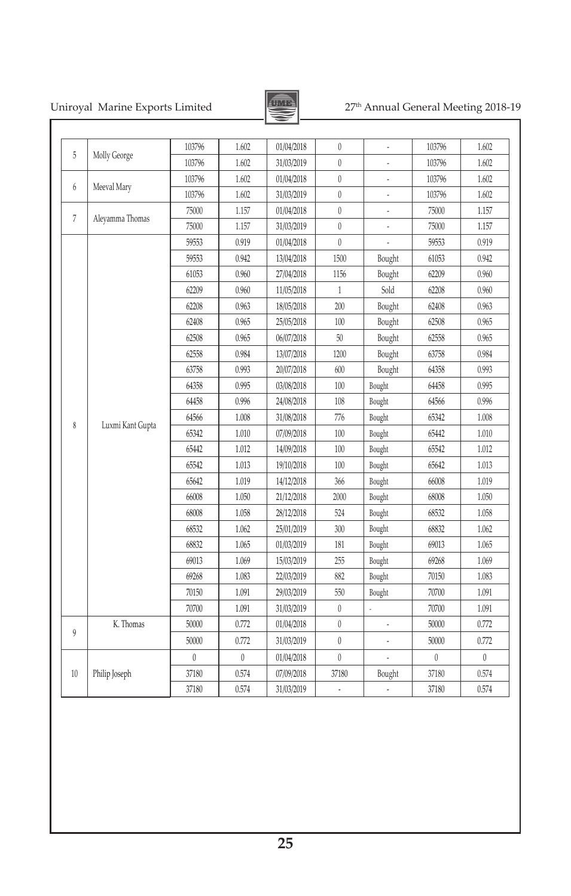| | | | | | | | | |
|---|---|---|---|---|---|---|---|---|
| 5 | Molly George | 103796 | 1.602 | 01/04/2018 | 0 | - | 103796 | 1.602 |
| | | 103796 | 1.602 | 31/03/2019 | 0 | - | 103796 | 1.602 |
| 6 | Meeval Mary | 103796 | 1.602 | 01/04/2018 | 0 | - | 103796 | 1.602 |
| | | 103796 | 1.602 | 31/03/2019 | 0 | - | 103796 | 1.602 |
| 7 | Aleyamma Thomas | 75000 | 1.157 | 01/04/2018 | 0 | - | 75000 | 1.157 |
| | | 75000 | 1.157 | 31/03/2019 | 0 | - | 75000 | 1.157 |
| 8 | Luxmi Kant Gupta | 59553 | 0.919 | 01/04/2018 | 0 | - | 59553 | 0.919 |
| | | 59553 | 0.942 | 13/04/2018 | 1500 | Bought | 61053 | 0.942 |
| | | 61053 | 0.960 | 27/04/2018 | 1156 | Bought | 62209 | 0.960 |
| | | 62209 | 0.960 | 11/05/2018 | 1 | Sold | 62208 | 0.960 |
| | | 62208 | 0.963 | 18/05/2018 | 200 | Bought | 62408 | 0.963 |
| | | 62408 | 0.965 | 25/05/2018 | 100 | Bought | 62508 | 0.965 |
| | | 62508 | 0.965 | 06/07/2018 | 50 | Bought | 62558 | 0.965 |
| | | 62558 | 0.984 | 13/07/2018 | 1200 | Bought | 63758 | 0.984 |
| | | 63758 | 0.993 | 20/07/2018 | 600 | Bought | 64358 | 0.993 |
| | | 64358 | 0.995 | 03/08/2018 | 100 | Bought | 64458 | 0.995 |
| | | 64458 | 0.996 | 24/08/2018 | 108 | Bought | 64566 | 0.996 |
| | | 64566 | 1.008 | 31/08/2018 | 776 | Bought | 65342 | 1.008 |
| | | 65342 | 1.010 | 07/09/2018 | 100 | Bought | 65442 | 1.010 |
| | | 65442 | 1.012 | 14/09/2018 | 100 | Bought | 65542 | 1.012 |
| | | 65542 | 1.013 | 19/10/2018 | 100 | Bought | 65642 | 1.013 |
| | | 65642 | 1.019 | 14/12/2018 | 366 | Bought | 66008 | 1.019 |
| | | 66008 | 1.050 | 21/12/2018 | 2000 | Bought | 68008 | 1.050 |
| | | 68008 | 1.058 | 28/12/2018 | 524 | Bought | 68532 | 1.058 |
| | | 68532 | 1.062 | 25/01/2019 | 300 | Bought | 68832 | 1.062 |
| | | 68832 | 1.065 | 01/03/2019 | 181 | Bought | 69013 | 1.065 |
| | | 69013 | 1.069 | 15/03/2019 | 255 | Bought | 69268 | 1.069 |
| | | 69268 | 1.083 | 22/03/2019 | 882 | Bought | 70150 | 1.083 |
| | | 70150 | 1.091 | 29/03/2019 | 550 | Bought | 70700 | 1.091 |
| | | 70700 | 1.091 | 31/03/2019 | 0 | - | 70700 | 1.091 |
| 9 | K. Thomas | 50000 | 0.772 | 01/04/2018 | 0 | - | 50000 | 0.772 |
| | | 50000 | 0.772 | 31/03/2019 | 0 | - | 50000 | 0.772 |
| 10 | Philip Joseph | 0 | 0 | 01/04/2018 | 0 | - | 0 | 0 |
| | | 37180 | 0.574 | 07/09/2018 | 37180 | Bought | 37180 | 0.574 |
| | | 37180 | 0.574 | 31/03/2019 | - | - | 37180 | 0.574 |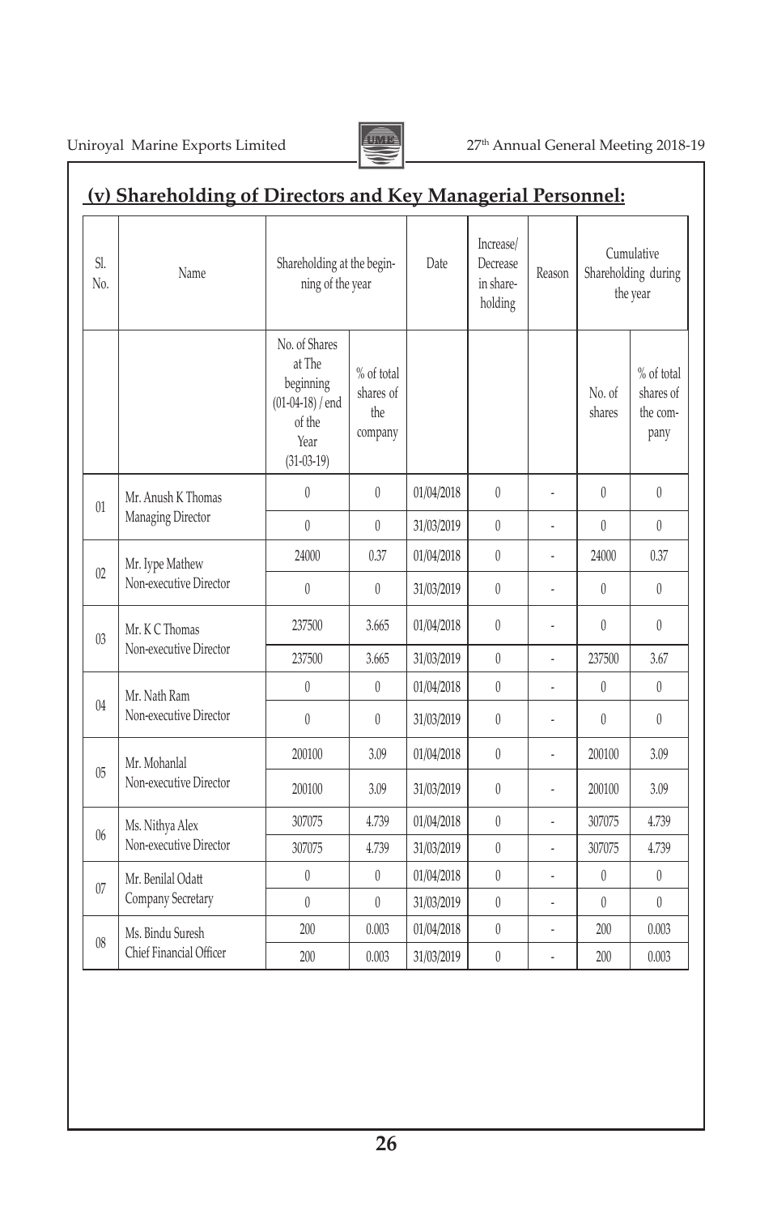## (v) Shareholding of Directors and Key Managerial Personnel:

| Sl. No. | Name | Shareholding at the beginning of the year | | Date | Increase/ Decrease in shareholding | Reason | Cumulative Shareholding during the year | |
|---|---|---|---|---|---|---|---|---|
| | | No. of Shares at The beginning (01-04-18) / end of the Year (31-03-19) | % of total shares of the company | | | | No. of shares | % of total shares of the company |
| 01 | Mr. Anush K Thomas Managing Director | 0 | 0 | 01/04/2018 | 0 | - | 0 | 0 |
| | | 0 | 0 | 31/03/2019 | 0 | - | 0 | 0 |
| 02 | Mr. Iype Mathew Non-executive Director | 24000 | 0.37 | 01/04/2018 | 0 | - | 24000 | 0.37 |
| | | 0 | 0 | 31/03/2019 | 0 | - | 0 | 0 |
| 03 | Mr. K C Thomas Non-executive Director | 237500 | 3.665 | 01/04/2018 | 0 | - | 0 | 0 |
| | | 237500 | 3.665 | 31/03/2019 | 0 | - | 237500 | 3.67 |
| 04 | Mr. Nath Ram Non-executive Director | 0 | 0 | 01/04/2018 | 0 | - | 0 | 0 |
| | | 0 | 0 | 31/03/2019 | 0 | - | 0 | 0 |
| 05 | Mr. Mohanlal Non-executive Director | 200100 | 3.09 | 01/04/2018 | 0 | - | 200100 | 3.09 |
| | | 200100 | 3.09 | 31/03/2019 | 0 | - | 200100 | 3.09 |
| 06 | Ms. Nithya Alex Non-executive Director | 307075 | 4.739 | 01/04/2018 | 0 | - | 307075 | 4.739 |
| | | 307075 | 4.739 | 31/03/2019 | 0 | - | 307075 | 4.739 |
| 07 | Mr. Benilal Odatt Company Secretary | 0 | 0 | 01/04/2018 | 0 | - | 0 | 0 |
| | | 0 | 0 | 31/03/2019 | 0 | - | 0 | 0 |
| 08 | Ms. Bindu Suresh Chief Financial Officer | 200 | 0.003 | 01/04/2018 | 0 | - | 200 | 0.003 |
| | | 200 | 0.003 | 31/03/2019 | 0 | - | 200 | 0.003 |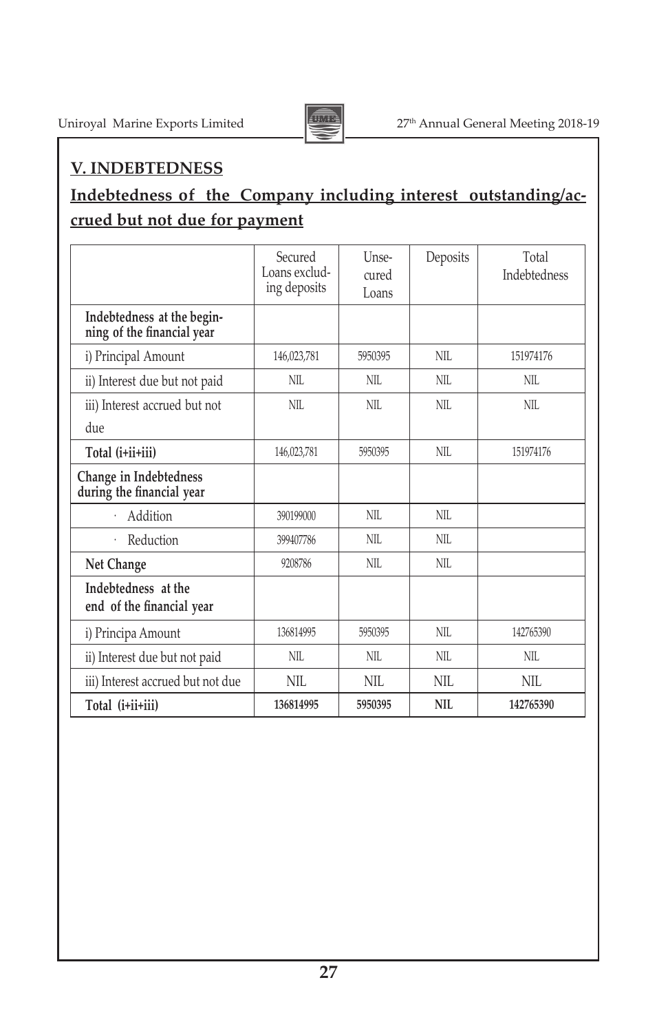## V. INDEBTEDNESS

## Indebtedness of the Company including interest outstanding/accrued but not due for payment

| | Secured Loans excluding deposits | Unsecured Loans | Deposits | Total Indebtedness |
|---|---|---|---|---|
| **Indebtedness at the beginning of the financial year** | | | | |
| i) Principal Amount | 146,023,781 | 5950395 | NIL | 151974176 |
| ii) Interest due but not paid | NIL | NIL | NIL | NIL |
| iii) Interest accrued but not due | NIL | NIL | NIL | NIL |
| **Total (i+ii+iii)** | 146,023,781 | 5950395 | NIL | 151974176 |
| **Change in Indebtedness during the financial year** | | | | |
| · Addition | 390199000 | NIL | NIL | |
| · Reduction | 399407786 | NIL | NIL | |
| **Net Change** | 9208786 | NIL | NIL | |
| **Indebtedness at the end of the financial year** | | | | |
| i) Principa Amount | 136814995 | 5950395 | NIL | 142765390 |
| ii) Interest due but not paid | NIL | NIL | NIL | NIL |
| iii) Interest accrued but not due | NIL | NIL | NIL | NIL |
| **Total (i+ii+iii)** | **136814995** | **5950395** | **NIL** | **142765390** |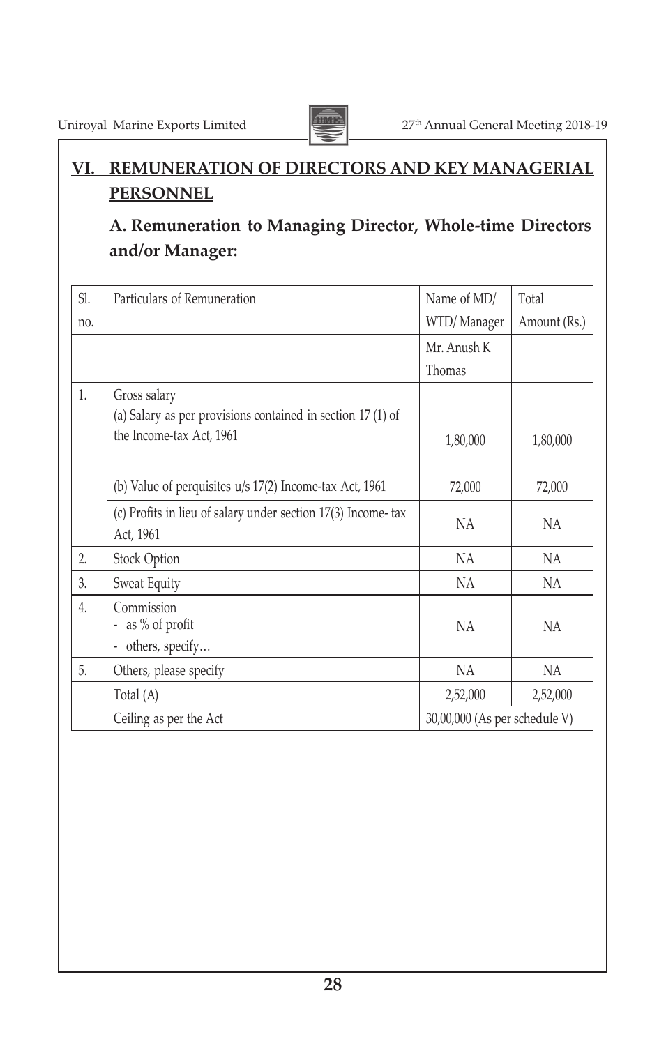## VI. REMUNERATION OF DIRECTORS AND KEY MANAGERIAL PERSONNEL

### A. Remuneration to Managing Director, Whole-time Directors and/or Manager:

| Sl. no. | Particulars of Remuneration | Name of MD/ WTD/ Manager | Total Amount (Rs.) |
|---|---|---|---|
| | | Mr. Anush K Thomas | |
| 1. | Gross salary<br>(a) Salary as per provisions contained in section 17 (1) of the Income-tax Act, 1961 | 1,80,000 | 1,80,000 |
| | (b) Value of perquisites u/s 17(2) Income-tax Act, 1961 | 72,000 | 72,000 |
| | (c) Profits in lieu of salary under section 17(3) Income- tax Act, 1961 | NA | NA |
| 2. | Stock Option | NA | NA |
| 3. | Sweat Equity | NA | NA |
| 4. | Commission<br>- as % of profit<br>- others, specify... | NA | NA |
| 5. | Others, please specify | NA | NA |
| | Total (A) | 2,52,000 | 2,52,000 |
| | Ceiling as per the Act | 30,00,000 (As per schedule V) | |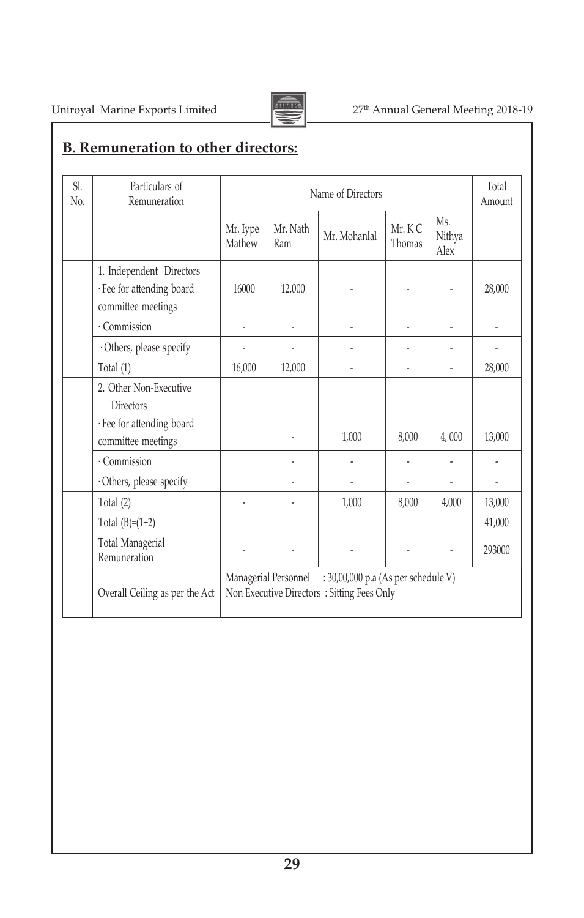## B. Remuneration to other directors:

| Sl. No. | Particulars of Remuneration | Name of Directors | | | | | Total Amount |
|---|---|---|---|---|---|---|---|
| | | Mr. Iype Mathew | Mr. Nath Ram | Mr. Mohanlal | Mr. K C Thomas | Ms. Nithya Alex | |
| | 1. Independent Directors<br>· Fee for attending board committee meetings | 16000 | 12,000 | - | - | - | 28,000 |
| | · Commission | - | - | - | - | - | - |
| | · Others, please specify | - | - | - | - | - | - |
| | Total (1) | 16,000 | 12,000 | - | - | - | 28,000 |
| | 2. Other Non-Executive Directors<br>· Fee for attending board committee meetings | | - | 1,000 | 8,000 | 4, 000 | 13,000 |
| | · Commission | | - | - | - | - | - |
| | · Others, please specify | | - | - | - | - | - |
| | Total (2) | - | - | 1,000 | 8,000 | 4,000 | 13,000 |
| | Total (B)=(1+2) | | | | | | 41,000 |
| | Total Managerial Remuneration | - | - | - | - | - | 293000 |
| | Overall Ceiling as per the Act | Managerial Personnel : 30,00,000 p.a (As per schedule V)<br>Non Executive Directors : Sitting Fees Only | | | | | |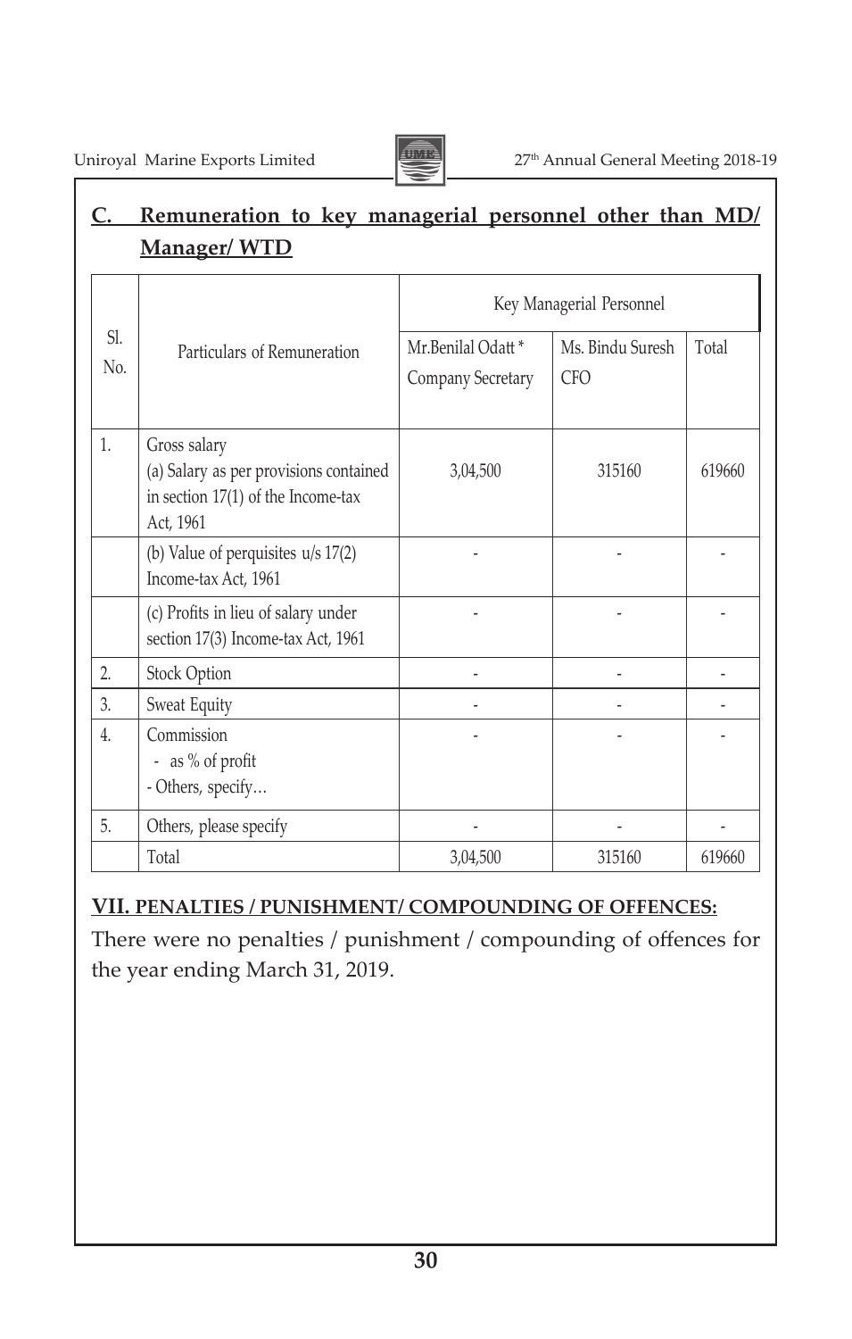## C. Remuneration to key managerial personnel other than MD/ Manager/ WTD

| Sl. No. | Particulars of Remuneration | Key Managerial Personnel | | |
|---|---|---|---|---|
| | | Mr.Benilal Odatt * Company Secretary | Ms. Bindu Suresh CFO | Total |
| 1. | Gross salary (a) Salary as per provisions contained in section 17(1) of the Income-tax Act, 1961 | 3,04,500 | 315160 | 619660 |
| | (b) Value of perquisites u/s 17(2) Income-tax Act, 1961 | - | - | - |
| | (c) Profits in lieu of salary under section 17(3) Income-tax Act, 1961 | - | - | - |
| 2. | Stock Option | - | - | - |
| 3. | Sweat Equity | - | - | - |
| 4. | Commission - as % of profit - Others, specify… | - | - | - |
| 5. | Others, please specify | - | - | - |
| | Total | 3,04,500 | 315160 | 619660 |

## VII. PENALTIES / PUNISHMENT/ COMPOUNDING OF OFFENCES:

There were no penalties / punishment / compounding of offences for the year ending March 31, 2019.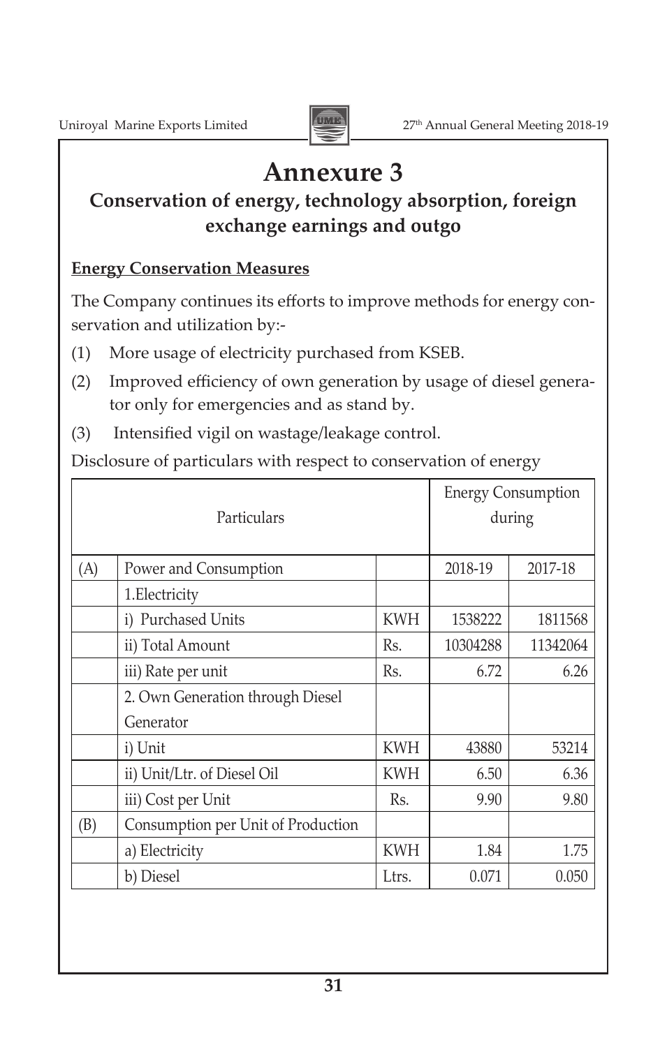# Annexure 3

## Conservation of energy, technology absorption, foreign exchange earnings and outgo

**Energy Conservation Measures**

The Company continues its efforts to improve methods for energy conservation and utilization by:-

(1) More usage of electricity purchased from KSEB.

(2) Improved efficiency of own generation by usage of diesel generator only for emergencies and as stand by.

(3) Intensified vigil on wastage/leakage control.

Disclosure of particulars with respect to conservation of energy

| Particulars | | | Energy Consumption during | |
|---|---|---|---|---|
| (A) | Power and Consumption | | 2018-19 | 2017-18 |
| | 1.Electricity | | | |
| | i) Purchased Units | KWH | 1538222 | 1811568 |
| | ii) Total Amount | Rs. | 10304288 | 11342064 |
| | iii) Rate per unit | Rs. | 6.72 | 6.26 |
| | 2. Own Generation through Diesel Generator | | | |
| | i) Unit | KWH | 43880 | 53214 |
| | ii) Unit/Ltr. of Diesel Oil | KWH | 6.50 | 6.36 |
| | iii) Cost per Unit | Rs. | 9.90 | 9.80 |
| (B) | Consumption per Unit of Production | | | |
| | a) Electricity | KWH | 1.84 | 1.75 |
| | b) Diesel | Ltrs. | 0.071 | 0.050 |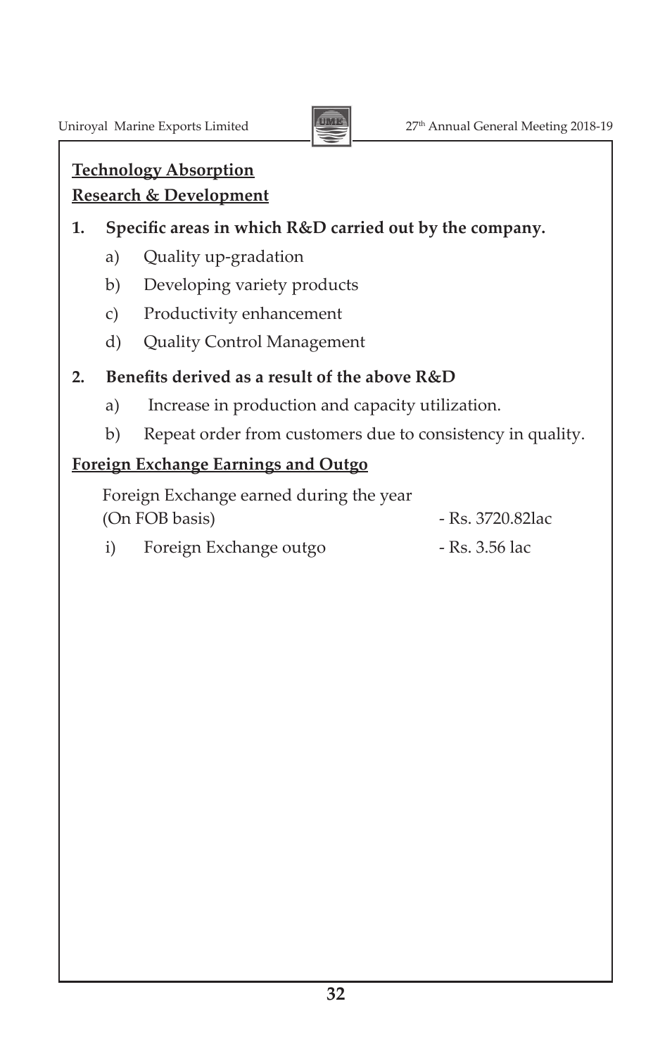**Technology Absorption**

**Research & Development**

**1. Specific areas in which R&D carried out by the company.**

   a) Quality up-gradation

   b) Developing variety products

   c) Productivity enhancement

   d) Quality Control Management

**2. Benefits derived as a result of the above R&D**

   a) Increase in production and capacity utilization.

   b) Repeat order from customers due to consistency in quality.

**Foreign Exchange Earnings and Outgo**

Foreign Exchange earned during the year (On FOB basis) - Rs. 3720.82lac

i) Foreign Exchange outgo - Rs. 3.56 lac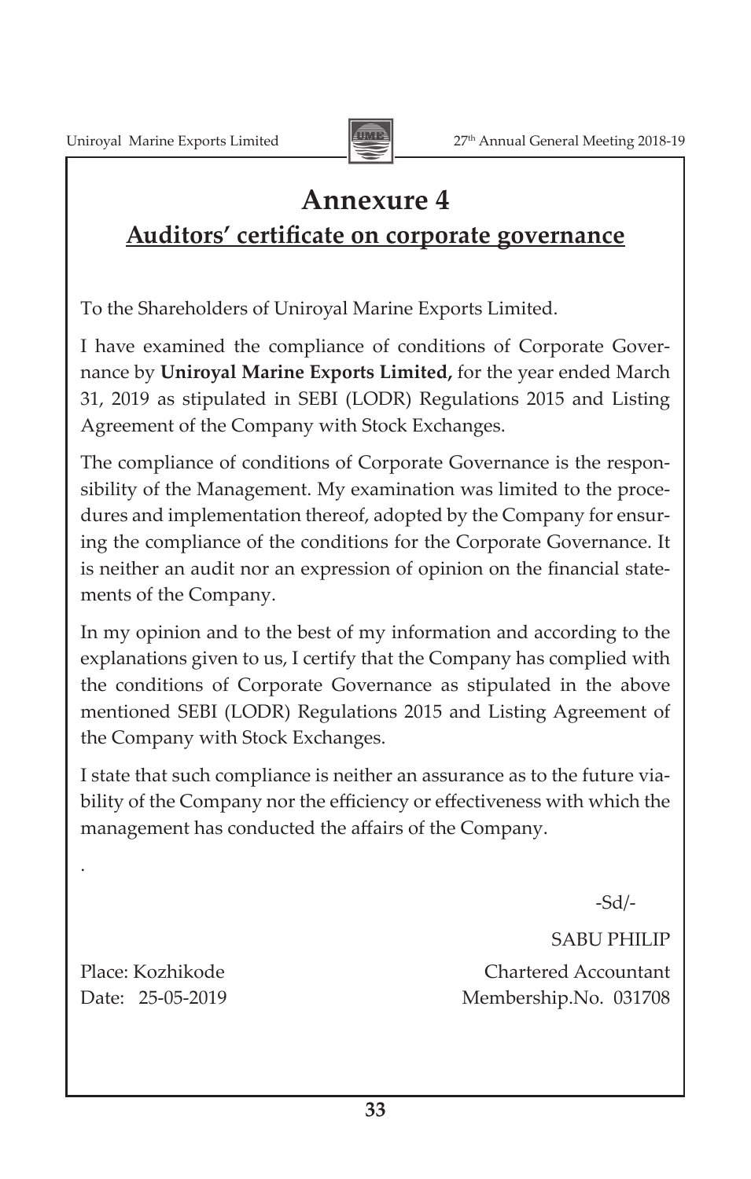# Annexure 4

## Auditors' certificate on corporate governance

To the Shareholders of Uniroyal Marine Exports Limited.

I have examined the compliance of conditions of Corporate Governance by **Uniroyal Marine Exports Limited,** for the year ended March 31, 2019 as stipulated in SEBI (LODR) Regulations 2015 and Listing Agreement of the Company with Stock Exchanges.

The compliance of conditions of Corporate Governance is the responsibility of the Management. My examination was limited to the procedures and implementation thereof, adopted by the Company for ensuring the compliance of the conditions for the Corporate Governance. It is neither an audit nor an expression of opinion on the financial statements of the Company.

In my opinion and to the best of my information and according to the explanations given to us, I certify that the Company has complied with the conditions of Corporate Governance as stipulated in the above mentioned SEBI (LODR) Regulations 2015 and Listing Agreement of the Company with Stock Exchanges.

I state that such compliance is neither an assurance as to the future viability of the Company nor the efficiency or effectiveness with which the management has conducted the affairs of the Company.

.

-Sd/-

SABU PHILIP

Chartered Accountant

Membership.No. 031708

Place: Kozhikode

Date: 25-05-2019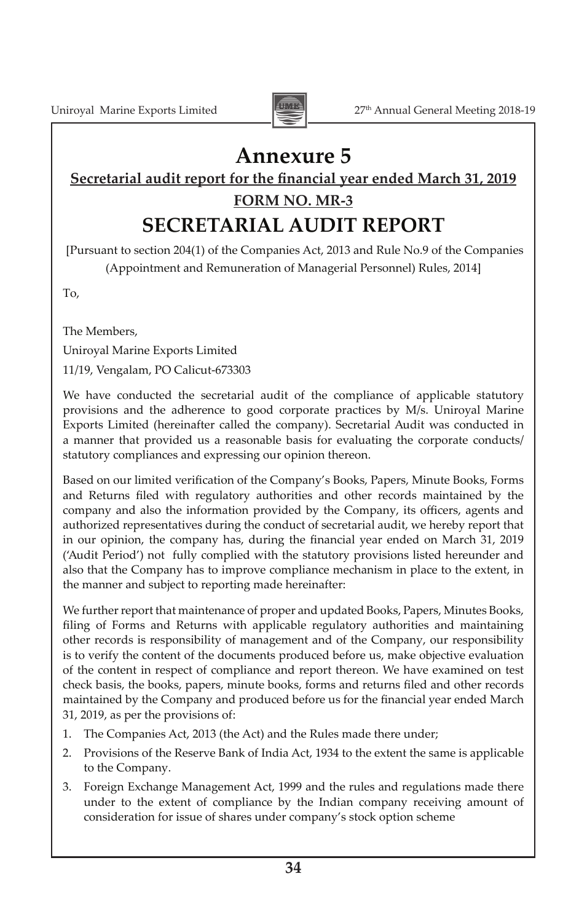# Annexure 5

## Secretarial audit report for the financial year ended March 31, 2019

### FORM NO. MR-3

# SECRETARIAL AUDIT REPORT

[Pursuant to section 204(1) of the Companies Act, 2013 and Rule No.9 of the Companies (Appointment and Remuneration of Managerial Personnel) Rules, 2014]

To,

The Members,

Uniroyal Marine Exports Limited

11/19, Vengalam, PO Calicut-673303

We have conducted the secretarial audit of the compliance of applicable statutory provisions and the adherence to good corporate practices by M/s. Uniroyal Marine Exports Limited (hereinafter called the company). Secretarial Audit was conducted in a manner that provided us a reasonable basis for evaluating the corporate conducts/ statutory compliances and expressing our opinion thereon.

Based on our limited verification of the Company's Books, Papers, Minute Books, Forms and Returns filed with regulatory authorities and other records maintained by the company and also the information provided by the Company, its officers, agents and authorized representatives during the conduct of secretarial audit, we hereby report that in our opinion, the company has, during the financial year ended on March 31, 2019 ('Audit Period') not fully complied with the statutory provisions listed hereunder and also that the Company has to improve compliance mechanism in place to the extent, in the manner and subject to reporting made hereinafter:

We further report that maintenance of proper and updated Books, Papers, Minutes Books, filing of Forms and Returns with applicable regulatory authorities and maintaining other records is responsibility of management and of the Company, our responsibility is to verify the content of the documents produced before us, make objective evaluation of the content in respect of compliance and report thereon. We have examined on test check basis, the books, papers, minute books, forms and returns filed and other records maintained by the Company and produced before us for the financial year ended March 31, 2019, as per the provisions of:

1. The Companies Act, 2013 (the Act) and the Rules made there under;
2. Provisions of the Reserve Bank of India Act, 1934 to the extent the same is applicable to the Company.
3. Foreign Exchange Management Act, 1999 and the rules and regulations made there under to the extent of compliance by the Indian company receiving amount of consideration for issue of shares under company's stock option scheme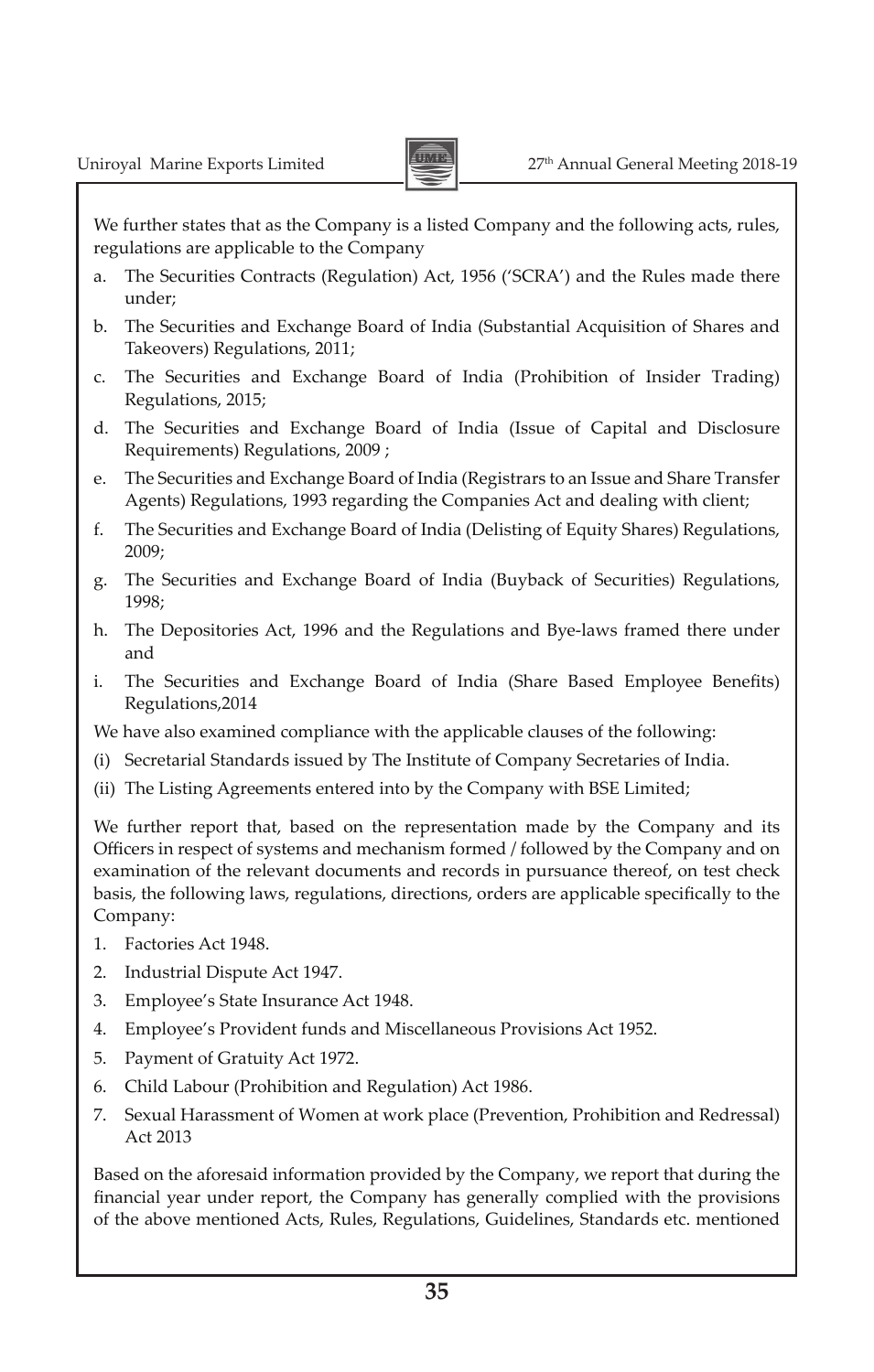We further states that as the Company is a listed Company and the following acts, rules, regulations are applicable to the Company

a. The Securities Contracts (Regulation) Act, 1956 ('SCRA') and the Rules made there under;
b. The Securities and Exchange Board of India (Substantial Acquisition of Shares and Takeovers) Regulations, 2011;
c. The Securities and Exchange Board of India (Prohibition of Insider Trading) Regulations, 2015;
d. The Securities and Exchange Board of India (Issue of Capital and Disclosure Requirements) Regulations, 2009 ;
e. The Securities and Exchange Board of India (Registrars to an Issue and Share Transfer Agents) Regulations, 1993 regarding the Companies Act and dealing with client;
f. The Securities and Exchange Board of India (Delisting of Equity Shares) Regulations, 2009;
g. The Securities and Exchange Board of India (Buyback of Securities) Regulations, 1998;
h. The Depositories Act, 1996 and the Regulations and Bye-laws framed there under and
i. The Securities and Exchange Board of India (Share Based Employee Benefits) Regulations,2014

We have also examined compliance with the applicable clauses of the following:

(i) Secretarial Standards issued by The Institute of Company Secretaries of India.
(ii) The Listing Agreements entered into by the Company with BSE Limited;

We further report that, based on the representation made by the Company and its Officers in respect of systems and mechanism formed / followed by the Company and on examination of the relevant documents and records in pursuance thereof, on test check basis, the following laws, regulations, directions, orders are applicable specifically to the Company:

1. Factories Act 1948.
2. Industrial Dispute Act 1947.
3. Employee's State Insurance Act 1948.
4. Employee's Provident funds and Miscellaneous Provisions Act 1952.
5. Payment of Gratuity Act 1972.
6. Child Labour (Prohibition and Regulation) Act 1986.
7. Sexual Harassment of Women at work place (Prevention, Prohibition and Redressal) Act 2013

Based on the aforesaid information provided by the Company, we report that during the financial year under report, the Company has generally complied with the provisions of the above mentioned Acts, Rules, Regulations, Guidelines, Standards etc. mentioned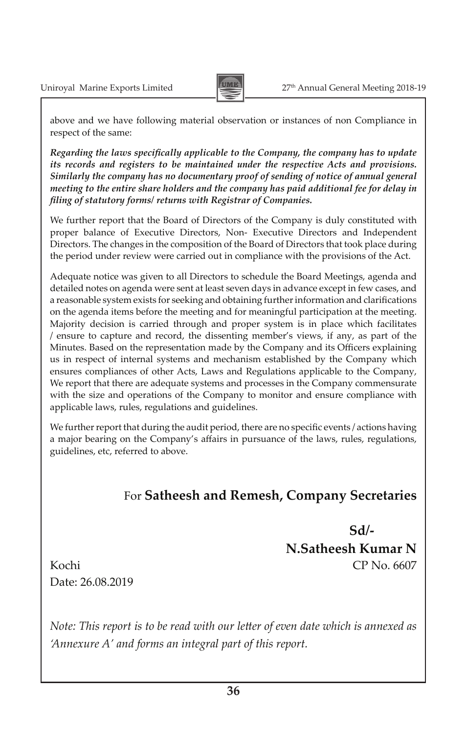above and we have following material observation or instances of non Compliance in respect of the same:

***Regarding the laws specifically applicable to the Company, the company has to update its records and registers to be maintained under the respective Acts and provisions. Similarly the company has no documentary proof of sending of notice of annual general meeting to the entire share holders and the company has paid additional fee for delay in filing of statutory forms/ returns with Registrar of Companies.***

We further report that the Board of Directors of the Company is duly constituted with proper balance of Executive Directors, Non- Executive Directors and Independent Directors. The changes in the composition of the Board of Directors that took place during the period under review were carried out in compliance with the provisions of the Act.

Adequate notice was given to all Directors to schedule the Board Meetings, agenda and detailed notes on agenda were sent at least seven days in advance except in few cases, and a reasonable system exists for seeking and obtaining further information and clarifications on the agenda items before the meeting and for meaningful participation at the meeting. Majority decision is carried through and proper system is in place which facilitates / ensure to capture and record, the dissenting member's views, if any, as part of the Minutes. Based on the representation made by the Company and its Officers explaining us in respect of internal systems and mechanism established by the Company which ensures compliances of other Acts, Laws and Regulations applicable to the Company, We report that there are adequate systems and processes in the Company commensurate with the size and operations of the Company to monitor and ensure compliance with applicable laws, rules, regulations and guidelines.

We further report that during the audit period, there are no specific events / actions having a major bearing on the Company's affairs in pursuance of the laws, rules, regulations, guidelines, etc, referred to above.

For **Satheesh and Remesh, Company Secretaries**

**Sd/-**

**N.Satheesh Kumar N**

Kochi

CP No. 6607

Date: 26.08.2019

*Note: This report is to be read with our letter of even date which is annexed as 'Annexure A' and forms an integral part of this report.*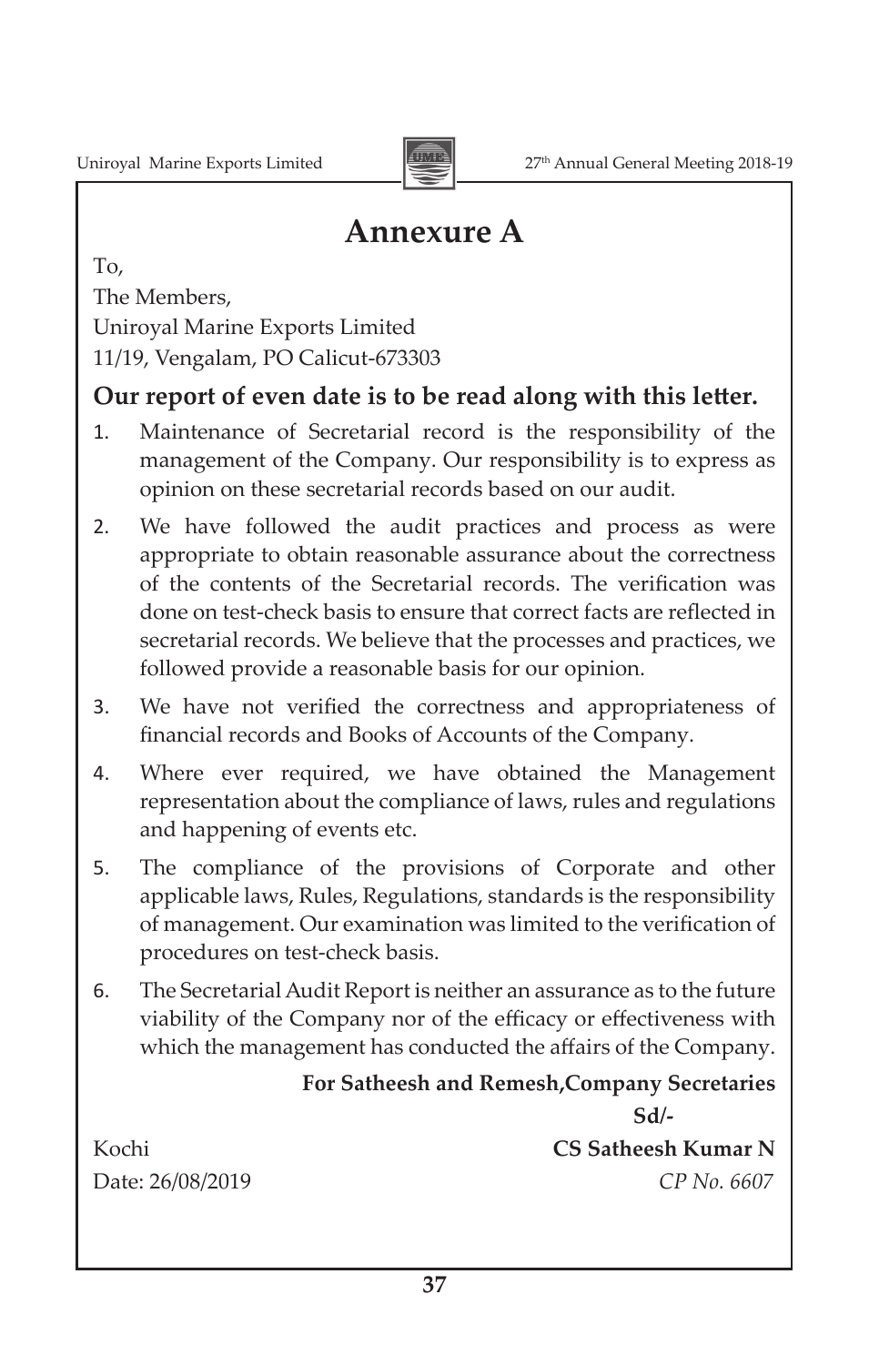# Annexure A

To,

The Members,

Uniroyal Marine Exports Limited

11/19, Vengalam, PO Calicut-673303

**Our report of even date is to be read along with this letter.**

1. Maintenance of Secretarial record is the responsibility of the management of the Company. Our responsibility is to express as opinion on these secretarial records based on our audit.
2. We have followed the audit practices and process as were appropriate to obtain reasonable assurance about the correctness of the contents of the Secretarial records. The verification was done on test-check basis to ensure that correct facts are reflected in secretarial records. We believe that the processes and practices, we followed provide a reasonable basis for our opinion.
3. We have not verified the correctness and appropriateness of financial records and Books of Accounts of the Company.
4. Where ever required, we have obtained the Management representation about the compliance of laws, rules and regulations and happening of events etc.
5. The compliance of the provisions of Corporate and other applicable laws, Rules, Regulations, standards is the responsibility of management. Our examination was limited to the verification of procedures on test-check basis.
6. The Secretarial Audit Report is neither an assurance as to the future viability of the Company nor of the efficacy or effectiveness with which the management has conducted the affairs of the Company.

**For Satheesh and Remesh,Company Secretaries**

**Sd/-**

Kochi

**CS Satheesh Kumar N**

Date: 26/08/2019

*CP No. 6607*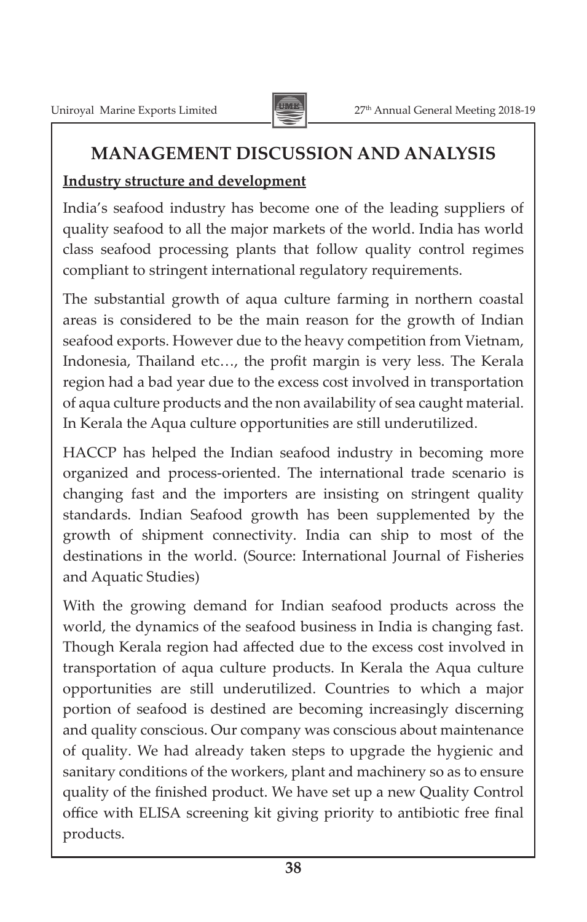# MANAGEMENT DISCUSSION AND ANALYSIS

**Industry structure and development**

India's seafood industry has become one of the leading suppliers of quality seafood to all the major markets of the world. India has world class seafood processing plants that follow quality control regimes compliant to stringent international regulatory requirements.

The substantial growth of aqua culture farming in northern coastal areas is considered to be the main reason for the growth of Indian seafood exports. However due to the heavy competition from Vietnam, Indonesia, Thailand etc…, the profit margin is very less. The Kerala region had a bad year due to the excess cost involved in transportation of aqua culture products and the non availability of sea caught material. In Kerala the Aqua culture opportunities are still underutilized.

HACCP has helped the Indian seafood industry in becoming more organized and process-oriented. The international trade scenario is changing fast and the importers are insisting on stringent quality standards. Indian Seafood growth has been supplemented by the growth of shipment connectivity. India can ship to most of the destinations in the world. (Source: International Journal of Fisheries and Aquatic Studies)

With the growing demand for Indian seafood products across the world, the dynamics of the seafood business in India is changing fast. Though Kerala region had affected due to the excess cost involved in transportation of aqua culture products. In Kerala the Aqua culture opportunities are still underutilized. Countries to which a major portion of seafood is destined are becoming increasingly discerning and quality conscious. Our company was conscious about maintenance of quality. We had already taken steps to upgrade the hygienic and sanitary conditions of the workers, plant and machinery so as to ensure quality of the finished product. We have set up a new Quality Control office with ELISA screening kit giving priority to antibiotic free final products.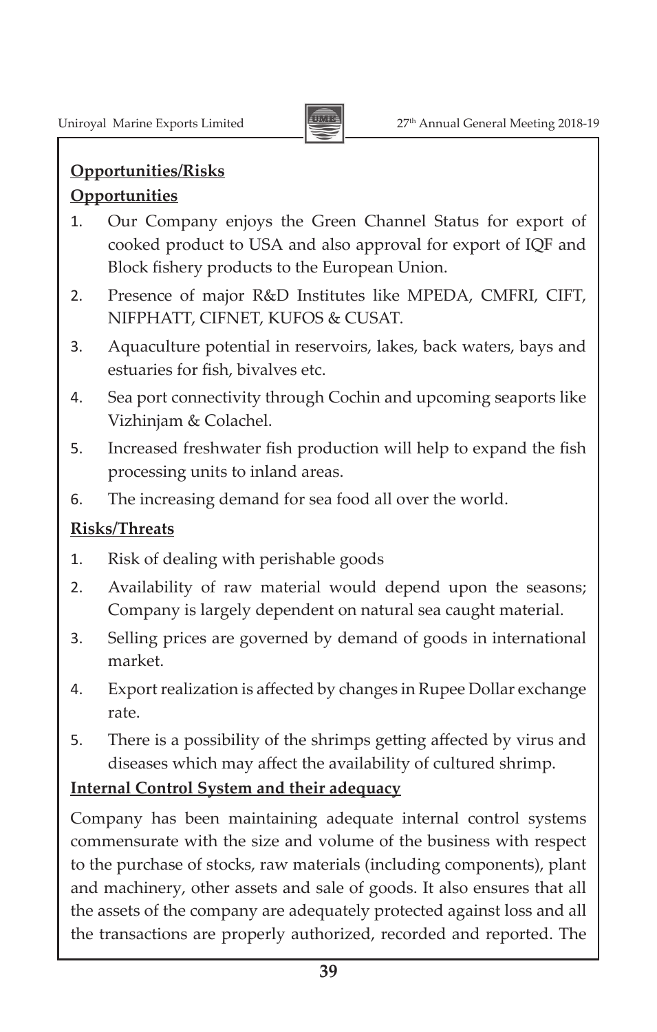**Opportunities/Risks**

**Opportunities**

1. Our Company enjoys the Green Channel Status for export of cooked product to USA and also approval for export of IQF and Block fishery products to the European Union.
2. Presence of major R&D Institutes like MPEDA, CMFRI, CIFT, NIFPHATT, CIFNET, KUFOS & CUSAT.
3. Aquaculture potential in reservoirs, lakes, back waters, bays and estuaries for fish, bivalves etc.
4. Sea port connectivity through Cochin and upcoming seaports like Vizhinjam & Colachel.
5. Increased freshwater fish production will help to expand the fish processing units to inland areas.
6. The increasing demand for sea food all over the world.

**Risks/Threats**

1. Risk of dealing with perishable goods
2. Availability of raw material would depend upon the seasons; Company is largely dependent on natural sea caught material.
3. Selling prices are governed by demand of goods in international market.
4. Export realization is affected by changes in Rupee Dollar exchange rate.
5. There is a possibility of the shrimps getting affected by virus and diseases which may affect the availability of cultured shrimp.

**Internal Control System and their adequacy**

Company has been maintaining adequate internal control systems commensurate with the size and volume of the business with respect to the purchase of stocks, raw materials (including components), plant and machinery, other assets and sale of goods. It also ensures that all the assets of the company are adequately protected against loss and all the transactions are properly authorized, recorded and reported. The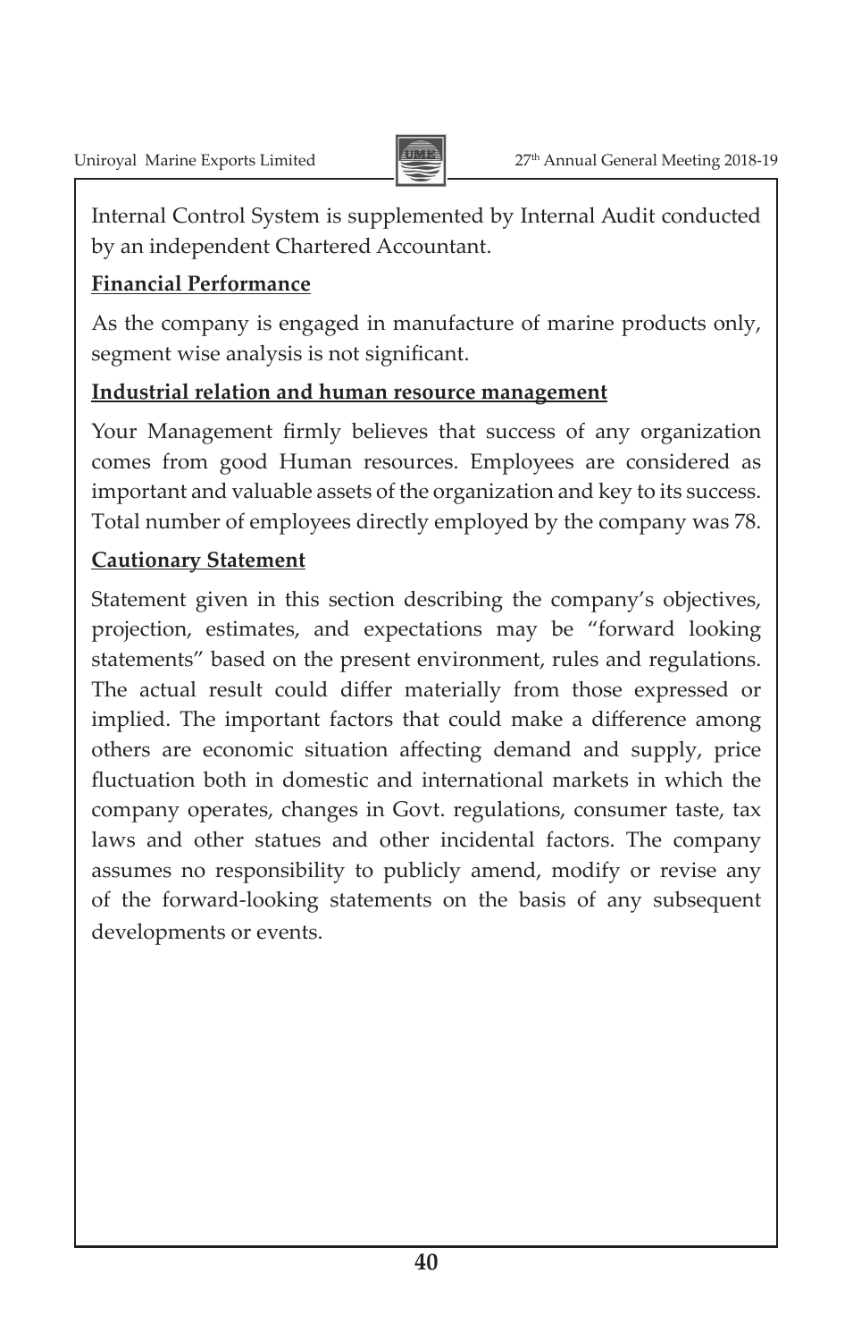Internal Control System is supplemented by Internal Audit conducted by an independent Chartered Accountant.

**Financial Performance**

As the company is engaged in manufacture of marine products only, segment wise analysis is not significant.

**Industrial relation and human resource management**

Your Management firmly believes that success of any organization comes from good Human resources. Employees are considered as important and valuable assets of the organization and key to its success. Total number of employees directly employed by the company was 78.

**Cautionary Statement**

Statement given in this section describing the company's objectives, projection, estimates, and expectations may be "forward looking statements" based on the present environment, rules and regulations. The actual result could differ materially from those expressed or implied. The important factors that could make a difference among others are economic situation affecting demand and supply, price fluctuation both in domestic and international markets in which the company operates, changes in Govt. regulations, consumer taste, tax laws and other statues and other incidental factors. The company assumes no responsibility to publicly amend, modify or revise any of the forward-looking statements on the basis of any subsequent developments or events.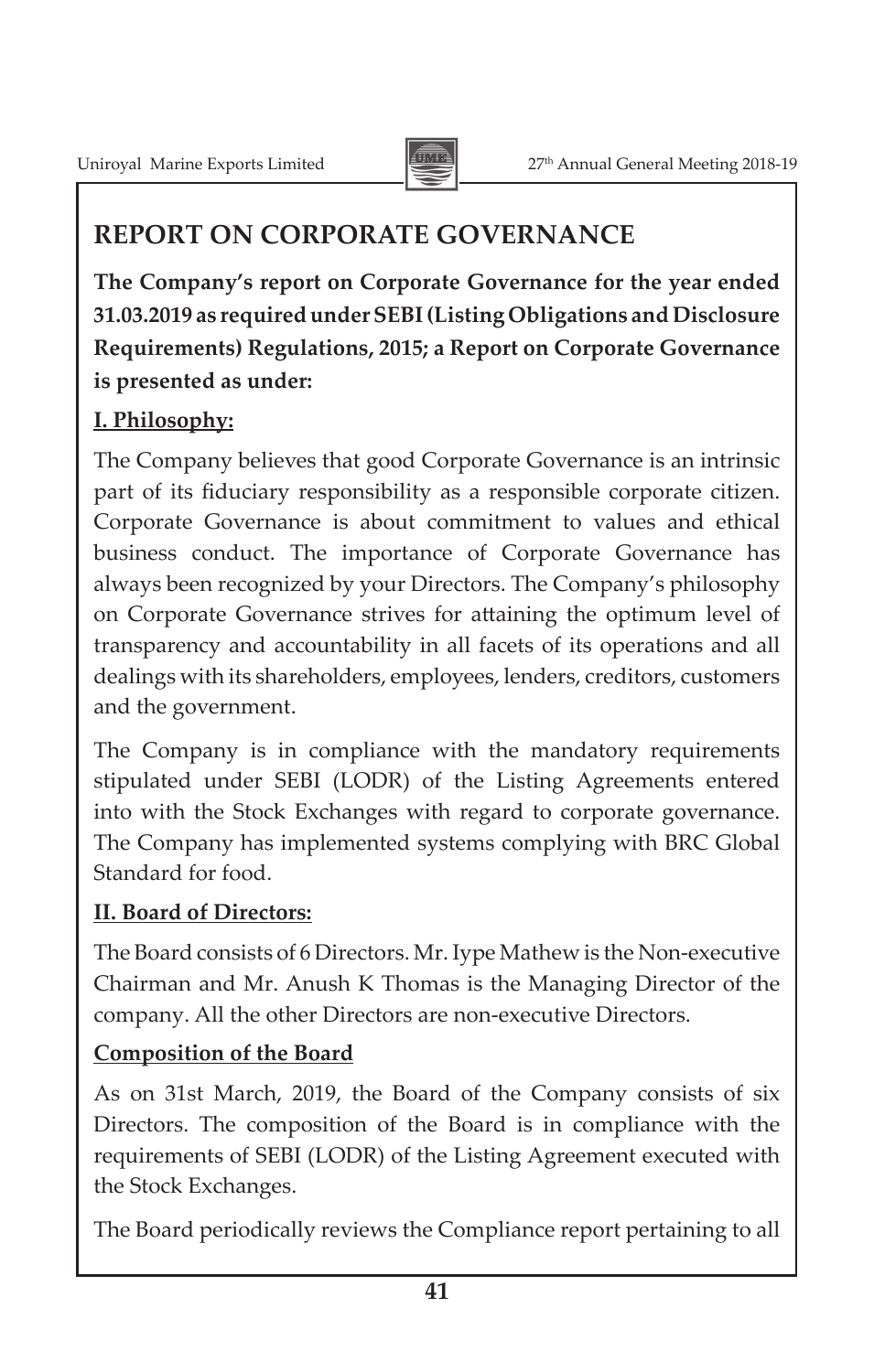# REPORT ON CORPORATE GOVERNANCE

**The Company's report on Corporate Governance for the year ended 31.03.2019 as required under SEBI (Listing Obligations and Disclosure Requirements) Regulations, 2015; a Report on Corporate Governance is presented as under:**

## I. Philosophy:

The Company believes that good Corporate Governance is an intrinsic part of its fiduciary responsibility as a responsible corporate citizen. Corporate Governance is about commitment to values and ethical business conduct. The importance of Corporate Governance has always been recognized by your Directors. The Company's philosophy on Corporate Governance strives for attaining the optimum level of transparency and accountability in all facets of its operations and all dealings with its shareholders, employees, lenders, creditors, customers and the government.

The Company is in compliance with the mandatory requirements stipulated under SEBI (LODR) of the Listing Agreements entered into with the Stock Exchanges with regard to corporate governance. The Company has implemented systems complying with BRC Global Standard for food.

## II. Board of Directors:

The Board consists of 6 Directors. Mr. Iype Mathew is the Non-executive Chairman and Mr. Anush K Thomas is the Managing Director of the company. All the other Directors are non-executive Directors.

### Composition of the Board

As on 31st March, 2019, the Board of the Company consists of six Directors. The composition of the Board is in compliance with the requirements of SEBI (LODR) of the Listing Agreement executed with the Stock Exchanges.

The Board periodically reviews the Compliance report pertaining to all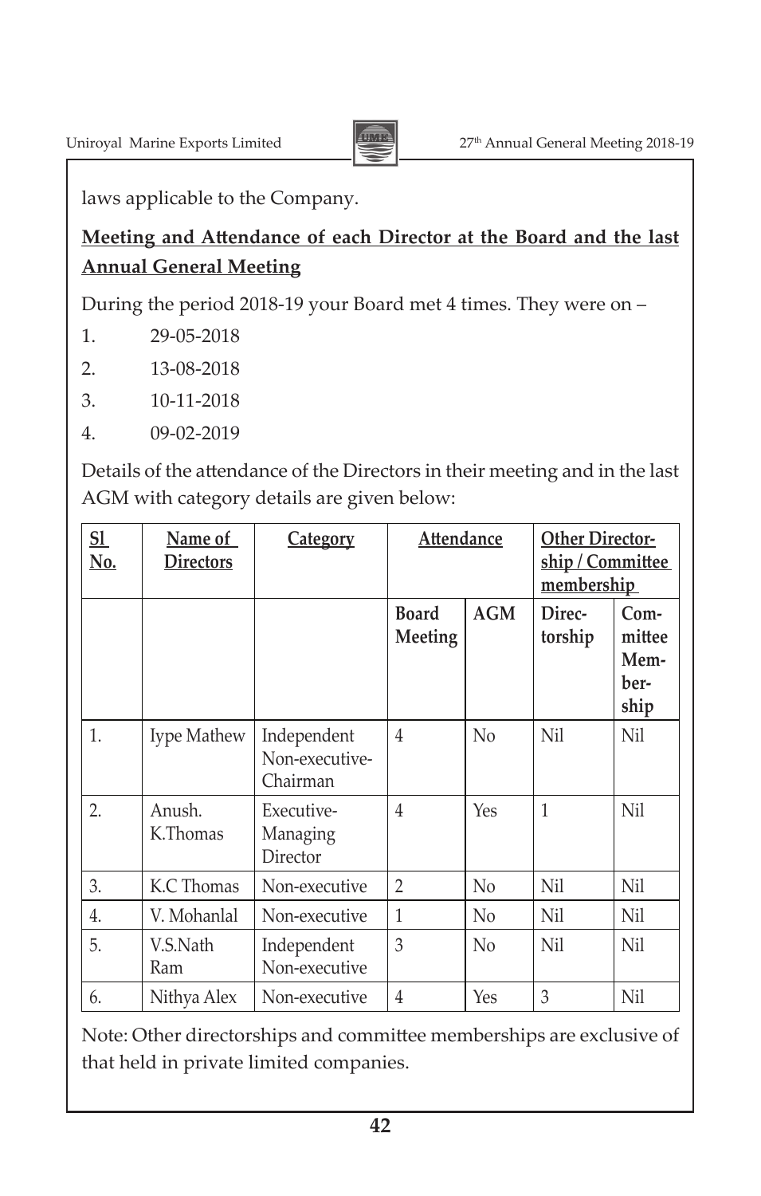laws applicable to the Company.

**Meeting and Attendance of each Director at the Board and the last Annual General Meeting**

During the period 2018-19 your Board met 4 times. They were on –

1. 29-05-2018
2. 13-08-2018
3. 10-11-2018
4. 09-02-2019

Details of the attendance of the Directors in their meeting and in the last AGM with category details are given below:

| Sl No. | Name of Directors | Category | Attendance | | Other Directorship / Committee membership | |
|---|---|---|---|---|---|---|
| | | | Board Meeting | AGM | Directorship | Committee Membership |
| 1. | Iype Mathew | Independent Non-executive-Chairman | 4 | No | Nil | Nil |
| 2. | Anush. K.Thomas | Executive-Managing Director | 4 | Yes | 1 | Nil |
| 3. | K.C Thomas | Non-executive | 2 | No | Nil | Nil |
| 4. | V. Mohanlal | Non-executive | 1 | No | Nil | Nil |
| 5. | V.S.Nath Ram | Independent Non-executive | 3 | No | Nil | Nil |
| 6. | Nithya Alex | Non-executive | 4 | Yes | 3 | Nil |

Note: Other directorships and committee memberships are exclusive of that held in private limited companies.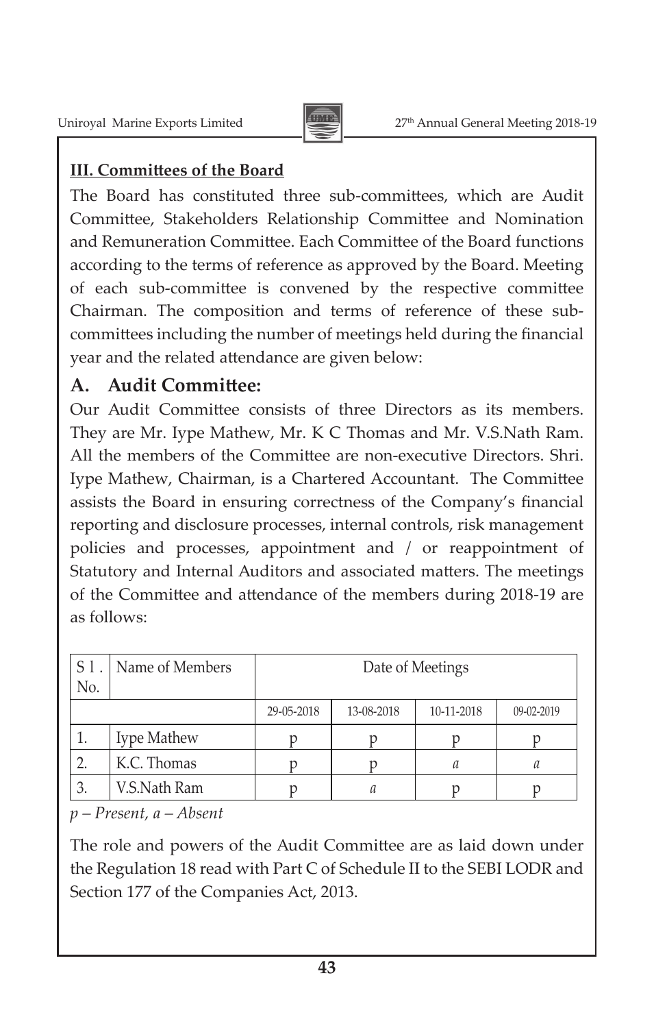## III. Committees of the Board

The Board has constituted three sub-committees, which are Audit Committee, Stakeholders Relationship Committee and Nomination and Remuneration Committee. Each Committee of the Board functions according to the terms of reference as approved by the Board. Meeting of each sub-committee is convened by the respective committee Chairman. The composition and terms of reference of these sub-committees including the number of meetings held during the financial year and the related attendance are given below:

### A. Audit Committee:

Our Audit Committee consists of three Directors as its members. They are Mr. Iype Mathew, Mr. K C Thomas and Mr. V.S.Nath Ram. All the members of the Committee are non-executive Directors. Shri. Iype Mathew, Chairman, is a Chartered Accountant. The Committee assists the Board in ensuring correctness of the Company's financial reporting and disclosure processes, internal controls, risk management policies and processes, appointment and / or reappointment of Statutory and Internal Auditors and associated matters. The meetings of the Committee and attendance of the members during 2018-19 are as follows:

| Sl. No. | Name of Members | Date of Meetings | | | |
|---|---|---|---|---|---|
| | | 29-05-2018 | 13-08-2018 | 10-11-2018 | 09-02-2019 |
| 1. | Iype Mathew | p | p | p | p |
| 2. | K.C. Thomas | p | p | *a* | *a* |
| 3. | V.S.Nath Ram | p | *a* | p | p |

*p – Present, a – Absent*

The role and powers of the Audit Committee are as laid down under the Regulation 18 read with Part C of Schedule II to the SEBI LODR and Section 177 of the Companies Act, 2013.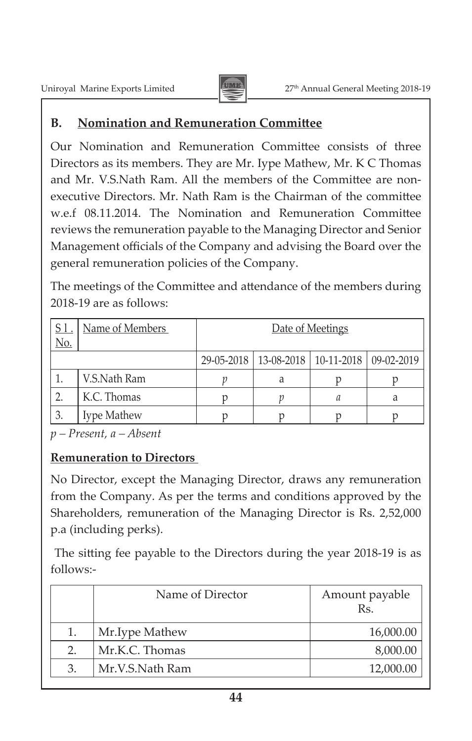## B. Nomination and Remuneration Committee

Our Nomination and Remuneration Committee consists of three Directors as its members. They are Mr. Iype Mathew, Mr. K C Thomas and Mr. V.S.Nath Ram. All the members of the Committee are non-executive Directors. Mr. Nath Ram is the Chairman of the committee w.e.f 08.11.2014. The Nomination and Remuneration Committee reviews the remuneration payable to the Managing Director and Senior Management officials of the Company and advising the Board over the general remuneration policies of the Company.

The meetings of the Committee and attendance of the members during 2018-19 are as follows:

| Sl. No. | Name of Members | Date of Meetings | | | |
|---|---|---|---|---|---|
| | | 29-05-2018 | 13-08-2018 | 10-11-2018 | 09-02-2019 |
| 1. | V.S.Nath Ram | p | a | p | p |
| 2. | K.C. Thomas | p | p | a | a |
| 3. | Iype Mathew | p | p | p | p |

*p – Present, a – Absent*

**Remuneration to Directors**

No Director, except the Managing Director, draws any remuneration from the Company. As per the terms and conditions approved by the Shareholders, remuneration of the Managing Director is Rs. 2,52,000 p.a (including perks).

The sitting fee payable to the Directors during the year 2018-19 is as follows:-

| | Name of Director | Amount payable Rs. |
|---|---|---|
| 1. | Mr.Iype Mathew | 16,000.00 |
| 2. | Mr.K.C. Thomas | 8,000.00 |
| 3. | Mr.V.S.Nath Ram | 12,000.00 |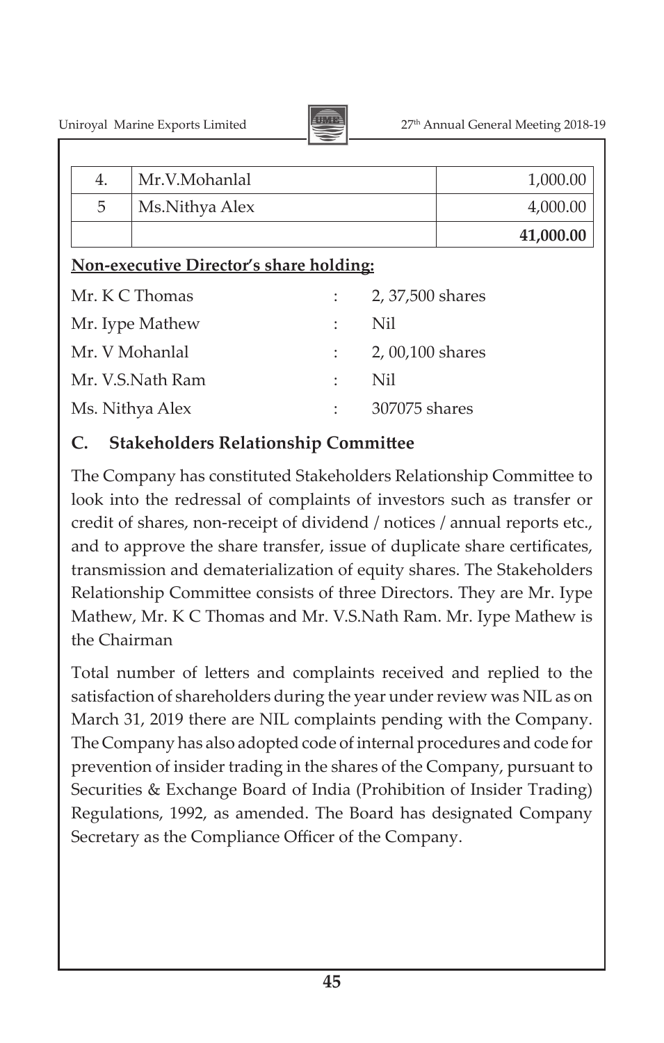| 4. | Mr.V.Mohanlal | 1,000.00 |
|---|---|---|
| 5 | Ms.Nithya Alex | 4,000.00 |
| | | **41,000.00** |

**Non-executive Director's share holding:**

| | | |
|---|---|---|
| Mr. K C Thomas | : | 2, 37,500 shares |
| Mr. Iype Mathew | : | Nil |
| Mr. V Mohanlal | : | 2, 00,100 shares |
| Mr. V.S.Nath Ram | : | Nil |
| Ms. Nithya Alex | : | 307075 shares |

## C. Stakeholders Relationship Committee

The Company has constituted Stakeholders Relationship Committee to look into the redressal of complaints of investors such as transfer or credit of shares, non-receipt of dividend / notices / annual reports etc., and to approve the share transfer, issue of duplicate share certificates, transmission and dematerialization of equity shares. The Stakeholders Relationship Committee consists of three Directors. They are Mr. Iype Mathew, Mr. K C Thomas and Mr. V.S.Nath Ram. Mr. Iype Mathew is the Chairman

Total number of letters and complaints received and replied to the satisfaction of shareholders during the year under review was NIL as on March 31, 2019 there are NIL complaints pending with the Company. The Company has also adopted code of internal procedures and code for prevention of insider trading in the shares of the Company, pursuant to Securities & Exchange Board of India (Prohibition of Insider Trading) Regulations, 1992, as amended. The Board has designated Company Secretary as the Compliance Officer of the Company.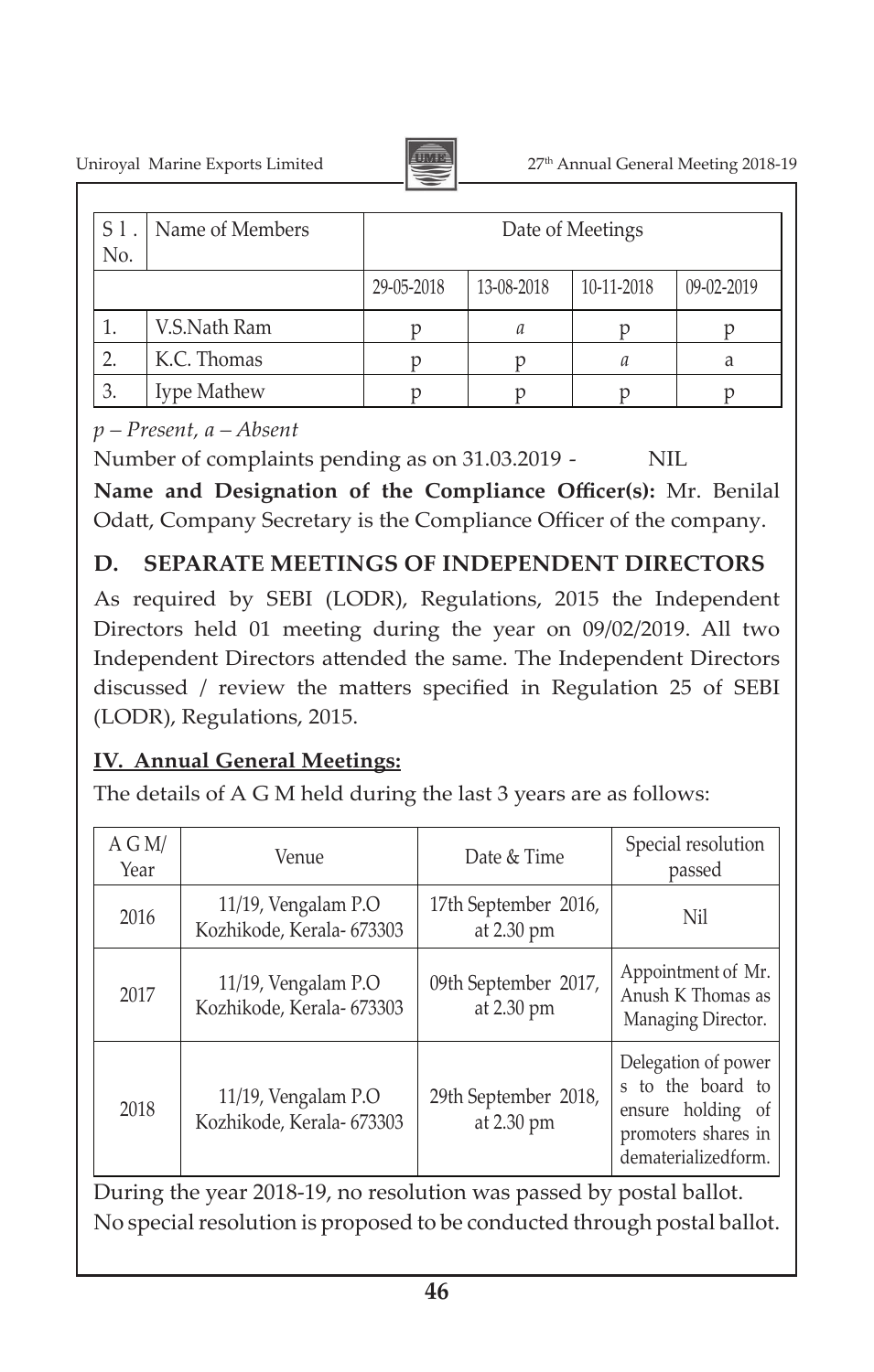| Sl. No. | Name of Members | Date of Meetings | | | |
|---|---|---|---|---|---|
| | | 29-05-2018 | 13-08-2018 | 10-11-2018 | 09-02-2019 |
| 1. | V.S.Nath Ram | p | a | p | p |
| 2. | K.C. Thomas | p | p | a | a |
| 3. | Iype Mathew | p | p | p | p |

*p – Present, a – Absent*

Number of complaints pending as on 31.03.2019 - NIL

**Name and Designation of the Compliance Officer(s):** Mr. Benilal Odatt, Company Secretary is the Compliance Officer of the company.

## D. SEPARATE MEETINGS OF INDEPENDENT DIRECTORS

As required by SEBI (LODR), Regulations, 2015 the Independent Directors held 01 meeting during the year on 09/02/2019. All two Independent Directors attended the same. The Independent Directors discussed / review the matters specified in Regulation 25 of SEBI (LODR), Regulations, 2015.

## IV. Annual General Meetings:

The details of A G M held during the last 3 years are as follows:

| A G M/ Year | Venue | Date & Time | Special resolution passed |
|---|---|---|---|
| 2016 | 11/19, Vengalam P.O Kozhikode, Kerala- 673303 | 17th September 2016, at 2.30 pm | Nil |
| 2017 | 11/19, Vengalam P.O Kozhikode, Kerala- 673303 | 09th September 2017, at 2.30 pm | Appointment of Mr. Anush K Thomas as Managing Director. |
| 2018 | 11/19, Vengalam P.O Kozhikode, Kerala- 673303 | 29th September 2018, at 2.30 pm | Delegation of powers to the board to ensure holding of promoters shares in dematerializedform. |

During the year 2018-19, no resolution was passed by postal ballot.

No special resolution is proposed to be conducted through postal ballot.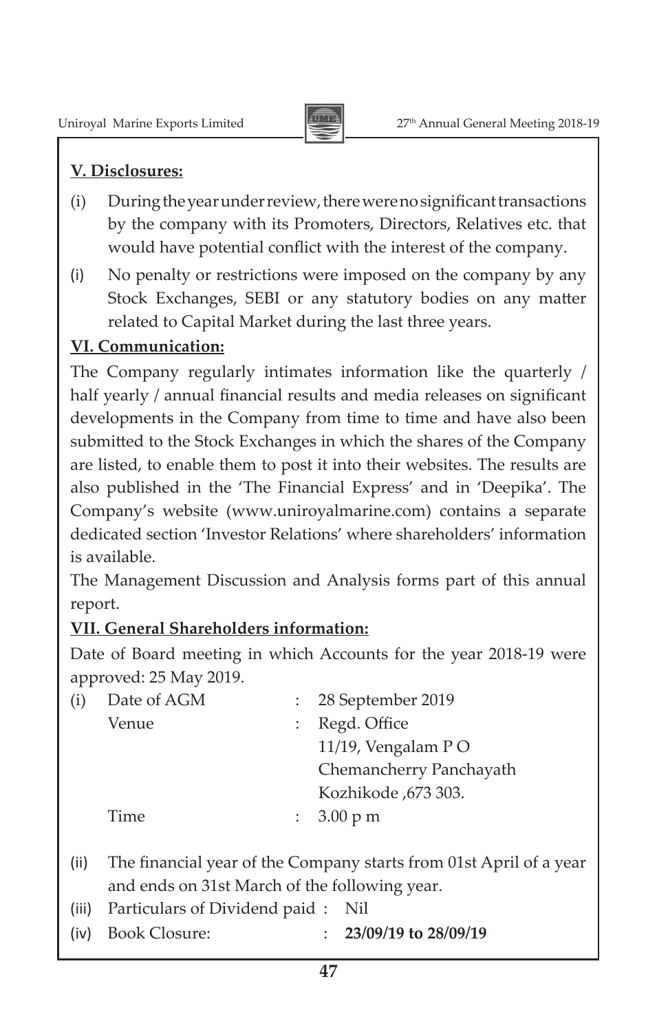**V. Disclosures:**

(i) During the year under review, there were no significant transactions by the company with its Promoters, Directors, Relatives etc. that would have potential conflict with the interest of the company.

(i) No penalty or restrictions were imposed on the company by any Stock Exchanges, SEBI or any statutory bodies on any matter related to Capital Market during the last three years.

**VI. Communication:**

The Company regularly intimates information like the quarterly / half yearly / annual financial results and media releases on significant developments in the Company from time to time and have also been submitted to the Stock Exchanges in which the shares of the Company are listed, to enable them to post it into their websites. The results are also published in the 'The Financial Express' and in 'Deepika'. The Company's website (www.uniroyalmarine.com) contains a separate dedicated section 'Investor Relations' where shareholders' information is available.

The Management Discussion and Analysis forms part of this annual report.

**VII. General Shareholders information:**

Date of Board meeting in which Accounts for the year 2018-19 were approved: 25 May 2019.

(i) Date of AGM : 28 September 2019

Venue : Regd. Office
11/19, Vengalam P O
Chemancherry Panchayath
Kozhikode ,673 303.

Time : 3.00 p m

(ii) The financial year of the Company starts from 01st April of a year and ends on 31st March of the following year.

(iii) Particulars of Dividend paid : Nil

(iv) Book Closure: : **23/09/19 to 28/09/19**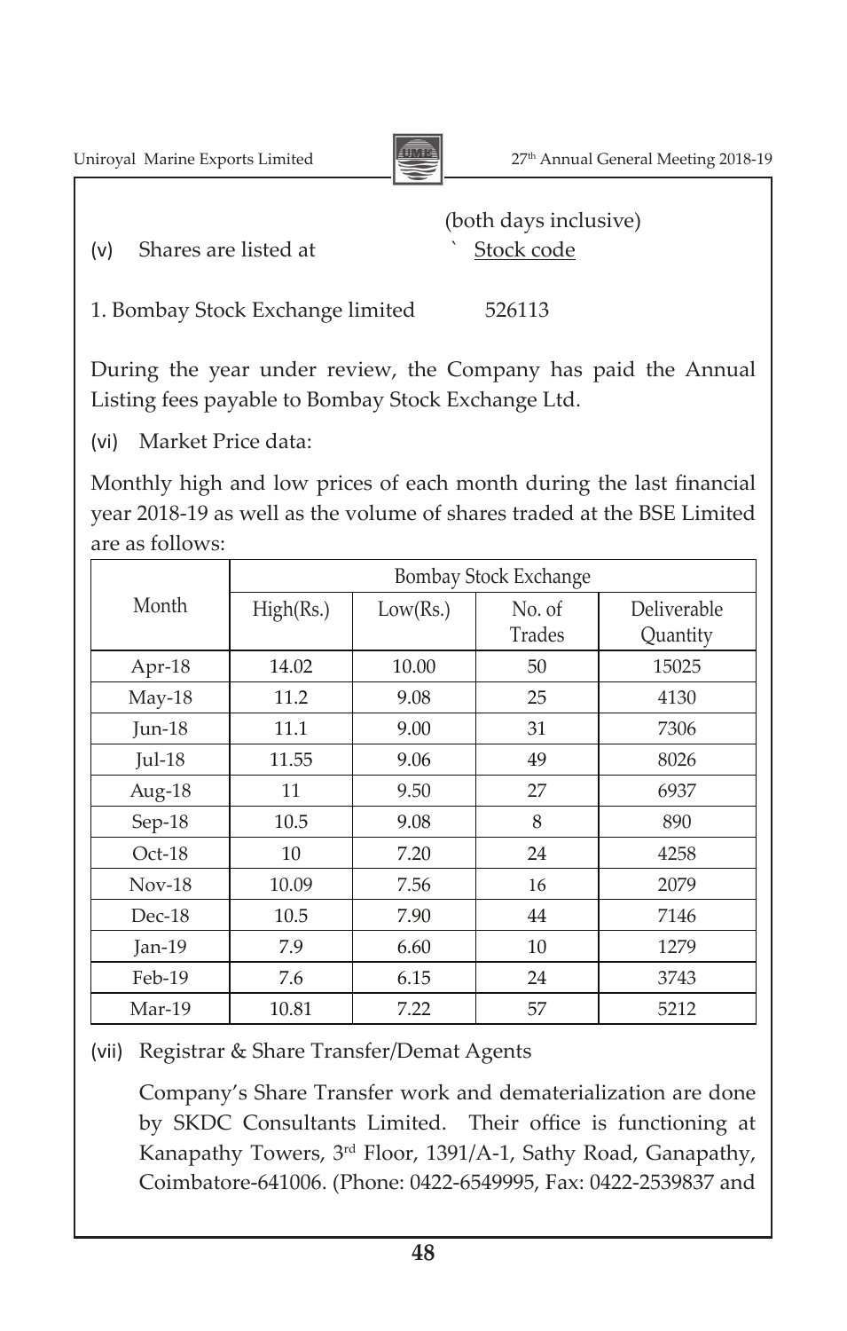(both days inclusive)

(v) Shares are listed at ` Stock code

1. Bombay Stock Exchange limited 526113

During the year under review, the Company has paid the Annual Listing fees payable to Bombay Stock Exchange Ltd.

(vi) Market Price data:

Monthly high and low prices of each month during the last financial year 2018-19 as well as the volume of shares traded at the BSE Limited are as follows:

| Month | Bombay Stock Exchange | | | |
|---|---|---|---|---|
| | High(Rs.) | Low(Rs.) | No. of Trades | Deliverable Quantity |
| Apr-18 | 14.02 | 10.00 | 50 | 15025 |
| May-18 | 11.2 | 9.08 | 25 | 4130 |
| Jun-18 | 11.1 | 9.00 | 31 | 7306 |
| Jul-18 | 11.55 | 9.06 | 49 | 8026 |
| Aug-18 | 11 | 9.50 | 27 | 6937 |
| Sep-18 | 10.5 | 9.08 | 8 | 890 |
| Oct-18 | 10 | 7.20 | 24 | 4258 |
| Nov-18 | 10.09 | 7.56 | 16 | 2079 |
| Dec-18 | 10.5 | 7.90 | 44 | 7146 |
| Jan-19 | 7.9 | 6.60 | 10 | 1279 |
| Feb-19 | 7.6 | 6.15 | 24 | 3743 |
| Mar-19 | 10.81 | 7.22 | 57 | 5212 |

(vii) Registrar & Share Transfer/Demat Agents

Company's Share Transfer work and dematerialization are done by SKDC Consultants Limited. Their office is functioning at Kanapathy Towers, 3rd Floor, 1391/A-1, Sathy Road, Ganapathy, Coimbatore-641006. (Phone: 0422-6549995, Fax: 0422-2539837 and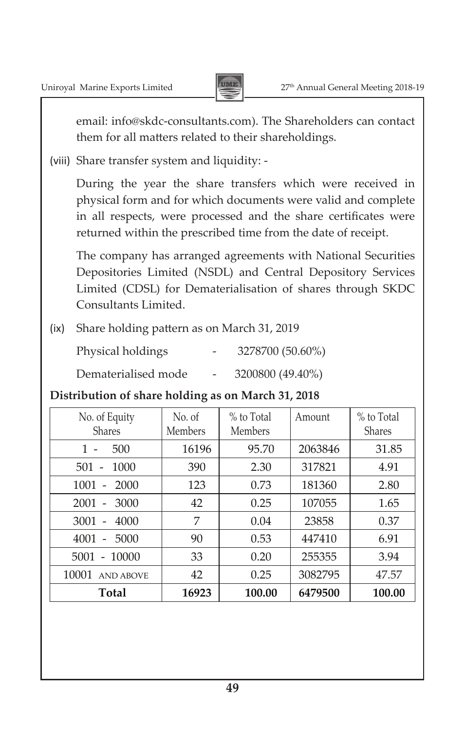email: info@skdc-consultants.com). The Shareholders can contact them for all matters related to their shareholdings.

(viii) Share transfer system and liquidity: -

During the year the share transfers which were received in physical form and for which documents were valid and complete in all respects, were processed and the share certificates were returned within the prescribed time from the date of receipt.

The company has arranged agreements with National Securities Depositories Limited (NSDL) and Central Depository Services Limited (CDSL) for Dematerialisation of shares through SKDC Consultants Limited.

(ix) Share holding pattern as on March 31, 2019

Physical holdings - 3278700 (50.60%)

Dematerialised mode - 3200800 (49.40%)

**Distribution of share holding as on March 31, 2018**

| No. of Equity Shares | No. of Members | % to Total Members | Amount | % to Total Shares |
|---|---|---|---|---|
| 1 - 500 | 16196 | 95.70 | 2063846 | 31.85 |
| 501 - 1000 | 390 | 2.30 | 317821 | 4.91 |
| 1001 - 2000 | 123 | 0.73 | 181360 | 2.80 |
| 2001 - 3000 | 42 | 0.25 | 107055 | 1.65 |
| 3001 - 4000 | 7 | 0.04 | 23858 | 0.37 |
| 4001 - 5000 | 90 | 0.53 | 447410 | 6.91 |
| 5001 - 10000 | 33 | 0.20 | 255355 | 3.94 |
| 10001 AND ABOVE | 42 | 0.25 | 3082795 | 47.57 |
| **Total** | **16923** | **100.00** | **6479500** | **100.00** |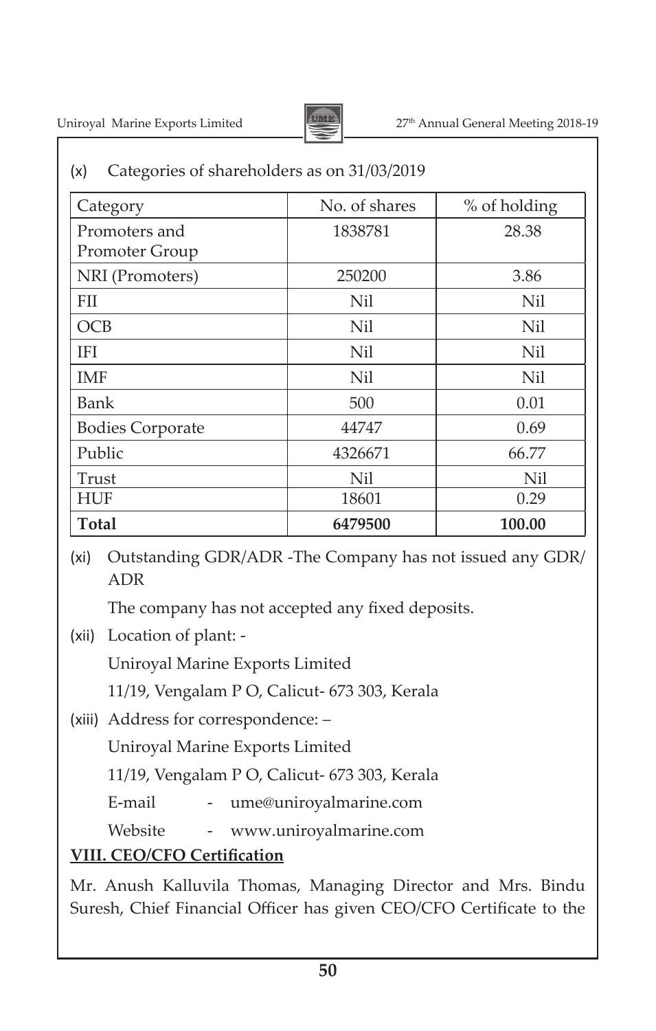(x) Categories of shareholders as on 31/03/2019

| Category | No. of shares | % of holding |
|---|---|---|
| Promoters and Promoter Group | 1838781 | 28.38 |
| NRI (Promoters) | 250200 | 3.86 |
| FII | Nil | Nil |
| OCB | Nil | Nil |
| IFI | Nil | Nil |
| IMF | Nil | Nil |
| Bank | 500 | 0.01 |
| Bodies Corporate | 44747 | 0.69 |
| Public | 4326671 | 66.77 |
| Trust | Nil | Nil |
| HUF | 18601 | 0.29 |
| **Total** | **6479500** | **100.00** |

(xi) Outstanding GDR/ADR -The Company has not issued any GDR/ ADR

The company has not accepted any fixed deposits.

(xii) Location of plant: -

Uniroyal Marine Exports Limited

11/19, Vengalam P O, Calicut- 673 303, Kerala

(xiii) Address for correspondence: –

Uniroyal Marine Exports Limited

11/19, Vengalam P O, Calicut- 673 303, Kerala

E-mail - ume@uniroyalmarine.com

Website - www.uniroyalmarine.com

**VIII. CEO/CFO Certification**

Mr. Anush Kalluvila Thomas, Managing Director and Mrs. Bindu Suresh, Chief Financial Officer has given CEO/CFO Certificate to the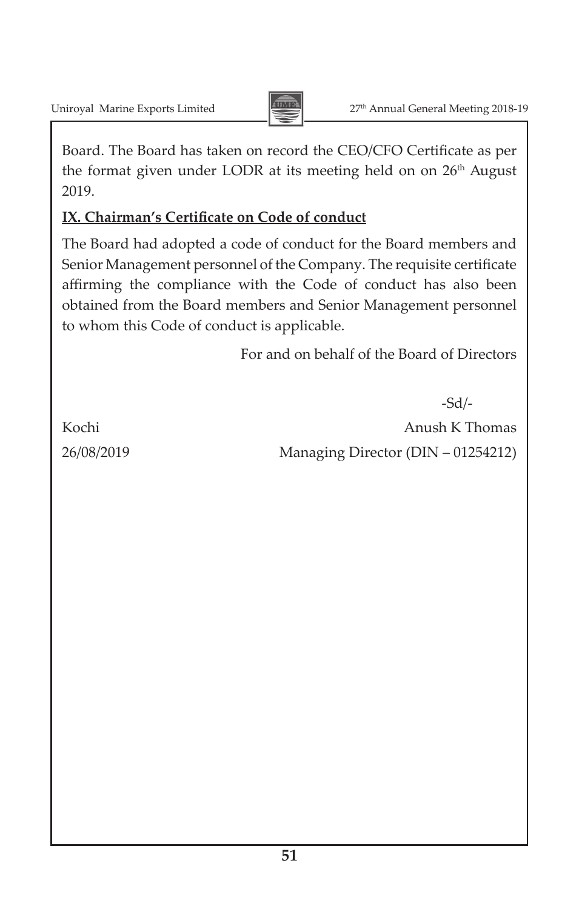Board. The Board has taken on record the CEO/CFO Certificate as per the format given under LODR at its meeting held on on 26th August 2019.

**IX. Chairman's Certificate on Code of conduct**

The Board had adopted a code of conduct for the Board members and Senior Management personnel of the Company. The requisite certificate affirming the compliance with the Code of conduct has also been obtained from the Board members and Senior Management personnel to whom this Code of conduct is applicable.

For and on behalf of the Board of Directors

-Sd/-

Kochi
Anush K Thomas

26/08/2019
Managing Director (DIN – 01254212)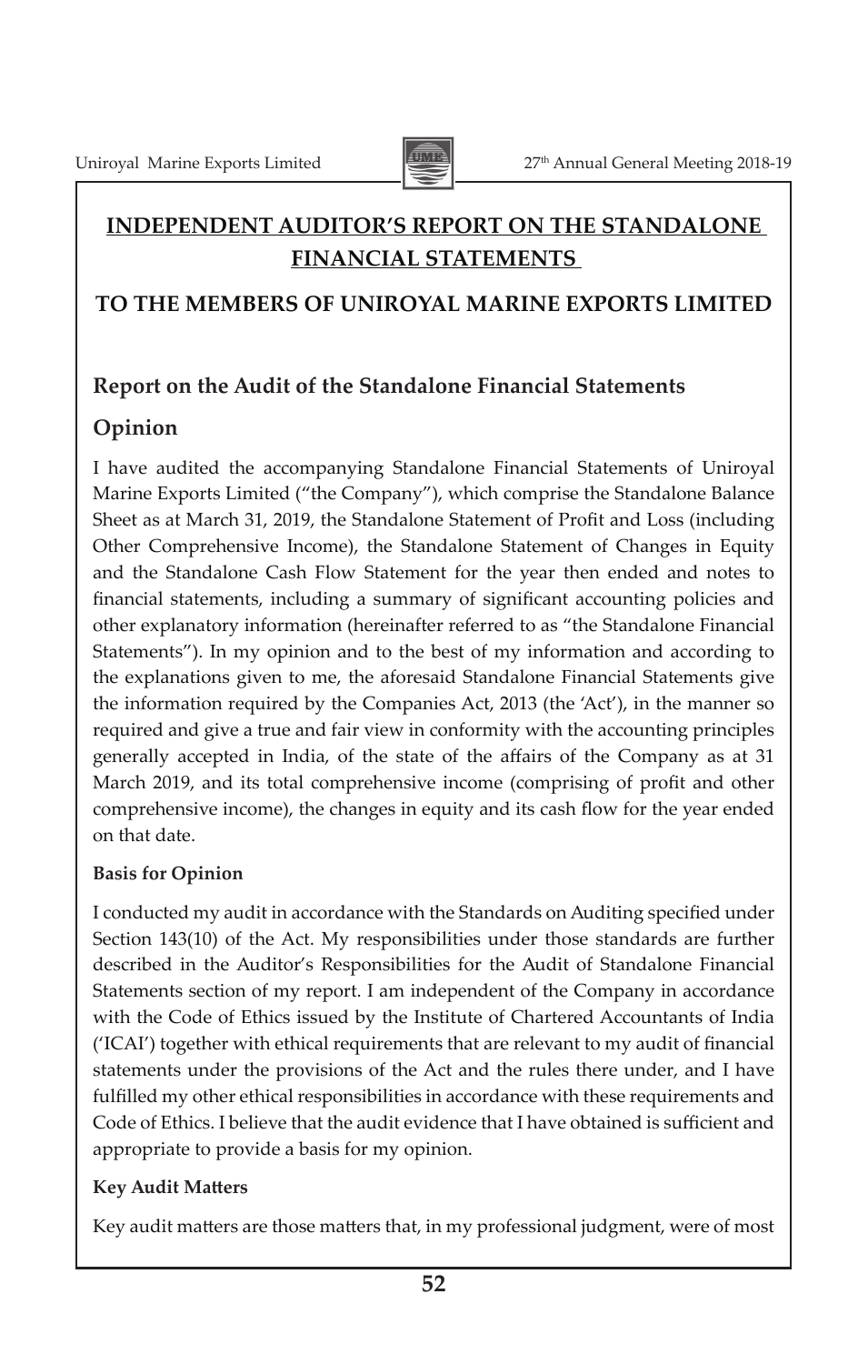# INDEPENDENT AUDITOR'S REPORT ON THE STANDALONE FINANCIAL STATEMENTS

## TO THE MEMBERS OF UNIROYAL MARINE EXPORTS LIMITED

### Report on the Audit of the Standalone Financial Statements

### Opinion

I have audited the accompanying Standalone Financial Statements of Uniroyal Marine Exports Limited ("the Company"), which comprise the Standalone Balance Sheet as at March 31, 2019, the Standalone Statement of Profit and Loss (including Other Comprehensive Income), the Standalone Statement of Changes in Equity and the Standalone Cash Flow Statement for the year then ended and notes to financial statements, including a summary of significant accounting policies and other explanatory information (hereinafter referred to as "the Standalone Financial Statements"). In my opinion and to the best of my information and according to the explanations given to me, the aforesaid Standalone Financial Statements give the information required by the Companies Act, 2013 (the 'Act'), in the manner so required and give a true and fair view in conformity with the accounting principles generally accepted in India, of the state of the affairs of the Company as at 31 March 2019, and its total comprehensive income (comprising of profit and other comprehensive income), the changes in equity and its cash flow for the year ended on that date.

**Basis for Opinion**

I conducted my audit in accordance with the Standards on Auditing specified under Section 143(10) of the Act. My responsibilities under those standards are further described in the Auditor's Responsibilities for the Audit of Standalone Financial Statements section of my report. I am independent of the Company in accordance with the Code of Ethics issued by the Institute of Chartered Accountants of India ('ICAI') together with ethical requirements that are relevant to my audit of financial statements under the provisions of the Act and the rules there under, and I have fulfilled my other ethical responsibilities in accordance with these requirements and Code of Ethics. I believe that the audit evidence that I have obtained is sufficient and appropriate to provide a basis for my opinion.

**Key Audit Matters**

Key audit matters are those matters that, in my professional judgment, were of most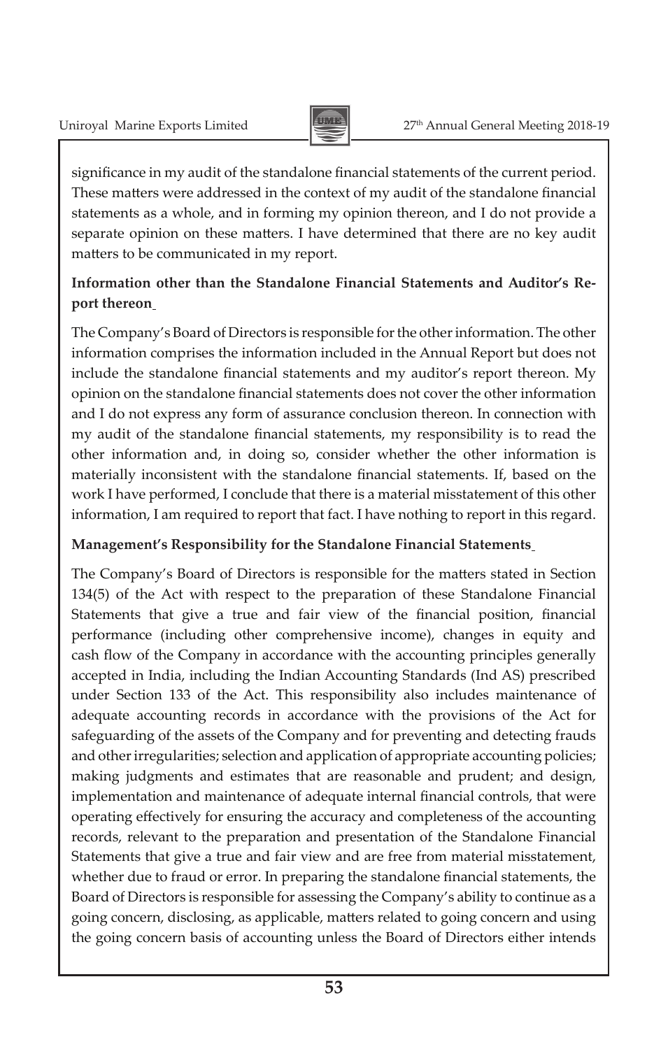significance in my audit of the standalone financial statements of the current period. These matters were addressed in the context of my audit of the standalone financial statements as a whole, and in forming my opinion thereon, and I do not provide a separate opinion on these matters. I have determined that there are no key audit matters to be communicated in my report.

**Information other than the Standalone Financial Statements and Auditor's Report thereon**

The Company's Board of Directors is responsible for the other information. The other information comprises the information included in the Annual Report but does not include the standalone financial statements and my auditor's report thereon. My opinion on the standalone financial statements does not cover the other information and I do not express any form of assurance conclusion thereon. In connection with my audit of the standalone financial statements, my responsibility is to read the other information and, in doing so, consider whether the other information is materially inconsistent with the standalone financial statements. If, based on the work I have performed, I conclude that there is a material misstatement of this other information, I am required to report that fact. I have nothing to report in this regard.

**Management's Responsibility for the Standalone Financial Statements**

The Company's Board of Directors is responsible for the matters stated in Section 134(5) of the Act with respect to the preparation of these Standalone Financial Statements that give a true and fair view of the financial position, financial performance (including other comprehensive income), changes in equity and cash flow of the Company in accordance with the accounting principles generally accepted in India, including the Indian Accounting Standards (Ind AS) prescribed under Section 133 of the Act. This responsibility also includes maintenance of adequate accounting records in accordance with the provisions of the Act for safeguarding of the assets of the Company and for preventing and detecting frauds and other irregularities; selection and application of appropriate accounting policies; making judgments and estimates that are reasonable and prudent; and design, implementation and maintenance of adequate internal financial controls, that were operating effectively for ensuring the accuracy and completeness of the accounting records, relevant to the preparation and presentation of the Standalone Financial Statements that give a true and fair view and are free from material misstatement, whether due to fraud or error. In preparing the standalone financial statements, the Board of Directors is responsible for assessing the Company's ability to continue as a going concern, disclosing, as applicable, matters related to going concern and using the going concern basis of accounting unless the Board of Directors either intends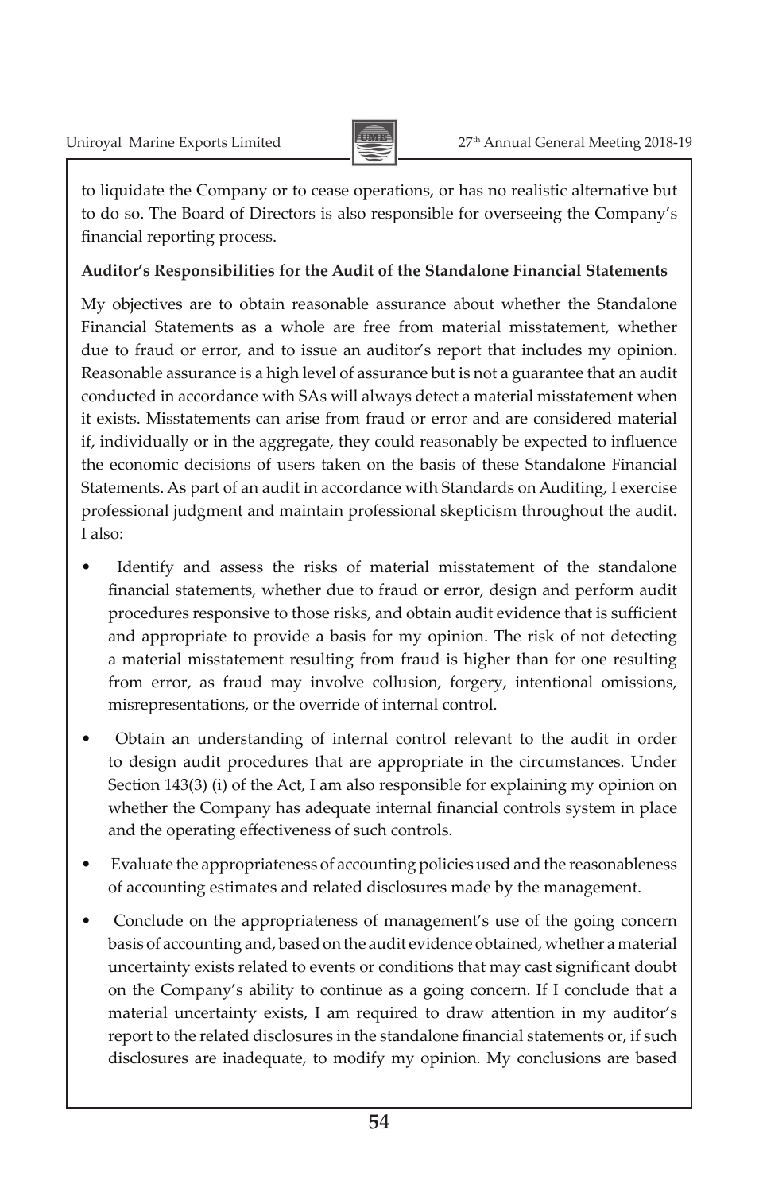to liquidate the Company or to cease operations, or has no realistic alternative but to do so. The Board of Directors is also responsible for overseeing the Company's financial reporting process.

**Auditor's Responsibilities for the Audit of the Standalone Financial Statements**

My objectives are to obtain reasonable assurance about whether the Standalone Financial Statements as a whole are free from material misstatement, whether due to fraud or error, and to issue an auditor's report that includes my opinion. Reasonable assurance is a high level of assurance but is not a guarantee that an audit conducted in accordance with SAs will always detect a material misstatement when it exists. Misstatements can arise from fraud or error and are considered material if, individually or in the aggregate, they could reasonably be expected to influence the economic decisions of users taken on the basis of these Standalone Financial Statements. As part of an audit in accordance with Standards on Auditing, I exercise professional judgment and maintain professional skepticism throughout the audit. I also:

- Identify and assess the risks of material misstatement of the standalone financial statements, whether due to fraud or error, design and perform audit procedures responsive to those risks, and obtain audit evidence that is sufficient and appropriate to provide a basis for my opinion. The risk of not detecting a material misstatement resulting from fraud is higher than for one resulting from error, as fraud may involve collusion, forgery, intentional omissions, misrepresentations, or the override of internal control.
- Obtain an understanding of internal control relevant to the audit in order to design audit procedures that are appropriate in the circumstances. Under Section 143(3) (i) of the Act, I am also responsible for explaining my opinion on whether the Company has adequate internal financial controls system in place and the operating effectiveness of such controls.
- Evaluate the appropriateness of accounting policies used and the reasonableness of accounting estimates and related disclosures made by the management.
- Conclude on the appropriateness of management's use of the going concern basis of accounting and, based on the audit evidence obtained, whether a material uncertainty exists related to events or conditions that may cast significant doubt on the Company's ability to continue as a going concern. If I conclude that a material uncertainty exists, I am required to draw attention in my auditor's report to the related disclosures in the standalone financial statements or, if such disclosures are inadequate, to modify my opinion. My conclusions are based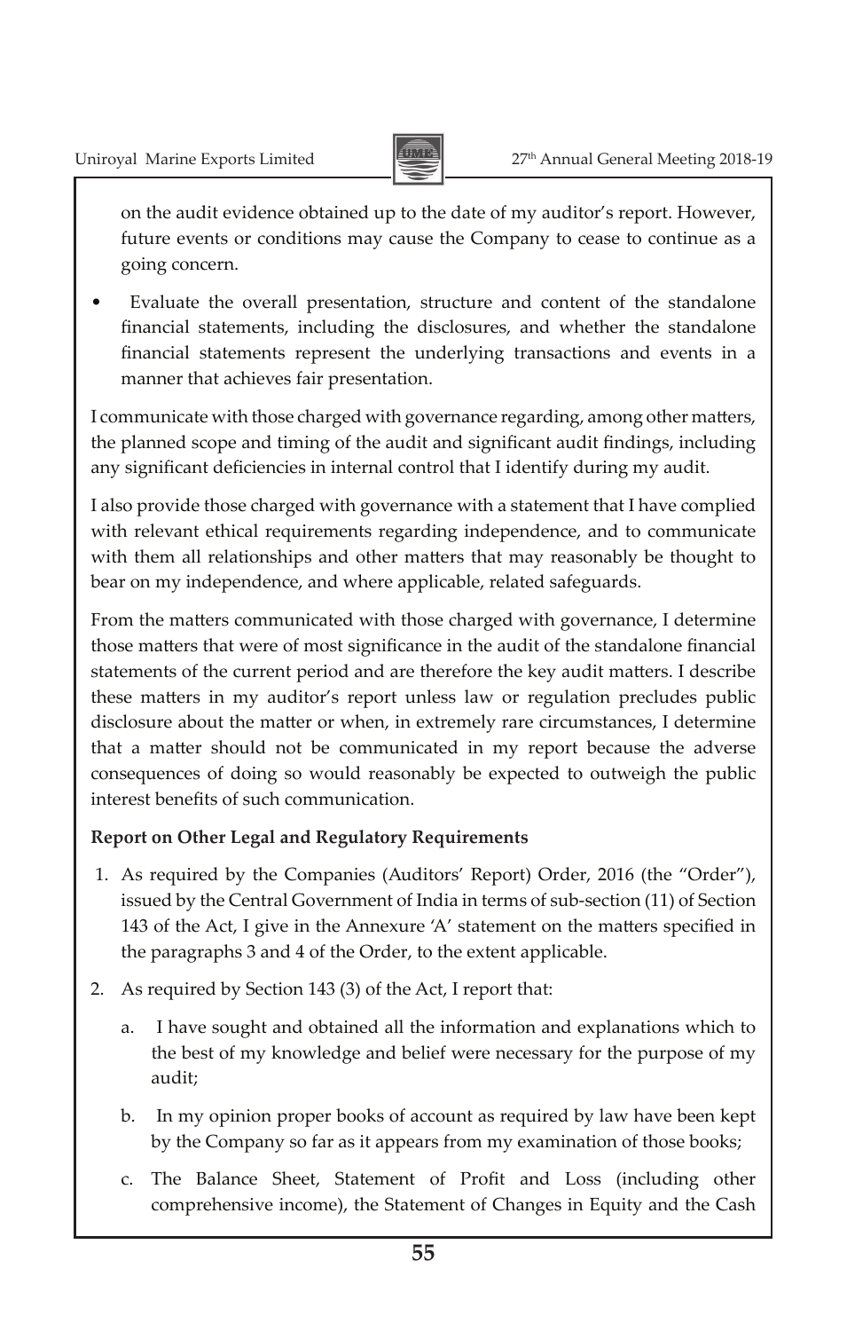on the audit evidence obtained up to the date of my auditor's report. However, future events or conditions may cause the Company to cease to continue as a going concern.

- Evaluate the overall presentation, structure and content of the standalone financial statements, including the disclosures, and whether the standalone financial statements represent the underlying transactions and events in a manner that achieves fair presentation.

I communicate with those charged with governance regarding, among other matters, the planned scope and timing of the audit and significant audit findings, including any significant deficiencies in internal control that I identify during my audit.

I also provide those charged with governance with a statement that I have complied with relevant ethical requirements regarding independence, and to communicate with them all relationships and other matters that may reasonably be thought to bear on my independence, and where applicable, related safeguards.

From the matters communicated with those charged with governance, I determine those matters that were of most significance in the audit of the standalone financial statements of the current period and are therefore the key audit matters. I describe these matters in my auditor's report unless law or regulation precludes public disclosure about the matter or when, in extremely rare circumstances, I determine that a matter should not be communicated in my report because the adverse consequences of doing so would reasonably be expected to outweigh the public interest benefits of such communication.

**Report on Other Legal and Regulatory Requirements**

1. As required by the Companies (Auditors' Report) Order, 2016 (the "Order"), issued by the Central Government of India in terms of sub-section (11) of Section 143 of the Act, I give in the Annexure 'A' statement on the matters specified in the paragraphs 3 and 4 of the Order, to the extent applicable.

2. As required by Section 143 (3) of the Act, I report that:

   a. I have sought and obtained all the information and explanations which to the best of my knowledge and belief were necessary for the purpose of my audit;

   b. In my opinion proper books of account as required by law have been kept by the Company so far as it appears from my examination of those books;

   c. The Balance Sheet, Statement of Profit and Loss (including other comprehensive income), the Statement of Changes in Equity and the Cash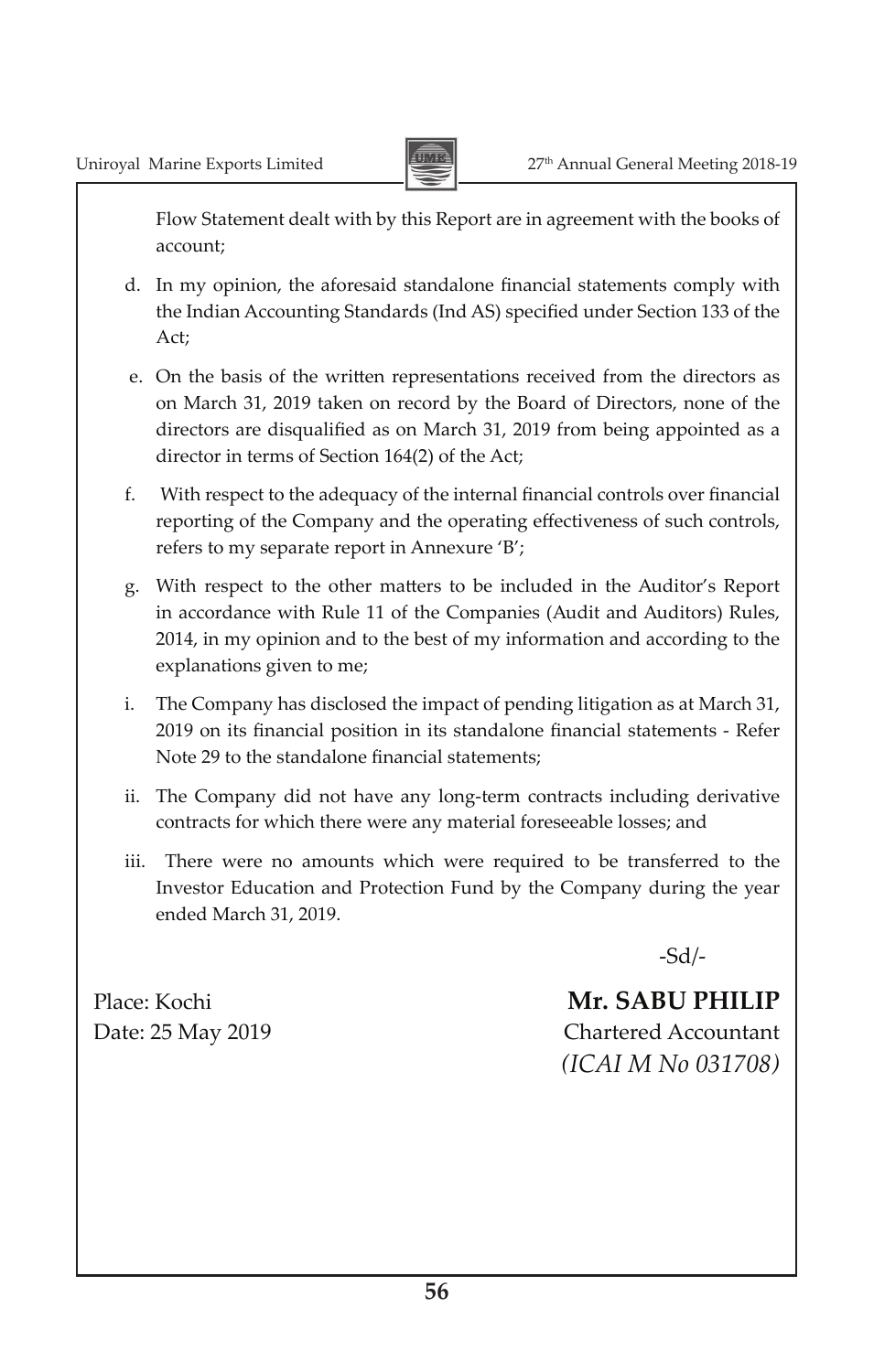Flow Statement dealt with by this Report are in agreement with the books of account;

d. In my opinion, the aforesaid standalone financial statements comply with the Indian Accounting Standards (Ind AS) specified under Section 133 of the Act;

e. On the basis of the written representations received from the directors as on March 31, 2019 taken on record by the Board of Directors, none of the directors are disqualified as on March 31, 2019 from being appointed as a director in terms of Section 164(2) of the Act;

f. With respect to the adequacy of the internal financial controls over financial reporting of the Company and the operating effectiveness of such controls, refers to my separate report in Annexure 'B';

g. With respect to the other matters to be included in the Auditor's Report in accordance with Rule 11 of the Companies (Audit and Auditors) Rules, 2014, in my opinion and to the best of my information and according to the explanations given to me;

i. The Company has disclosed the impact of pending litigation as at March 31, 2019 on its financial position in its standalone financial statements - Refer Note 29 to the standalone financial statements;

ii. The Company did not have any long-term contracts including derivative contracts for which there were any material foreseeable losses; and

iii. There were no amounts which were required to be transferred to the Investor Education and Protection Fund by the Company during the year ended March 31, 2019.

-Sd/-

Place: Kochi

Date: 25 May 2019

**Mr. SABU PHILIP**
Chartered Accountant
*(ICAI M No 031708)*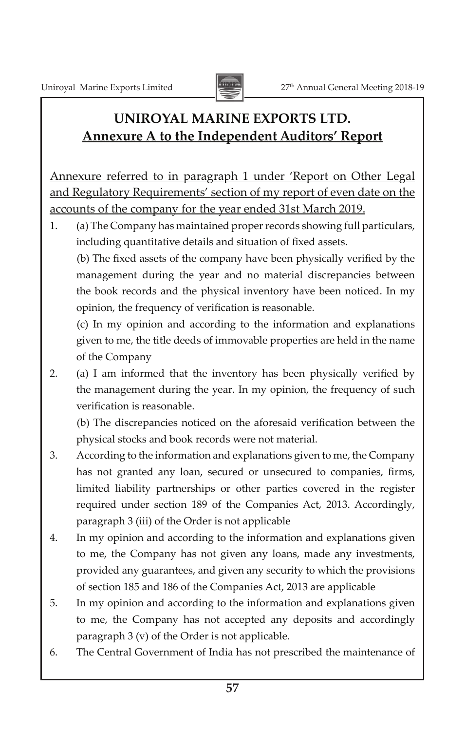# UNIROYAL MARINE EXPORTS LTD.

## Annexure A to the Independent Auditors' Report

Annexure referred to in paragraph 1 under 'Report on Other Legal and Regulatory Requirements' section of my report of even date on the accounts of the company for the year ended 31st March 2019.

1. (a) The Company has maintained proper records showing full particulars, including quantitative details and situation of fixed assets.

   (b) The fixed assets of the company have been physically verified by the management during the year and no material discrepancies between the book records and the physical inventory have been noticed. In my opinion, the frequency of verification is reasonable.

   (c) In my opinion and according to the information and explanations given to me, the title deeds of immovable properties are held in the name of the Company

2. (a) I am informed that the inventory has been physically verified by the management during the year. In my opinion, the frequency of such verification is reasonable.

   (b) The discrepancies noticed on the aforesaid verification between the physical stocks and book records were not material.

3. According to the information and explanations given to me, the Company has not granted any loan, secured or unsecured to companies, firms, limited liability partnerships or other parties covered in the register required under section 189 of the Companies Act, 2013. Accordingly, paragraph 3 (iii) of the Order is not applicable

4. In my opinion and according to the information and explanations given to me, the Company has not given any loans, made any investments, provided any guarantees, and given any security to which the provisions of section 185 and 186 of the Companies Act, 2013 are applicable

5. In my opinion and according to the information and explanations given to me, the Company has not accepted any deposits and accordingly paragraph 3 (v) of the Order is not applicable.

6. The Central Government of India has not prescribed the maintenance of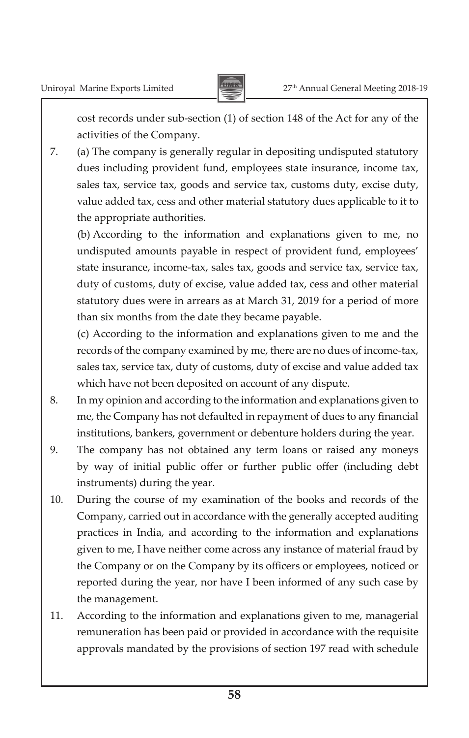cost records under sub-section (1) of section 148 of the Act for any of the activities of the Company.

7. (a) The company is generally regular in depositing undisputed statutory dues including provident fund, employees state insurance, income tax, sales tax, service tax, goods and service tax, customs duty, excise duty, value added tax, cess and other material statutory dues applicable to it to the appropriate authorities.

   (b) According to the information and explanations given to me, no undisputed amounts payable in respect of provident fund, employees' state insurance, income-tax, sales tax, goods and service tax, service tax, duty of customs, duty of excise, value added tax, cess and other material statutory dues were in arrears as at March 31, 2019 for a period of more than six months from the date they became payable.

   (c) According to the information and explanations given to me and the records of the company examined by me, there are no dues of income-tax, sales tax, service tax, duty of customs, duty of excise and value added tax which have not been deposited on account of any dispute.

8. In my opinion and according to the information and explanations given to me, the Company has not defaulted in repayment of dues to any financial institutions, bankers, government or debenture holders during the year.

9. The company has not obtained any term loans or raised any moneys by way of initial public offer or further public offer (including debt instruments) during the year.

10. During the course of my examination of the books and records of the Company, carried out in accordance with the generally accepted auditing practices in India, and according to the information and explanations given to me, I have neither come across any instance of material fraud by the Company or on the Company by its officers or employees, noticed or reported during the year, nor have I been informed of any such case by the management.

11. According to the information and explanations given to me, managerial remuneration has been paid or provided in accordance with the requisite approvals mandated by the provisions of section 197 read with schedule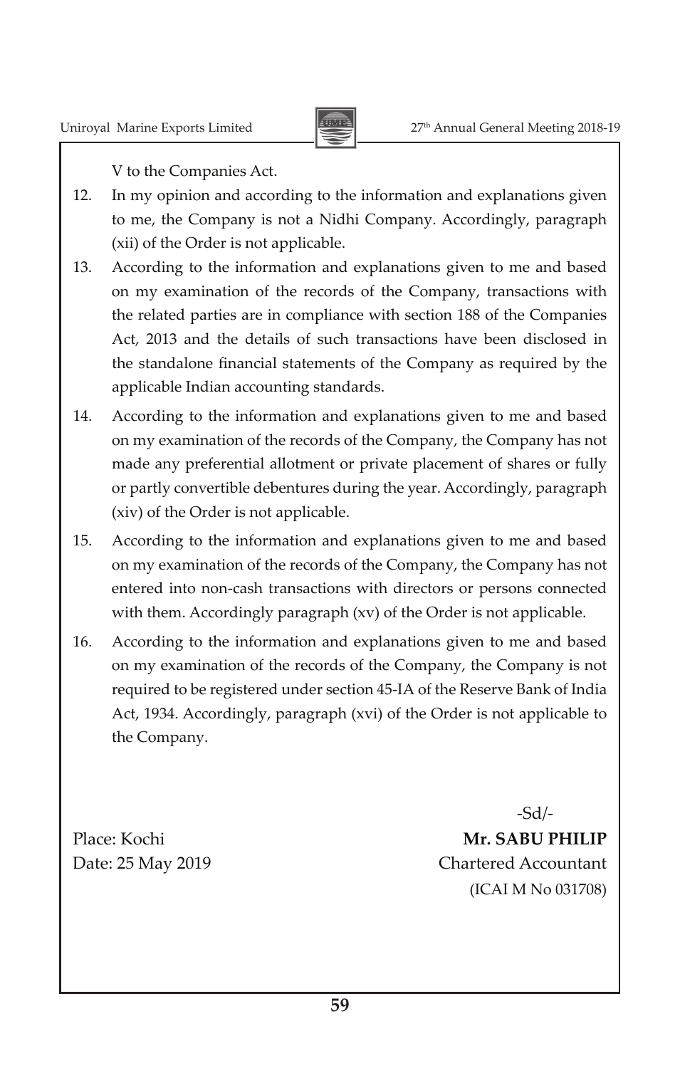V to the Companies Act.

12. In my opinion and according to the information and explanations given to me, the Company is not a Nidhi Company. Accordingly, paragraph (xii) of the Order is not applicable.

13. According to the information and explanations given to me and based on my examination of the records of the Company, transactions with the related parties are in compliance with section 188 of the Companies Act, 2013 and the details of such transactions have been disclosed in the standalone financial statements of the Company as required by the applicable Indian accounting standards.

14. According to the information and explanations given to me and based on my examination of the records of the Company, the Company has not made any preferential allotment or private placement of shares or fully or partly convertible debentures during the year. Accordingly, paragraph (xiv) of the Order is not applicable.

15. According to the information and explanations given to me and based on my examination of the records of the Company, the Company has not entered into non-cash transactions with directors or persons connected with them. Accordingly paragraph (xv) of the Order is not applicable.

16. According to the information and explanations given to me and based on my examination of the records of the Company, the Company is not required to be registered under section 45-IA of the Reserve Bank of India Act, 1934. Accordingly, paragraph (xvi) of the Order is not applicable to the Company.

-Sd/-

Place: Kochi
Date: 25 May 2019

**Mr. SABU PHILIP**
Chartered Accountant
(ICAI M No 031708)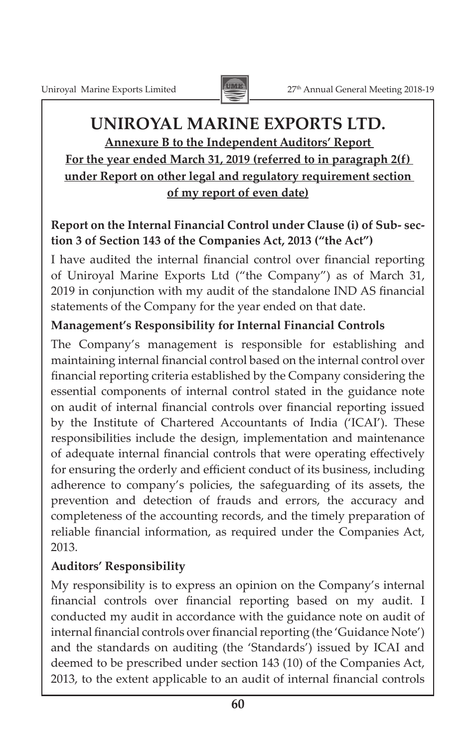# UNIROYAL MARINE EXPORTS LTD.

**Annexure B to the Independent Auditors' Report**
**For the year ended March 31, 2019 (referred to in paragraph 2(f) under Report on other legal and regulatory requirement section of my report of even date)**

**Report on the Internal Financial Control under Clause (i) of Sub- section 3 of Section 143 of the Companies Act, 2013 ("the Act")**

I have audited the internal financial control over financial reporting of Uniroyal Marine Exports Ltd ("the Company") as of March 31, 2019 in conjunction with my audit of the standalone IND AS financial statements of the Company for the year ended on that date.

**Management's Responsibility for Internal Financial Controls**

The Company's management is responsible for establishing and maintaining internal financial control based on the internal control over financial reporting criteria established by the Company considering the essential components of internal control stated in the guidance note on audit of internal financial controls over financial reporting issued by the Institute of Chartered Accountants of India ('ICAI'). These responsibilities include the design, implementation and maintenance of adequate internal financial controls that were operating effectively for ensuring the orderly and efficient conduct of its business, including adherence to company's policies, the safeguarding of its assets, the prevention and detection of frauds and errors, the accuracy and completeness of the accounting records, and the timely preparation of reliable financial information, as required under the Companies Act, 2013.

**Auditors' Responsibility**

My responsibility is to express an opinion on the Company's internal financial controls over financial reporting based on my audit. I conducted my audit in accordance with the guidance note on audit of internal financial controls over financial reporting (the 'Guidance Note') and the standards on auditing (the 'Standards') issued by ICAI and deemed to be prescribed under section 143 (10) of the Companies Act, 2013, to the extent applicable to an audit of internal financial controls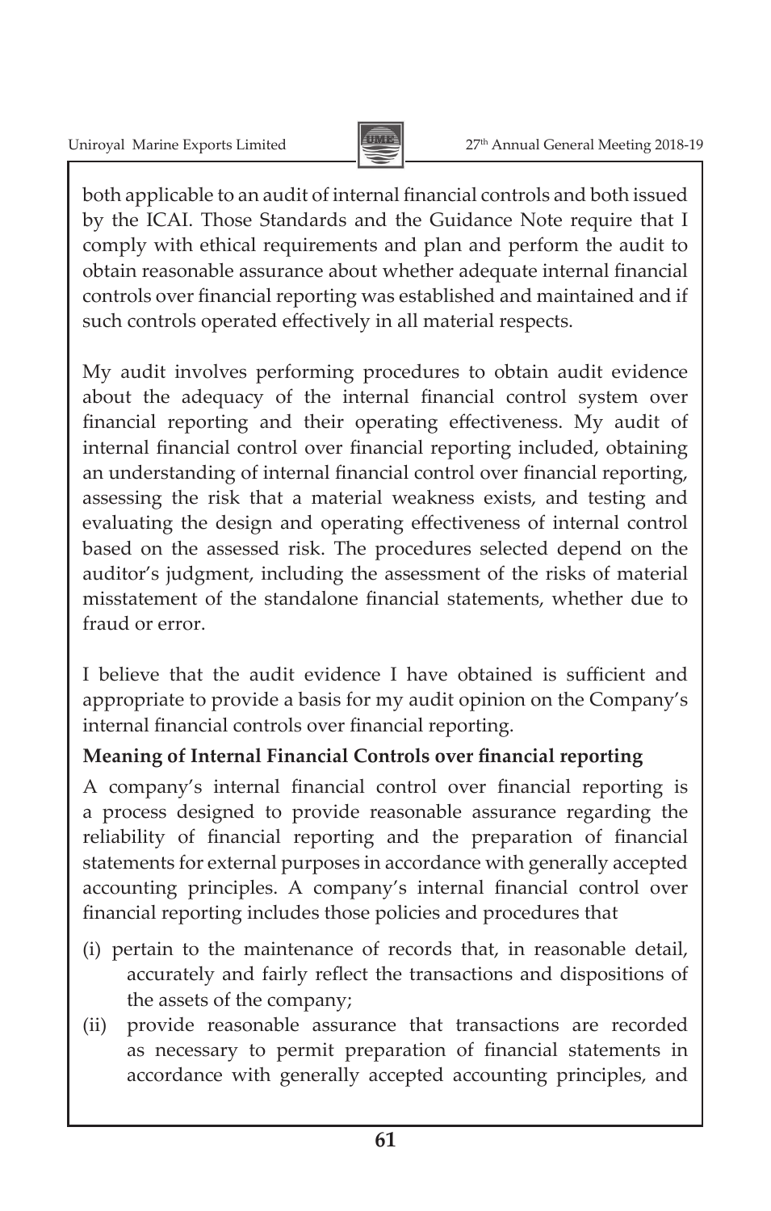both applicable to an audit of internal financial controls and both issued by the ICAI. Those Standards and the Guidance Note require that I comply with ethical requirements and plan and perform the audit to obtain reasonable assurance about whether adequate internal financial controls over financial reporting was established and maintained and if such controls operated effectively in all material respects.

My audit involves performing procedures to obtain audit evidence about the adequacy of the internal financial control system over financial reporting and their operating effectiveness. My audit of internal financial control over financial reporting included, obtaining an understanding of internal financial control over financial reporting, assessing the risk that a material weakness exists, and testing and evaluating the design and operating effectiveness of internal control based on the assessed risk. The procedures selected depend on the auditor's judgment, including the assessment of the risks of material misstatement of the standalone financial statements, whether due to fraud or error.

I believe that the audit evidence I have obtained is sufficient and appropriate to provide a basis for my audit opinion on the Company's internal financial controls over financial reporting.

**Meaning of Internal Financial Controls over financial reporting**

A company's internal financial control over financial reporting is a process designed to provide reasonable assurance regarding the reliability of financial reporting and the preparation of financial statements for external purposes in accordance with generally accepted accounting principles. A company's internal financial control over financial reporting includes those policies and procedures that

(i) pertain to the maintenance of records that, in reasonable detail, accurately and fairly reflect the transactions and dispositions of the assets of the company;

(ii) provide reasonable assurance that transactions are recorded as necessary to permit preparation of financial statements in accordance with generally accepted accounting principles, and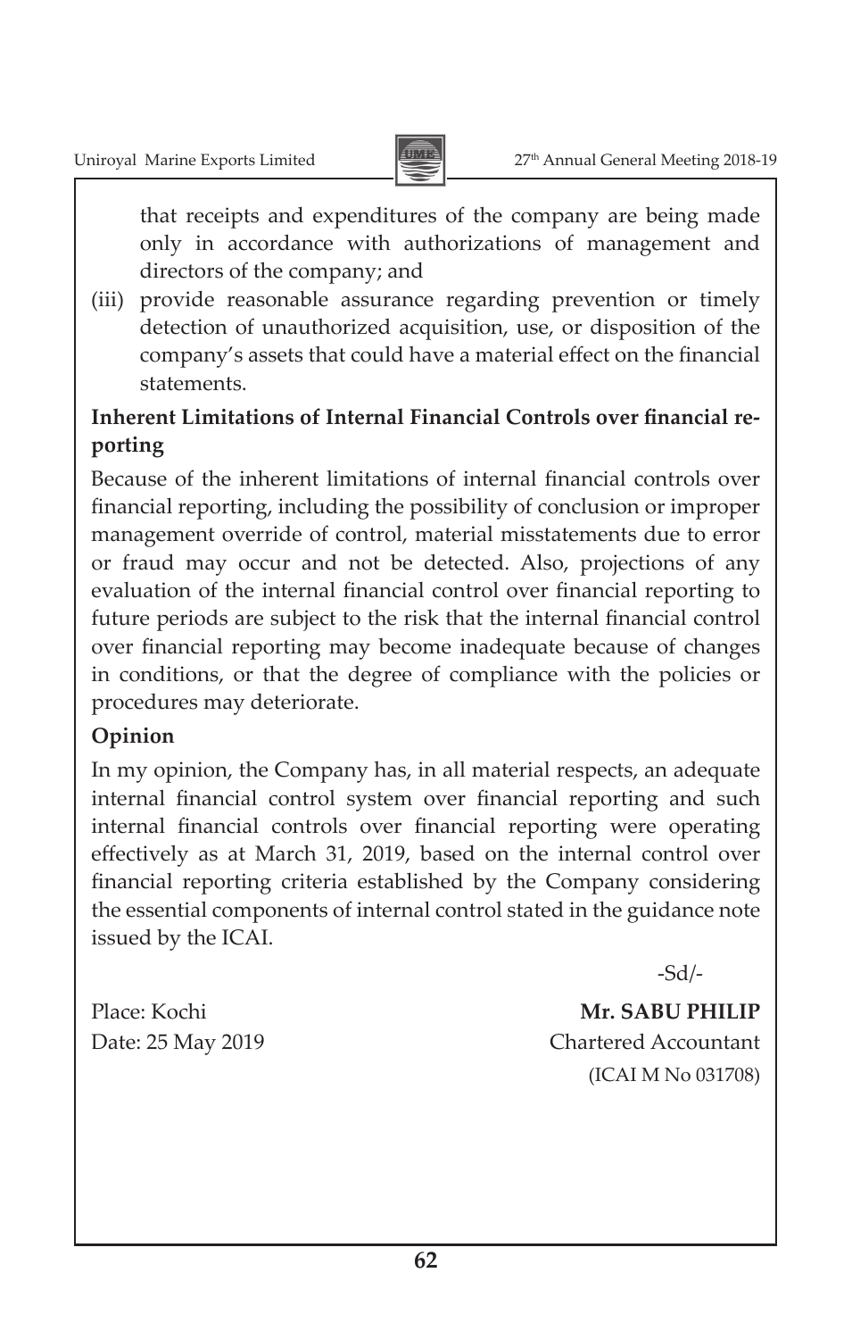that receipts and expenditures of the company are being made only in accordance with authorizations of management and directors of the company; and

(iii) provide reasonable assurance regarding prevention or timely detection of unauthorized acquisition, use, or disposition of the company's assets that could have a material effect on the financial statements.

**Inherent Limitations of Internal Financial Controls over financial reporting**

Because of the inherent limitations of internal financial controls over financial reporting, including the possibility of conclusion or improper management override of control, material misstatements due to error or fraud may occur and not be detected. Also, projections of any evaluation of the internal financial control over financial reporting to future periods are subject to the risk that the internal financial control over financial reporting may become inadequate because of changes in conditions, or that the degree of compliance with the policies or procedures may deteriorate.

**Opinion**

In my opinion, the Company has, in all material respects, an adequate internal financial control system over financial reporting and such internal financial controls over financial reporting were operating effectively as at March 31, 2019, based on the internal control over financial reporting criteria established by the Company considering the essential components of internal control stated in the guidance note issued by the ICAI.

-Sd/-

Place: Kochi

Date: 25 May 2019

**Mr. SABU PHILIP**

Chartered Accountant

(ICAI M No 031708)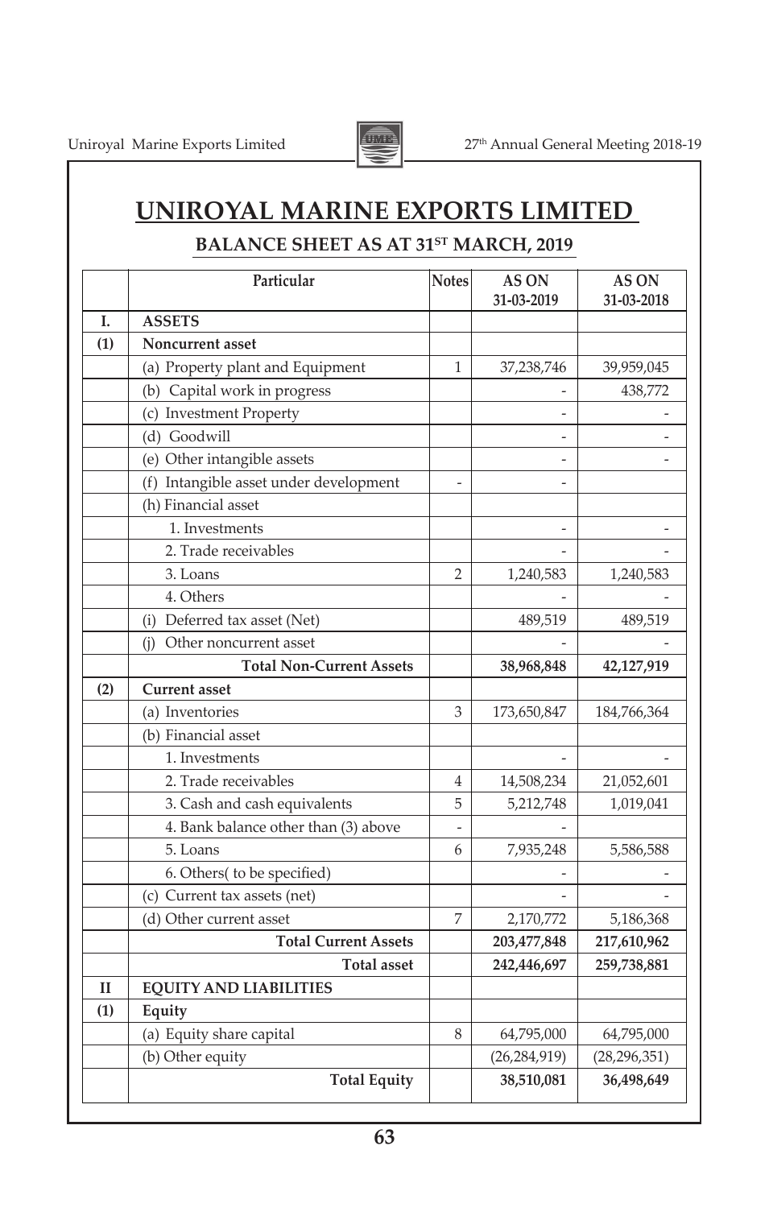# UNIROYAL MARINE EXPORTS LIMITED

## BALANCE SHEET AS AT 31ST MARCH, 2019

| | Particular | Notes | AS ON 31-03-2019 | AS ON 31-03-2018 |
|---|---|---|---|---|
| I. | **ASSETS** | | | |
| (1) | **Noncurrent asset** | | | |
| | (a) Property plant and Equipment | 1 | 37,238,746 | 39,959,045 |
| | (b) Capital work in progress | | - | 438,772 |
| | (c) Investment Property | | - | - |
| | (d) Goodwill | | - | - |
| | (e) Other intangible assets | | - | - |
| | (f) Intangible asset under development | - | - | |
| | (h) Financial asset | | | |
| | 1. Investments | | - | - |
| | 2. Trade receivables | | - | - |
| | 3. Loans | 2 | 1,240,583 | 1,240,583 |
| | 4. Others | | - | - |
| | (i) Deferred tax asset (Net) | | 489,519 | 489,519 |
| | (j) Other noncurrent asset | | - | - |
| | **Total Non-Current Assets** | | **38,968,848** | **42,127,919** |
| (2) | **Current asset** | | | |
| | (a) Inventories | 3 | 173,650,847 | 184,766,364 |
| | (b) Financial asset | | | |
| | 1. Investments | | - | - |
| | 2. Trade receivables | 4 | 14,508,234 | 21,052,601 |
| | 3. Cash and cash equivalents | 5 | 5,212,748 | 1,019,041 |
| | 4. Bank balance other than (3) above | - | - | |
| | 5. Loans | 6 | 7,935,248 | 5,586,588 |
| | 6. Others( to be specified) | | - | - |
| | (c) Current tax assets (net) | | - | - |
| | (d) Other current asset | 7 | 2,170,772 | 5,186,368 |
| | **Total Current Assets** | | **203,477,848** | **217,610,962** |
| | **Total asset** | | **242,446,697** | **259,738,881** |
| II | **EQUITY AND LIABILITIES** | | | |
| (1) | **Equity** | | | |
| | (a) Equity share capital | 8 | 64,795,000 | 64,795,000 |
| | (b) Other equity | | (26,284,919) | (28,296,351) |
| | **Total Equity** | | **38,510,081** | **36,498,649** |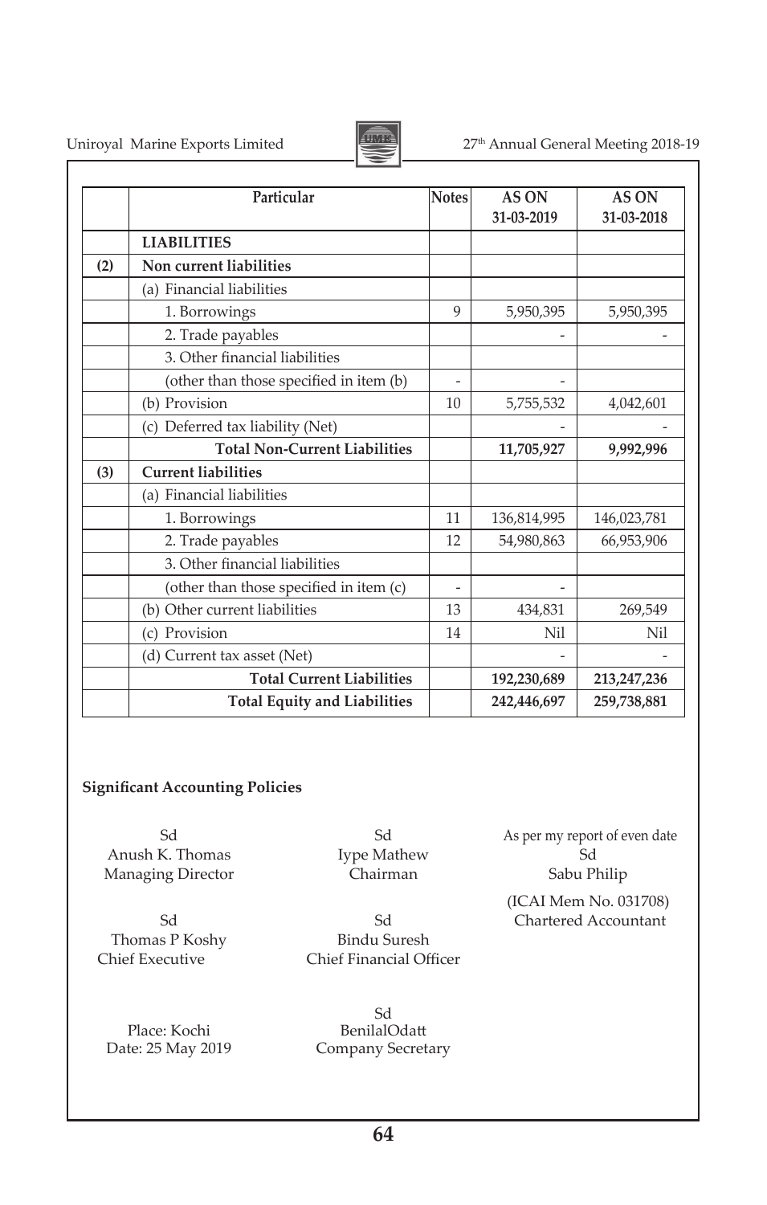|  | Particular | Notes | AS ON 31-03-2019 | AS ON 31-03-2018 |
|---|---|---|---|---|
|  | **LIABILITIES** |  |  |  |
| **(2)** | **Non current liabilities** |  |  |  |
|  | (a) Financial liabilities |  |  |  |
|  | 1. Borrowings | 9 | 5,950,395 | 5,950,395 |
|  | 2. Trade payables |  | - | - |
|  | 3. Other financial liabilities |  |  |  |
|  | (other than those specified in item (b) | - | - |  |
|  | (b) Provision | 10 | 5,755,532 | 4,042,601 |
|  | (c) Deferred tax liability (Net) |  | - | - |
|  | **Total Non-Current Liabilities** |  | **11,705,927** | **9,992,996** |
| **(3)** | **Current liabilities** |  |  |  |
|  | (a) Financial liabilities |  |  |  |
|  | 1. Borrowings | 11 | 136,814,995 | 146,023,781 |
|  | 2. Trade payables | 12 | 54,980,863 | 66,953,906 |
|  | 3. Other financial liabilities |  |  |  |
|  | (other than those specified in item (c) | - | - |  |
|  | (b) Other current liabilities | 13 | 434,831 | 269,549 |
|  | (c) Provision | 14 | Nil | Nil |
|  | (d) Current tax asset (Net) |  | - | - |
|  | **Total Current Liabilities** |  | **192,230,689** | **213,247,236** |
|  | **Total Equity and Liabilities** |  | **242,446,697** | **259,738,881** |

**Significant Accounting Policies**

Sd
Anush K. Thomas
Managing Director

Sd
Iype Mathew
Chairman

As per my report of even date
Sd
Sabu Philip
(ICAI Mem No. 031708)
Chartered Accountant

Sd
Thomas P Koshy
Chief Executive

Sd
Bindu Suresh
Chief Financial Officer

Place: Kochi
Date: 25 May 2019

Sd
BenilalOdatt
Company Secretary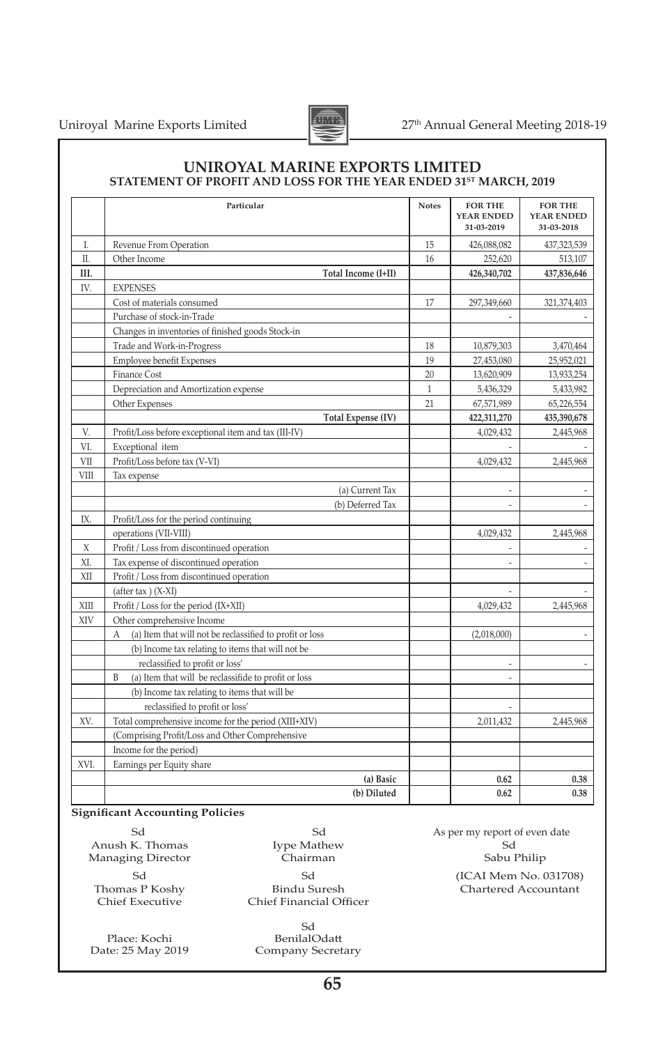# UNIROYAL MARINE EXPORTS LIMITED

## STATEMENT OF PROFIT AND LOSS FOR THE YEAR ENDED 31ST MARCH, 2019

| | Particular | Notes | FOR THE YEAR ENDED 31-03-2019 | FOR THE YEAR ENDED 31-03-2018 |
|---|---|---|---|---|
| I. | Revenue From Operation | 15 | 426,088,082 | 437,323,539 |
| II. | Other Income | 16 | 252,620 | 513,107 |
| **III.** | **Total Income (I+II)** | | **426,340,702** | **437,836,646** |
| IV. | EXPENSES | | | |
| | Cost of materials consumed | 17 | 297,349,660 | 321,374,403 |
| | Purchase of stock-in-Trade | | - | - |
| | Changes in inventories of finished goods Stock-in | | | |
| | Trade and Work-in-Progress | 18 | 10,879,303 | 3,470,464 |
| | Employee benefit Expenses | 19 | 27,453,080 | 25,952,021 |
| | Finance Cost | 20 | 13,620,909 | 13,933,254 |
| | Depreciation and Amortization expense | 1 | 5,436,329 | 5,433,982 |
| | Other Expenses | 21 | 67,571,989 | 65,226,554 |
| | **Total Expense (IV)** | | **422,311,270** | **435,390,678** |
| V. | Profit/Loss before exceptional item and tax (III-IV) | | 4,029,432 | 2,445,968 |
| VI. | Exceptional item | | - | - |
| VII | Profit/Loss before tax (V-VI) | | 4,029,432 | 2,445,968 |
| VIII | Tax expense | | | |
| | (a) Current Tax | | - | - |
| | (b) Deferred Tax | | - | - |
| IX. | Profit/Loss for the period continuing | | | |
| | operations (VII-VIII) | | 4,029,432 | 2,445,968 |
| X | Profit / Loss from discontinued operation | | - | - |
| XI. | Tax expense of discontinued operation | | - | - |
| XII | Profit / Loss from discontinued operation | | | |
| | (after tax ) (X-XI) | | - | - |
| XIII | Profit / Loss for the period (IX+XII) | | 4,029,432 | 2,445,968 |
| XIV | Other comprehensive Income | | | |
| | A (a) Item that will not be reclassified to profit or loss | | (2,018,000) | - |
| | (b) Income tax relating to items that will not be | | | |
| | reclassified to profit or loss' | | - | - |
| | B (a) Item that will be reclassifide to profit or loss | | - | |
| | (b) Income tax relating to items that will be | | | |
| | reclassified to profit or loss' | | - | |
| XV. | Total comprehensive income for the period (XIII+XIV) | | 2,011,432 | 2,445,968 |
| | (Comprising Profit/Loss and Other Comprehensive | | | |
| | Income for the period) | | | |
| XVI. | Earnings per Equity share | | | |
| | **(a) Basic** | | **0.62** | **0.38** |
| | **(b) Diluted** | | **0.62** | **0.38** |

**Significant Accounting Policies**

Sd
Anush K. Thomas
Managing Director

Sd
Iype Mathew
Chairman

As per my report of even date
Sd
Sabu Philip
(ICAI Mem No. 031708)
Chartered Accountant

Sd
Thomas P Koshy
Chief Executive

Sd
Bindu Suresh
Chief Financial Officer

Place: Kochi
Date: 25 May 2019

Sd
BenilalOdatt
Company Secretary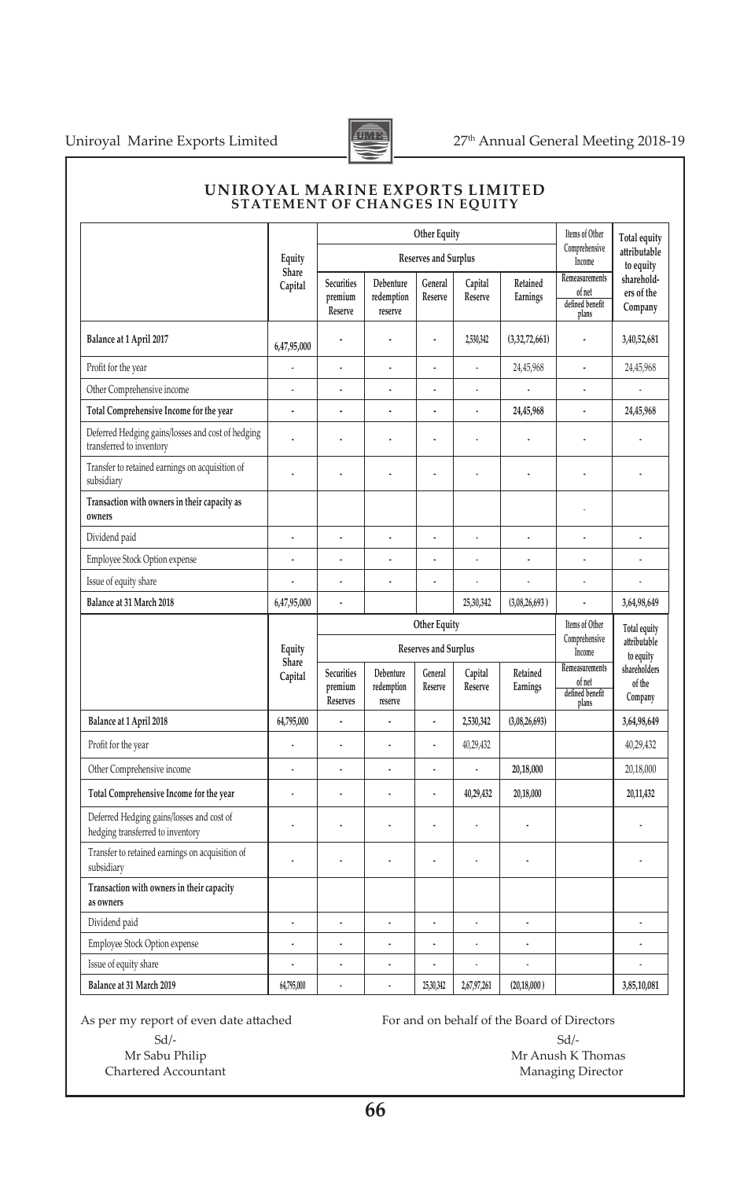# UNIROYAL MARINE EXPORTS LIMITED

## STATEMENT OF CHANGES IN EQUITY

| | Equity Share Capital | Other Equity | | | | | Items of Other Comprehensive Income | Total equity attributable to equity shareholders of the Company |
|---|---|---|---|---|---|---|---|---|
| | | Reserves and Surplus | | | | | | |
| | | Securities premium Reserve | Debenture redemption reserve | General Reserve | Capital Reserve | Retained Earnings | Remeasurements of net defined benefit plans | |
| **Balance at 1 April 2017** | 6,47,95,000 | - | - | - | 2,530,342 | (3,32,72,661) | - | 3,40,52,681 |
| Profit for the year | - | - | - | - | - | 24,45,968 | - | 24,45,968 |
| Other Comprehensive income | - | - | - | - | - | - | - | - |
| **Total Comprehensive Income for the year** | - | - | - | - | - | 24,45,968 | - | 24,45,968 |
| Deferred Hedging gains/losses and cost of hedging transferred to inventory | - | - | - | - | - | - | - | - |
| Transfer to retained earnings on acquisition of subsidiary | - | - | - | - | - | - | - | - |
| **Transaction with owners in their capacity as owners** | | | | | | | - | |
| Dividend paid | - | - | - | - | - | - | - | - |
| Employee Stock Option expense | - | - | - | - | - | - | - | - |
| Issue of equity share | - | - | - | - | - | - | - | - |
| **Balance at 31 March 2018** | 6,47,95,000 | - | | | 25,30,342 | (3,08,26,693 ) | - | 3,64,98,649 |

| | Equity Share Capital | Other Equity | | | | | Items of Other Comprehensive Income | Total equity attributable to equity shareholders of the Company |
|---|---|---|---|---|---|---|---|---|
| | | Reserves and Surplus | | | | | | |
| | | Securities premium Reserves | Debenture redemption reserve | General Reserve | Capital Reserve | Retained Earnings | Remeasurements of net defined benefit plans | |
| **Balance at 1 April 2018** | 64,795,000 | - | - | - | 2,530,342 | (3,08,26,693) | | 3,64,98,649 |
| Profit for the year | - | - | - | - | 40,29,432 | | | 40,29,432 |
| Other Comprehensive income | - | - | - | - | - | 20,18,000 | | 20,18,000 |
| **Total Comprehensive Income for the year** | - | - | - | - | 40,29,432 | 20,18,000 | | 20,11,432 |
| Deferred Hedging gains/losses and cost of hedging transferred to inventory | - | - | - | - | - | - | | - |
| Transfer to retained earnings on acquisition of subsidiary | - | - | - | - | - | - | | - |
| **Transaction with owners in their capacity as owners** | | | | | | | | |
| Dividend paid | - | - | - | - | - | - | | - |
| Employee Stock Option expense | - | - | - | - | - | - | | - |
| Issue of equity share | - | - | - | - | - | - | | - |
| **Balance at 31 March 2019** | 64,795,000 | - | - | 25,30,342 | 2,67,97,261 | (20,18,000 ) | | 3,85,10,081 |

As per my report of even date attached

Sd/-
Mr Sabu Philip
Chartered Accountant

For and on behalf of the Board of Directors

Sd/-
Mr Anush K Thomas
Managing Director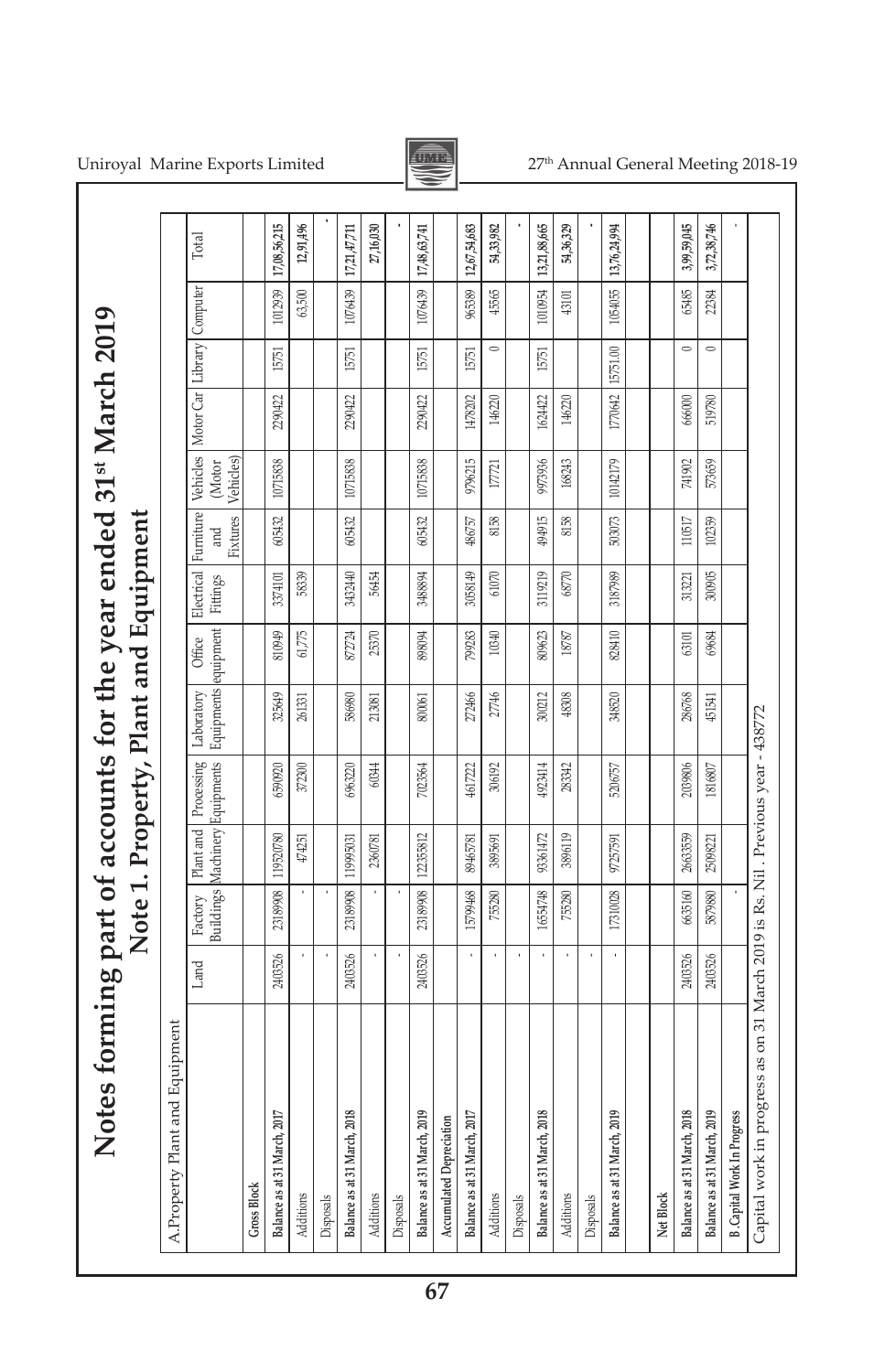# Notes forming part of accounts for the year ended 31st March 2019

## Note 1. Property, Plant and Equipment

A.Property Plant and Equipment

| | Land | Factory Buildings | Plant and Machinery | Processing Equipments | Laboratory Equipments | Office equipment | Electrical Fittings | Furniture and Fixtures | Vehicles (Motor Vehicles) | Motor Car | Library | Computer | Total |
|---|---|---|---|---|---|---|---|---|---|---|---|---|---|
| **Gross Block** | | | | | | | | | | | | | |
| Balance as at 31 March, 2017 | 2403526 | 23189908 | 119520780 | 6590920 | 325649 | 810949 | 3374101 | 605432 | 10715838 | 2290422 | 15751 | 1012939 | 17,08,56,215 |
| Additions | - | - | 474251 | 372300 | 261331 | 61,775 | 58339 | | | | | 63,500 | 12,91,496 |
| Disposals | - | - | | | | | | | | | | | - |
| Balance as at 31 March, 2018 | 2403526 | 23189908 | 119995031 | 6963220 | 586980 | 872724 | 3432440 | 605432 | 10715838 | 2290422 | 15751 | 1076439 | 17,21,47,711 |
| Additions | - | - | 2360781 | 60344 | 213081 | 25370 | 56454 | | | | | | 27,16,030 |
| Disposals | - | - | | | | | | | | | | | - |
| Balance as at 31 March, 2019 | 2403526 | 23189908 | 122355812 | 7023564 | 800061 | 898094 | 3488894 | 605432 | 10715838 | 2290422 | 15751 | 1076439 | 17,48,63,741 |
| **Accumulated Depreciation** | | | | | | | | | | | | | |
| Balance as at 31 March, 2017 | - | 15799468 | 89465781 | 4617222 | 272466 | 799283 | 3058149 | 486757 | 9796215 | 1478202 | 15751 | 965389 | 12,67,54,683 |
| Additions | - | 755280 | 3895691 | 306192 | 27746 | 10340 | 61070 | 8158 | 177721 | 146220 | 0 | 45565 | 54,33,982 |
| Disposals | - | | | | | | | | | | | | - |
| Balance as at 31 March, 2018 | - | 16554748 | 93361472 | 4923414 | 300212 | 809623 | 3119219 | 494915 | 9973936 | 1624422 | 15751 | 1010954 | 13,21,88,665 |
| Additions | - | 755280 | 3896119 | 283342 | 48308 | 18787 | 68770 | 8158 | 168243 | 146220 | | 43101 | 54,36,329 |
| Disposals | - | | | | | | | | | | | | - |
| Balance as at 31 March, 2019 | - | 17310028 | 97257591 | 5206757 | 348520 | 828410 | 3187989 | 503073 | 10142179 | 1770642 | 15751.00 | 1054055 | 13,76,24,994 |
| **Net Block** | | | | | | | | | | | | | |
| Balance as at 31 March, 2018 | 2403526 | 6635160 | 26633559 | 2039806 | 286768 | 63101 | 313221 | 110517 | 741902 | 666000 | 0 | 65485 | 3,99,59,045 |
| Balance as at 31 March, 2019 | 2403526 | 5879880 | 25098221 | 1816807 | 451541 | 69684 | 300905 | 102359 | 573659 | 519780 | 0 | 22384 | 3,72,38,746 |
| **B .Capital Work In Progress** | | - | | | | | | | | | | | - |

Capital work in progress as on 31 March 2019 is Rs. Nil. Previous year - 438772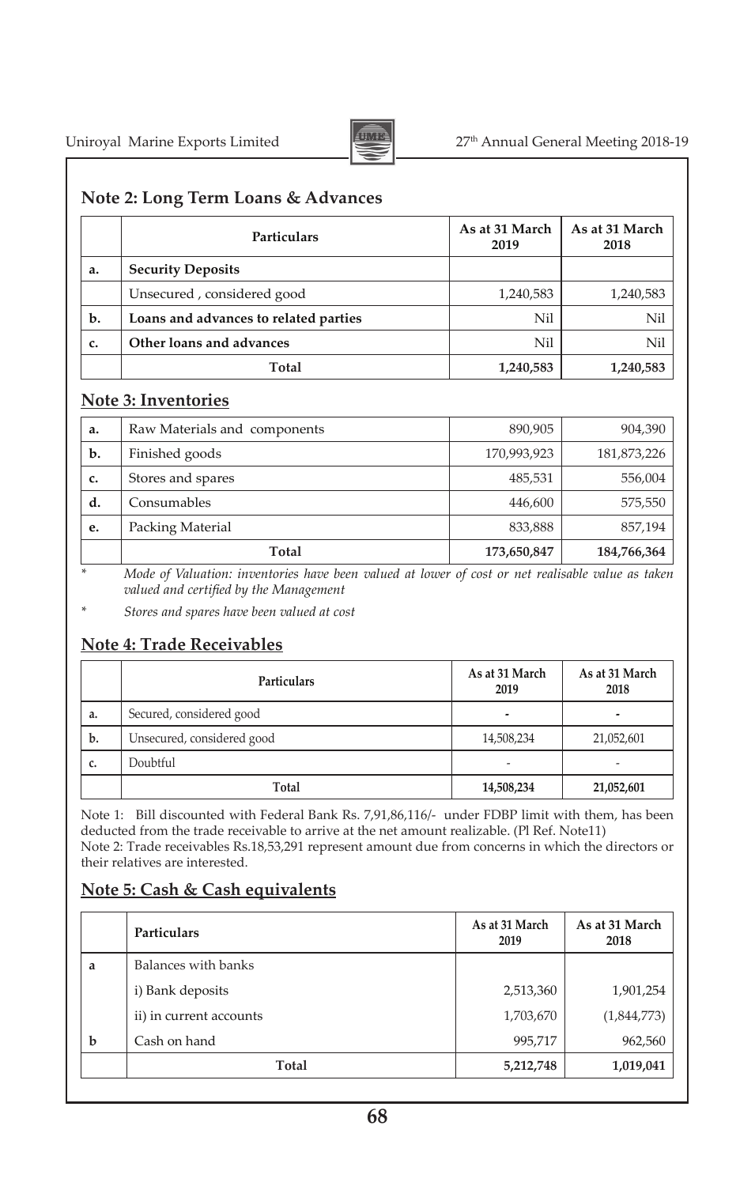## Note 2: Long Term Loans & Advances

| | Particulars | As at 31 March 2019 | As at 31 March 2018 |
|---|---|---|---|
| a. | **Security Deposits** | | |
| | Unsecured , considered good | 1,240,583 | 1,240,583 |
| b. | **Loans and advances to related parties** | Nil | Nil |
| c. | **Other loans and advances** | Nil | Nil |
| | **Total** | **1,240,583** | **1,240,583** |

## Note 3: Inventories

| | | | |
|---|---|---|---|
| a. | Raw Materials and components | 890,905 | 904,390 |
| b. | Finished goods | 170,993,923 | 181,873,226 |
| c. | Stores and spares | 485,531 | 556,004 |
| d. | Consumables | 446,600 | 575,550 |
| e. | Packing Material | 833,888 | 857,194 |
| | **Total** | **173,650,847** | **184,766,364** |

\* *Mode of Valuation: inventories have been valued at lower of cost or net realisable value as taken valued and certified by the Management*

\* *Stores and spares have been valued at cost*

## Note 4: Trade Receivables

| | Particulars | As at 31 March 2019 | As at 31 March 2018 |
|---|---|---|---|
| a. | Secured, considered good | - | - |
| b. | Unsecured, considered good | 14,508,234 | 21,052,601 |
| c. | Doubtful | - | - |
| | **Total** | **14,508,234** | **21,052,601** |

Note 1: Bill discounted with Federal Bank Rs. 7,91,86,116/- under FDBP limit with them, has been deducted from the trade receivable to arrive at the net amount realizable. (Pl Ref. Note11)
Note 2: Trade receivables Rs.18,53,291 represent amount due from concerns in which the directors or their relatives are interested.

## Note 5: Cash & Cash equivalents

| | Particulars | As at 31 March 2019 | As at 31 March 2018 |
|---|---|---|---|
| a | Balances with banks | | |
| | i) Bank deposits | 2,513,360 | 1,901,254 |
| | ii) in current accounts | 1,703,670 | (1,844,773) |
| b | Cash on hand | 995,717 | 962,560 |
| | **Total** | **5,212,748** | **1,019,041** |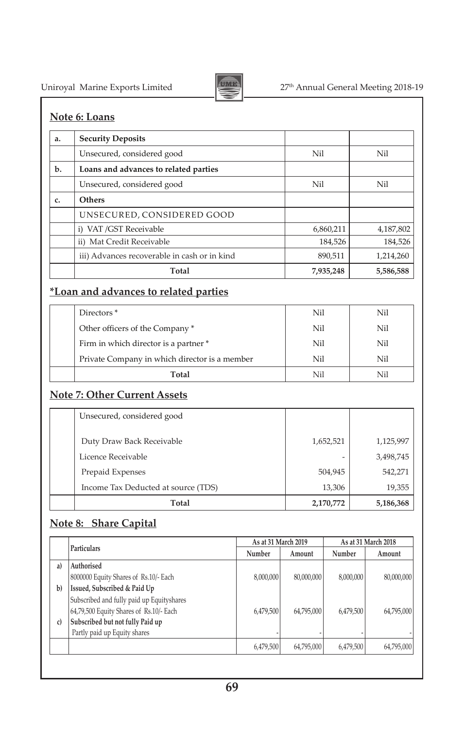## Note 6: Loans

| | | | |
|---|---|---|---|
| a. | **Security Deposits** | | |
| | Unsecured, considered good | Nil | Nil |
| b. | **Loans and advances to related parties** | | |
| | Unsecured, considered good | Nil | Nil |
| c. | **Others** | | |
| | UNSECURED, CONSIDERED GOOD | | |
| | i) VAT /GST Receivable | 6,860,211 | 4,187,802 |
| | ii) Mat Credit Receivable | 184,526 | 184,526 |
| | iii) Advances recoverable in cash or in kind | 890,511 | 1,214,260 |
| | **Total** | **7,935,248** | **5,586,588** |

## *Loan and advances to related parties

| | | | |
|---|---|---|---|
| | Directors * | Nil | Nil |
| | Other officers of the Company * | Nil | Nil |
| | Firm in which director is a partner * | Nil | Nil |
| | Private Company in which director is a member | Nil | Nil |
| | **Total** | Nil | Nil |

## Note 7: Other Current Assets

| | | | |
|---|---|---|---|
| | Unsecured, considered good | | |
| | Duty Draw Back Receivable | 1,652,521 | 1,125,997 |
| | Licence Receivable | - | 3,498,745 |
| | Prepaid Expenses | 504,945 | 542,271 |
| | Income Tax Deducted at source (TDS) | 13,306 | 19,355 |
| | **Total** | **2,170,772** | **5,186,368** |

## Note 8: Share Capital

| | Particulars | As at 31 March 2019 | | As at 31 March 2018 | |
|---|---|---|---|---|---|
| | | Number | Amount | Number | Amount |
| a) | **Authorised** | | | | |
| | 8000000 Equity Shares of Rs.10/- Each | 8,000,000 | 80,000,000 | 8,000,000 | 80,000,000 |
| b) | **Issued, Subscribed & Paid Up** | | | | |
| | Subscribed and fully paid up Equityshares | | | | |
| | 64,79,500 Equity Shares of Rs.10/- Each | 6,479,500 | 64,795,000 | 6,479,500 | 64,795,000 |
| c) | **Subscribed but not fully Paid up** | | | | |
| | Partly paid up Equity shares | - | - | - | - |
| | | 6,479,500 | 64,795,000 | 6,479,500 | 64,795,000 |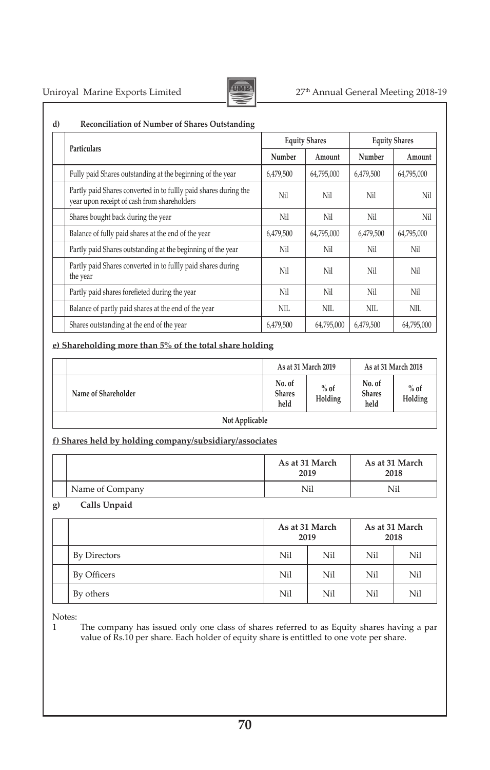**d) Reconciliation of Number of Shares Outstanding**

| Particulars | Equity Shares | | Equity Shares | |
|---|---|---|---|---|
| | Number | Amount | Number | Amount |
| Fully paid Shares outstanding at the beginning of the year | 6,479,500 | 64,795,000 | 6,479,500 | 64,795,000 |
| Partly paid Shares converted in to fullly paid shares during the year upon receipt of cash from shareholders | Nil | Nil | Nil | Nil |
| Shares bought back during the year | Nil | Nil | Nil | Nil |
| Balance of fully paid shares at the end of the year | 6,479,500 | 64,795,000 | 6,479,500 | 64,795,000 |
| Partly paid Shares outstanding at the beginning of the year | Nil | Nil | Nil | Nil |
| Partly paid Shares converted in to fullly paid shares during the year | Nil | Nil | Nil | Nil |
| Partly paid shares forefieted during the year | Nil | Nil | Nil | Nil |
| Balance of partly paid shares at the end of the year | NIL | NIL | NIL | NIL |
| Shares outstanding at the end of the year | 6,479,500 | 64,795,000 | 6,479,500 | 64,795,000 |

**e) Shareholding more than 5% of the total share holding**

| | As at 31 March 2019 | | As at 31 March 2018 | |
|---|---|---|---|---|
| Name of Shareholder | No. of Shares held | % of Holding | No. of Shares held | % of Holding |
| Not Applicable | | | | |

**f) Shares held by holding company/subsidiary/associates**

| | As at 31 March 2019 | As at 31 March 2018 |
|---|---|---|
| Name of Company | Nil | Nil |

**g) Calls Unpaid**

| | As at 31 March 2019 | | As at 31 March 2018 | |
|---|---|---|---|---|
| By Directors | Nil | Nil | Nil | Nil |
| By Officers | Nil | Nil | Nil | Nil |
| By others | Nil | Nil | Nil | Nil |

Notes:

1 The company has issued only one class of shares referred to as Equity shares having a par value of Rs.10 per share. Each holder of equity share is entittled to one vote per share.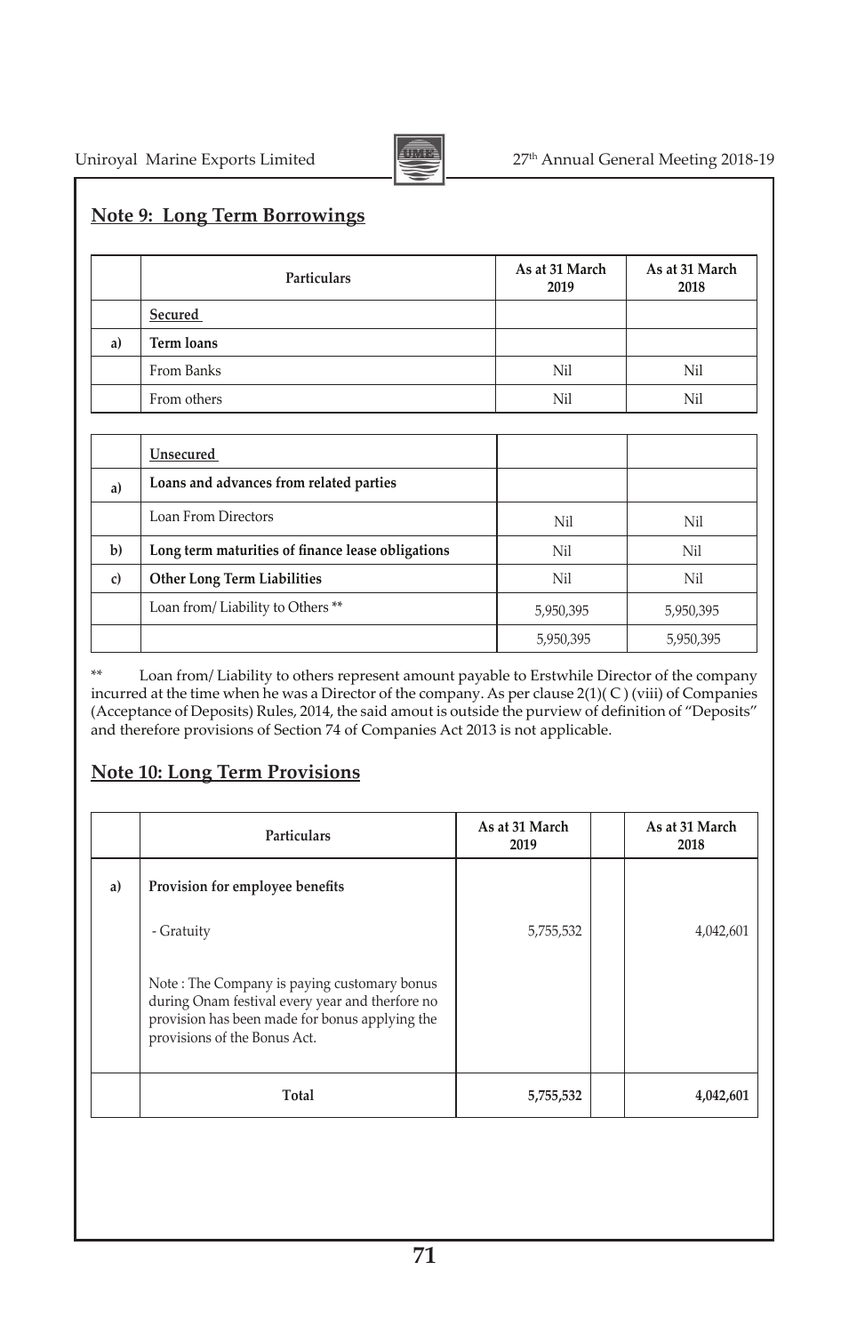## Note 9: Long Term Borrowings

| | Particulars | As at 31 March 2019 | As at 31 March 2018 |
|---|---|---|---|
| | Secured | | |
| a) | **Term loans** | | |
| | From Banks | Nil | Nil |
| | From others | Nil | Nil |

| | | | |
|---|---|---|---|
| | Unsecured | | |
| a) | **Loans and advances from related parties** | | |
| | Loan From Directors | Nil | Nil |
| b) | **Long term maturities of finance lease obligations** | Nil | Nil |
| c) | **Other Long Term Liabilities** | Nil | Nil |
| | Loan from/ Liability to Others ** | 5,950,395 | 5,950,395 |
| | | 5,950,395 | 5,950,395 |

** Loan from/ Liability to others represent amount payable to Erstwhile Director of the company incurred at the time when he was a Director of the company. As per clause 2(1)( C ) (viii) of Companies (Acceptance of Deposits) Rules, 2014, the said amout is outside the purview of definition of "Deposits" and therefore provisions of Section 74 of Companies Act 2013 is not applicable.

## Note 10: Long Term Provisions

| | Particulars | As at 31 March 2019 | | As at 31 March 2018 |
|---|---|---|---|---|
| a) | **Provision for employee benefits** | | | |
| | - Gratuity | 5,755,532 | | 4,042,601 |
| | Note : The Company is paying customary bonus during Onam festival every year and therfore no provision has been made for bonus applying the provisions of the Bonus Act. | | | |
| | **Total** | **5,755,532** | | **4,042,601** |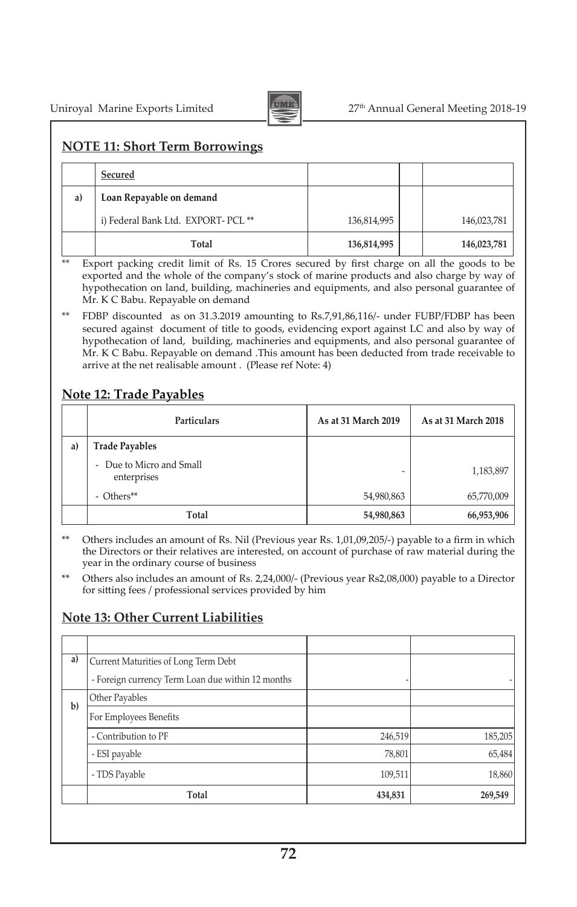## NOTE 11: Short Term Borrowings

| | Secured | | |
|---|---|---|---|
| a) | **Loan Repayable on demand** | | |
| | i) Federal Bank Ltd. EXPORT- PCL ** | 136,814,995 | 146,023,781 |
| | **Total** | **136,814,995** | **146,023,781** |

** Export packing credit limit of Rs. 15 Crores secured by first charge on all the goods to be exported and the whole of the company's stock of marine products and also charge by way of hypothecation on land, building, machineries and equipments, and also personal guarantee of Mr. K C Babu. Repayable on demand

** FDBP discounted as on 31.3.2019 amounting to Rs.7,91,86,116/- under FUBP/FDBP has been secured against document of title to goods, evidencing export against LC and also by way of hypothecation of land, building, machineries and equipments, and also personal guarantee of Mr. K C Babu. Repayable on demand .This amount has been deducted from trade receivable to arrive at the net realisable amount . (Please ref Note: 4)

## Note 12: Trade Payables

| | Particulars | As at 31 March 2019 | As at 31 March 2018 |
|---|---|---|---|
| a) | **Trade Payables** | | |
| | - Due to Micro and Small enterprises | - | 1,183,897 |
| | - Others** | 54,980,863 | 65,770,009 |
| | **Total** | **54,980,863** | **66,953,906** |

** Others includes an amount of Rs. Nil (Previous year Rs. 1,01,09,205/-) payable to a firm in which the Directors or their relatives are interested, on account of purchase of raw material during the year in the ordinary course of business

** Others also includes an amount of Rs. 2,24,000/- (Previous year Rs2,08,000) payable to a Director for sitting fees / professional services provided by him

## Note 13: Other Current Liabilities

| | | | |
|---|---|---|---|
| a) | Current Maturities of Long Term Debt | | |
| | - Foreign currency Term Loan due within 12 months | - | - |
| b) | Other Payables | | |
| | For Employees Benefits | | |
| | - Contribution to PF | 246,519 | 185,205 |
| | - ESI payable | 78,801 | 65,484 |
| | - TDS Payable | 109,511 | 18,860 |
| | **Total** | **434,831** | **269,549** |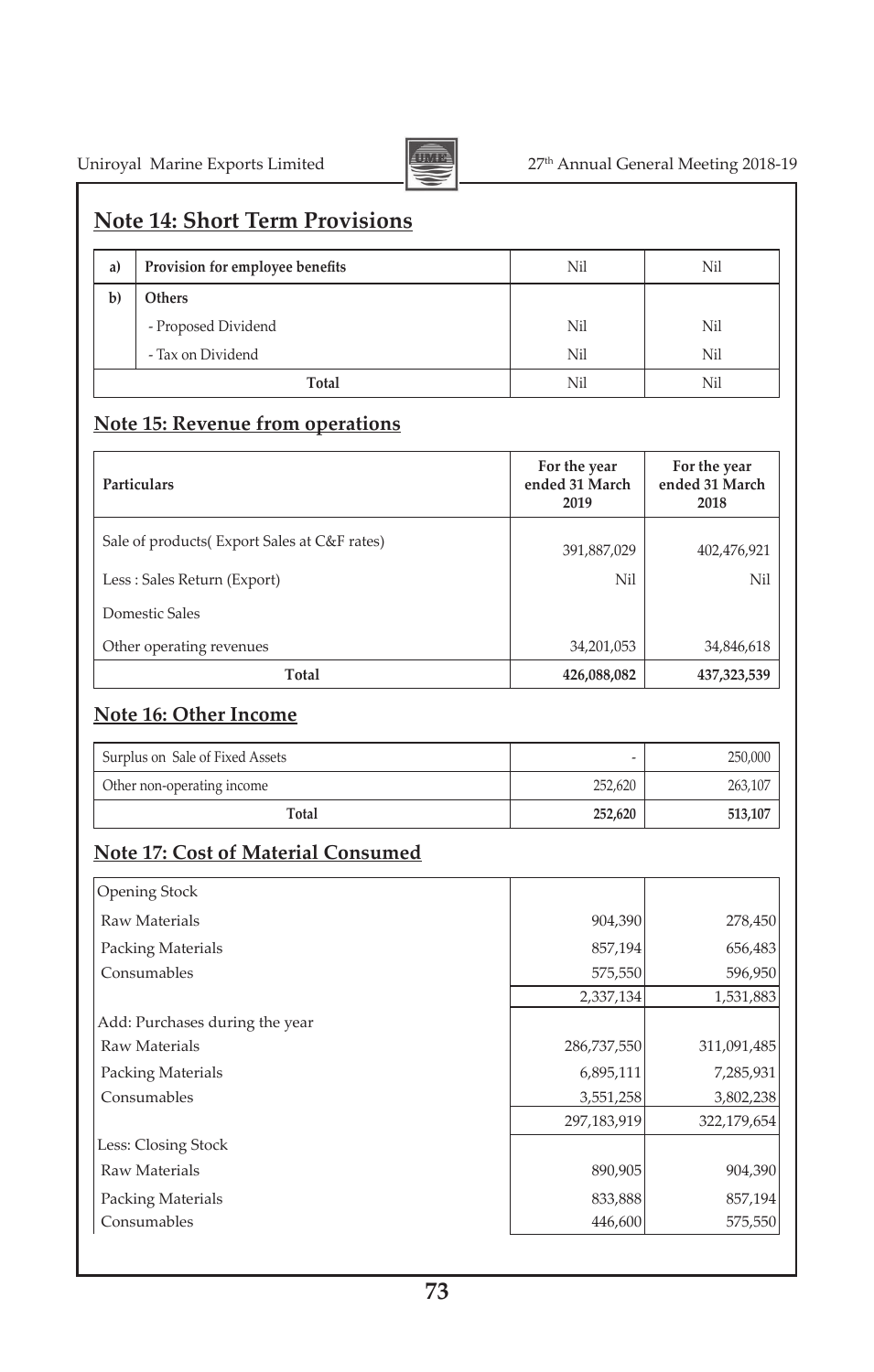## Note 14: Short Term Provisions

| | | | |
|---|---|---|---|
| a) | Provision for employee benefits | Nil | Nil |
| b) | Others | | |
| | - Proposed Dividend | Nil | Nil |
| | - Tax on Dividend | Nil | Nil |
| | **Total** | Nil | Nil |

## Note 15: Revenue from operations

| Particulars | For the year ended 31 March 2019 | For the year ended 31 March 2018 |
|---|---|---|
| Sale of products( Export Sales at C&F rates) | 391,887,029 | 402,476,921 |
| Less : Sales Return (Export) | Nil | Nil |
| Domestic Sales | | |
| Other operating revenues | 34,201,053 | 34,846,618 |
| **Total** | **426,088,082** | **437,323,539** |

## Note 16: Other Income

| | | |
|---|---|---|
| Surplus on Sale of Fixed Assets | - | 250,000 |
| Other non-operating income | 252,620 | 263,107 |
| **Total** | **252,620** | **513,107** |

## Note 17: Cost of Material Consumed

| | | |
|---|---|---|
| Opening Stock | | |
| Raw Materials | 904,390 | 278,450 |
| Packing Materials | 857,194 | 656,483 |
| Consumables | 575,550 | 596,950 |
| | 2,337,134 | 1,531,883 |
| Add: Purchases during the year | | |
| Raw Materials | 286,737,550 | 311,091,485 |
| Packing Materials | 6,895,111 | 7,285,931 |
| Consumables | 3,551,258 | 3,802,238 |
| | 297,183,919 | 322,179,654 |
| Less: Closing Stock | | |
| Raw Materials | 890,905 | 904,390 |
| Packing Materials | 833,888 | 857,194 |
| Consumables | 446,600 | 575,550 |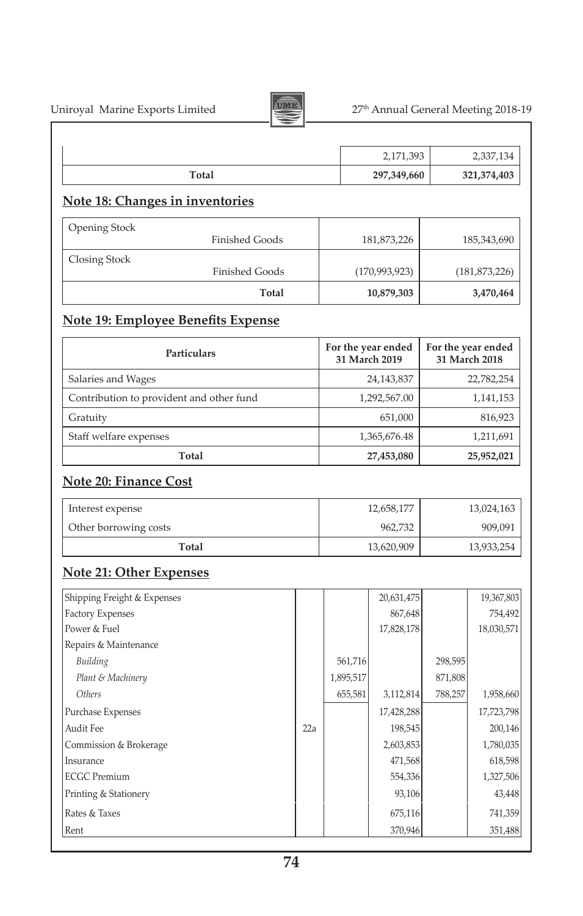| | | |
|---|---|---|
| | 2,171,393 | 2,337,134 |
| **Total** | **297,349,660** | **321,374,403** |

## Note 18: Changes in inventories

| | | |
|---|---|---|
| Opening Stock<br>Finished Goods | 181,873,226 | 185,343,690 |
| Closing Stock<br>Finished Goods | (170,993,923) | (181,873,226) |
| **Total** | **10,879,303** | **3,470,464** |

## Note 19: Employee Benefits Expense

| Particulars | For the year ended 31 March 2019 | For the year ended 31 March 2018 |
|---|---|---|
| Salaries and Wages | 24,143,837 | 22,782,254 |
| Contribution to provident and other fund | 1,292,567.00 | 1,141,153 |
| Gratuity | 651,000 | 816,923 |
| Staff welfare expenses | 1,365,676.48 | 1,211,691 |
| **Total** | **27,453,080** | **25,952,021** |

## Note 20: Finance Cost

| | | |
|---|---|---|
| Interest expense | 12,658,177 | 13,024,163 |
| Other borrowing costs | 962,732 | 909,091 |
| **Total** | 13,620,909 | 13,933,254 |

## Note 21: Other Expenses

| | | | | | |
|---|---|---|---|---|---|
| Shipping Freight & Expenses | | | 20,631,475 | | 19,367,803 |
| Factory Expenses | | | 867,648 | | 754,492 |
| Power & Fuel | | | 17,828,178 | | 18,030,571 |
| Repairs & Maintenance | | | | | |
| *Building* | | 561,716 | | 298,595 | |
| *Plant & Machinery* | | 1,895,517 | | 871,808 | |
| *Others* | | 655,581 | 3,112,814 | 788,257 | 1,958,660 |
| Purchase Expenses | | | 17,428,288 | | 17,723,798 |
| Audit Fee | 22a | | 198,545 | | 200,146 |
| Commission & Brokerage | | | 2,603,853 | | 1,780,035 |
| Insurance | | | 471,568 | | 618,598 |
| ECGC Premium | | | 554,336 | | 1,327,506 |
| Printing & Stationery | | | 93,106 | | 43,448 |
| Rates & Taxes | | | 675,116 | | 741,359 |
| Rent | | | 370,946 | | 351,488 |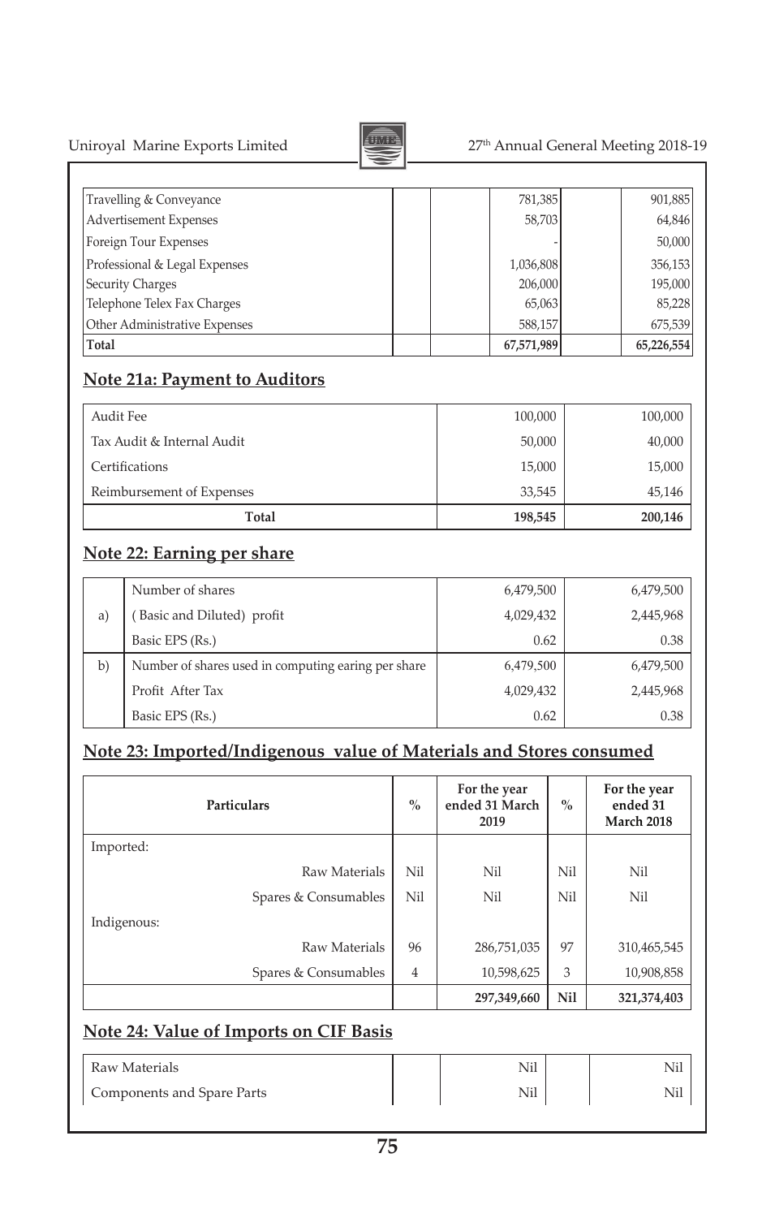| | | | | | |
|---|---|---|---|---|---|
| Travelling & Conveyance | | | 781,385 | | 901,885 |
| Advertisement Expenses | | | 58,703 | | 64,846 |
| Foreign Tour Expenses | | | - | | 50,000 |
| Professional & Legal Expenses | | | 1,036,808 | | 356,153 |
| Security Charges | | | 206,000 | | 195,000 |
| Telephone Telex Fax Charges | | | 65,063 | | 85,228 |
| Other Administrative Expenses | | | 588,157 | | 675,539 |
| **Total** | | | **67,571,989** | | **65,226,554** |

## Note 21a: Payment to Auditors

| | | |
|---|---|---|
| Audit Fee | 100,000 | 100,000 |
| Tax Audit & Internal Audit | 50,000 | 40,000 |
| Certifications | 15,000 | 15,000 |
| Reimbursement of Expenses | 33,545 | 45,146 |
| **Total** | **198,545** | **200,146** |

## Note 22: Earning per share

| | | | |
|---|---|---|---|
| a) | Number of shares | 6,479,500 | 6,479,500 |
| | ( Basic and Diluted) profit | 4,029,432 | 2,445,968 |
| | Basic EPS (Rs.) | 0.62 | 0.38 |
| b) | Number of shares used in computing earing per share | 6,479,500 | 6,479,500 |
| | Profit After Tax | 4,029,432 | 2,445,968 |
| | Basic EPS (Rs.) | 0.62 | 0.38 |

## Note 23: Imported/Indigenous value of Materials and Stores consumed

| Particulars | % | For the year ended 31 March 2019 | % | For the year ended 31 March 2018 |
|---|---|---|---|---|
| Imported: | | | | |
| Raw Materials | Nil | Nil | Nil | Nil |
| Spares & Consumables | Nil | Nil | Nil | Nil |
| Indigenous: | | | | |
| Raw Materials | 96 | 286,751,035 | 97 | 310,465,545 |
| Spares & Consumables | 4 | 10,598,625 | 3 | 10,908,858 |
| | | **297,349,660** | **Nil** | **321,374,403** |

## Note 24: Value of Imports on CIF Basis

| | | | | |
|---|---|---|---|---|
| Raw Materials | | Nil | | Nil |
| Components and Spare Parts | | Nil | | Nil |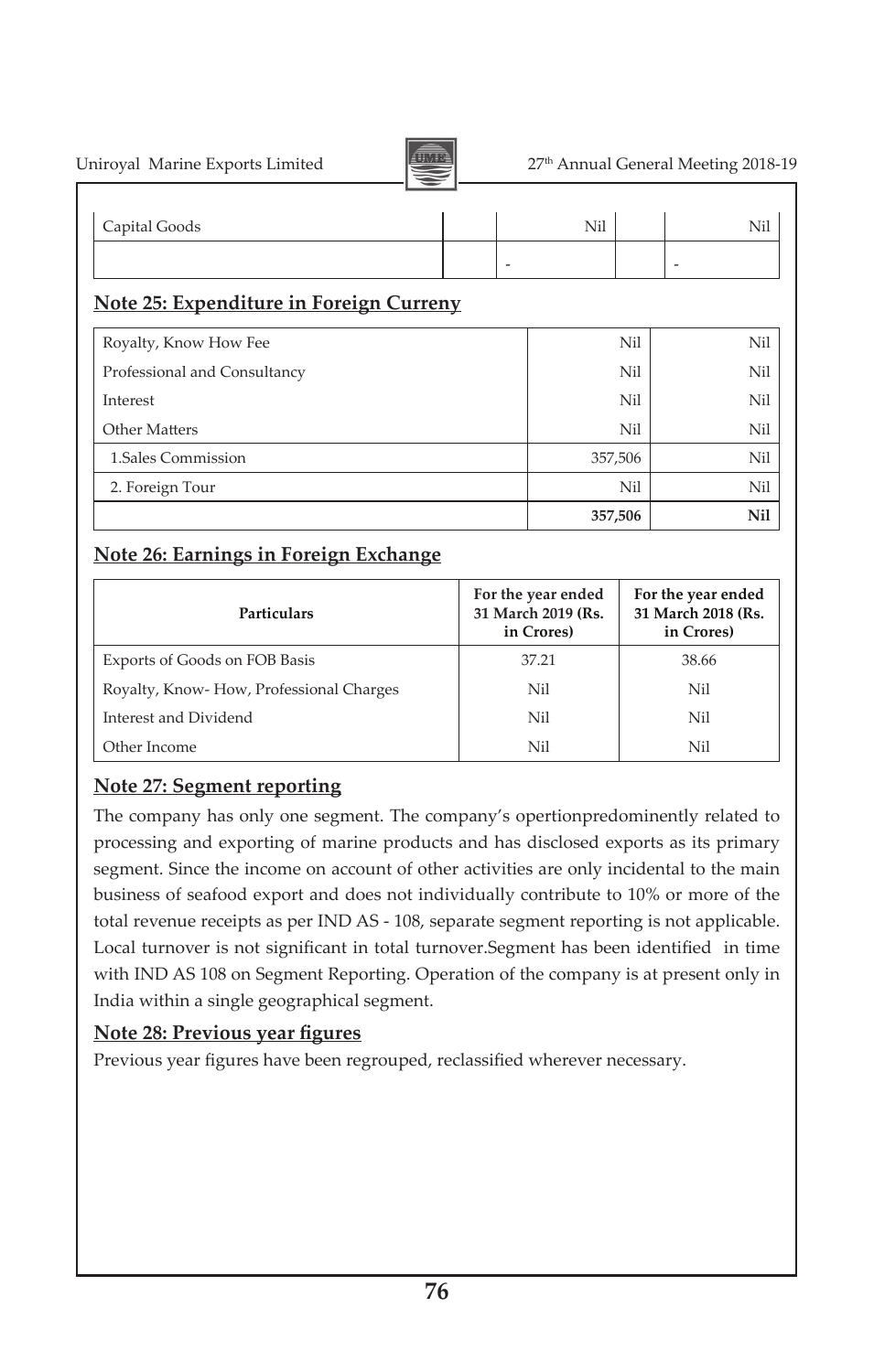| Capital Goods | | Nil | | Nil |
|---|---|---|---|---|
| | | - | | - |

## Note 25: Expenditure in Foreign Curreny

| | | |
|---|---|---|
| Royalty, Know How Fee | Nil | Nil |
| Professional and Consultancy | Nil | Nil |
| Interest | Nil | Nil |
| Other Matters | Nil | Nil |
| 1.Sales Commission | 357,506 | Nil |
| 2. Foreign Tour | Nil | Nil |
| | **357,506** | **Nil** |

## Note 26: Earnings in Foreign Exchange

| Particulars | For the year ended 31 March 2019 (Rs. in Crores) | For the year ended 31 March 2018 (Rs. in Crores) |
|---|---|---|
| Exports of Goods on FOB Basis | 37.21 | 38.66 |
| Royalty, Know- How, Professional Charges | Nil | Nil |
| Interest and Dividend | Nil | Nil |
| Other Income | Nil | Nil |

## Note 27: Segment reporting

The company has only one segment. The company's opertionpredominently related to processing and exporting of marine products and has disclosed exports as its primary segment. Since the income on account of other activities are only incidental to the main business of seafood export and does not individually contribute to 10% or more of the total revenue receipts as per IND AS - 108, separate segment reporting is not applicable. Local turnover is not significant in total turnover.Segment has been identified in time with IND AS 108 on Segment Reporting. Operation of the company is at present only in India within a single geographical segment.

## Note 28: Previous year figures

Previous year figures have been regrouped, reclassified wherever necessary.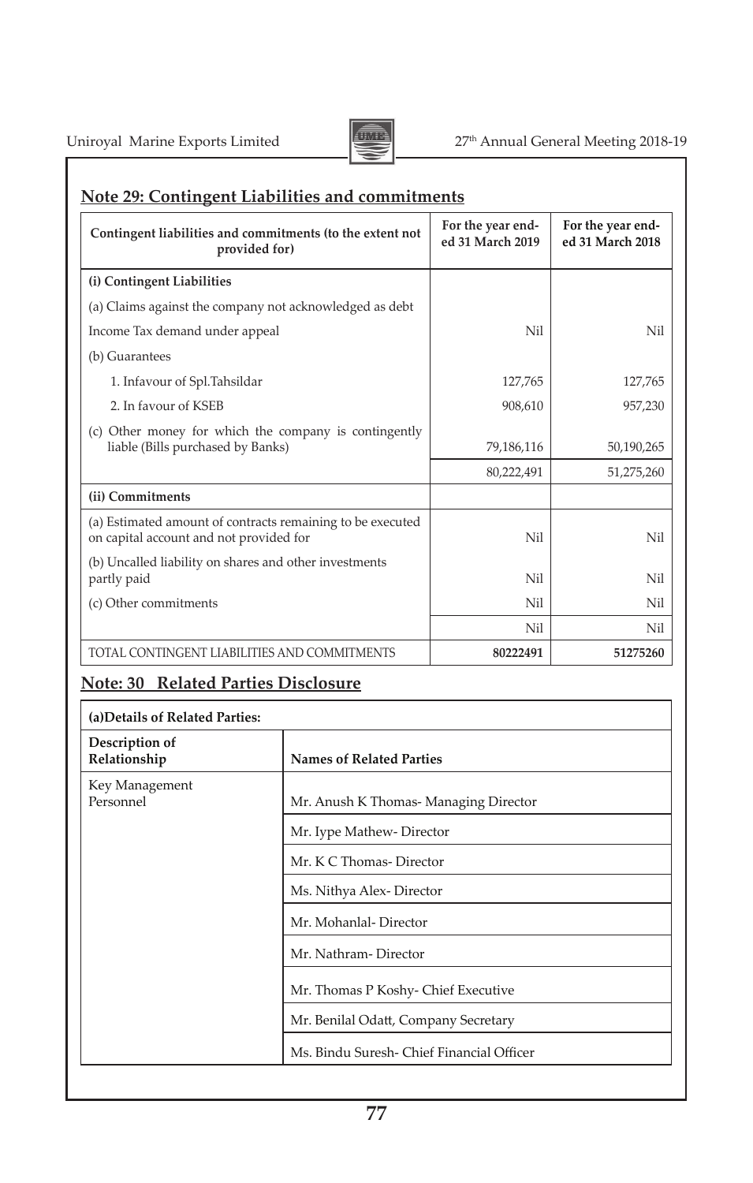## Note 29: Contingent Liabilities and commitments

| Contingent liabilities and commitments (to the extent not provided for) | For the year ended 31 March 2019 | For the year ended 31 March 2018 |
|---|---|---|
| **(i) Contingent Liabilities** | | |
| (a) Claims against the company not acknowledged as debt | | |
| Income Tax demand under appeal | Nil | Nil |
| (b) Guarantees | | |
| 1. Infavour of Spl.Tahsildar | 127,765 | 127,765 |
| 2. In favour of KSEB | 908,610 | 957,230 |
| (c) Other money for which the company is contingently liable (Bills purchased by Banks) | 79,186,116 | 50,190,265 |
| | 80,222,491 | 51,275,260 |
| **(ii) Commitments** | | |
| (a) Estimated amount of contracts remaining to be executed on capital account and not provided for | Nil | Nil |
| (b) Uncalled liability on shares and other investments partly paid | Nil | Nil |
| (c) Other commitments | Nil | Nil |
| | Nil | Nil |
| TOTAL CONTINGENT LIABILITIES AND COMMITMENTS | **80222491** | **51275260** |

## Note: 30 Related Parties Disclosure

**(a)Details of Related Parties:**

| Description of Relationship | Names of Related Parties |
|---|---|
| Key Management Personnel | Mr. Anush K Thomas- Managing Director |
| | Mr. Iype Mathew- Director |
| | Mr. K C Thomas- Director |
| | Ms. Nithya Alex- Director |
| | Mr. Mohanlal- Director |
| | Mr. Nathram- Director |
| | Mr. Thomas P Koshy- Chief Executive |
| | Mr. Benilal Odatt, Company Secretary |
| | Ms. Bindu Suresh- Chief Financial Officer |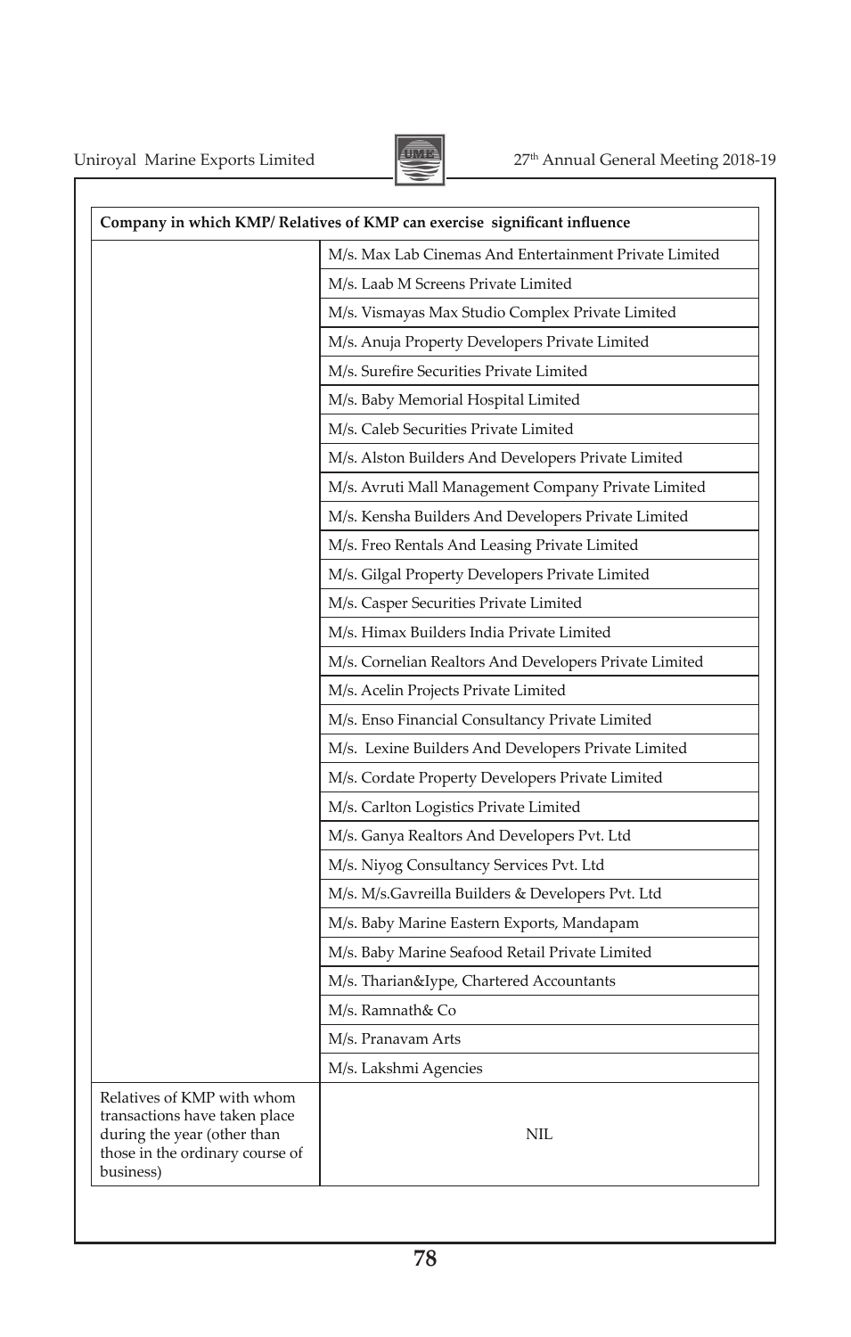| Company in which KMP/ Relatives of KMP can exercise significant influence | |
|---|---|
| | M/s. Max Lab Cinemas And Entertainment Private Limited |
| | M/s. Laab M Screens Private Limited |
| | M/s. Vismayas Max Studio Complex Private Limited |
| | M/s. Anuja Property Developers Private Limited |
| | M/s. Surefire Securities Private Limited |
| | M/s. Baby Memorial Hospital Limited |
| | M/s. Caleb Securities Private Limited |
| | M/s. Alston Builders And Developers Private Limited |
| | M/s. Avruti Mall Management Company Private Limited |
| | M/s. Kensha Builders And Developers Private Limited |
| | M/s. Freo Rentals And Leasing Private Limited |
| | M/s. Gilgal Property Developers Private Limited |
| | M/s. Casper Securities Private Limited |
| | M/s. Himax Builders India Private Limited |
| | M/s. Cornelian Realtors And Developers Private Limited |
| | M/s. Acelin Projects Private Limited |
| | M/s. Enso Financial Consultancy Private Limited |
| | M/s. Lexine Builders And Developers Private Limited |
| | M/s. Cordate Property Developers Private Limited |
| | M/s. Carlton Logistics Private Limited |
| | M/s. Ganya Realtors And Developers Pvt. Ltd |
| | M/s. Niyog Consultancy Services Pvt. Ltd |
| | M/s. M/s.Gavreilla Builders & Developers Pvt. Ltd |
| | M/s. Baby Marine Eastern Exports, Mandapam |
| | M/s. Baby Marine Seafood Retail Private Limited |
| | M/s. Tharian&Iype, Chartered Accountants |
| | M/s. Ramnath& Co |
| | M/s. Pranavam Arts |
| | M/s. Lakshmi Agencies |
| Relatives of KMP with whom transactions have taken place during the year (other than those in the ordinary course of business) | NIL |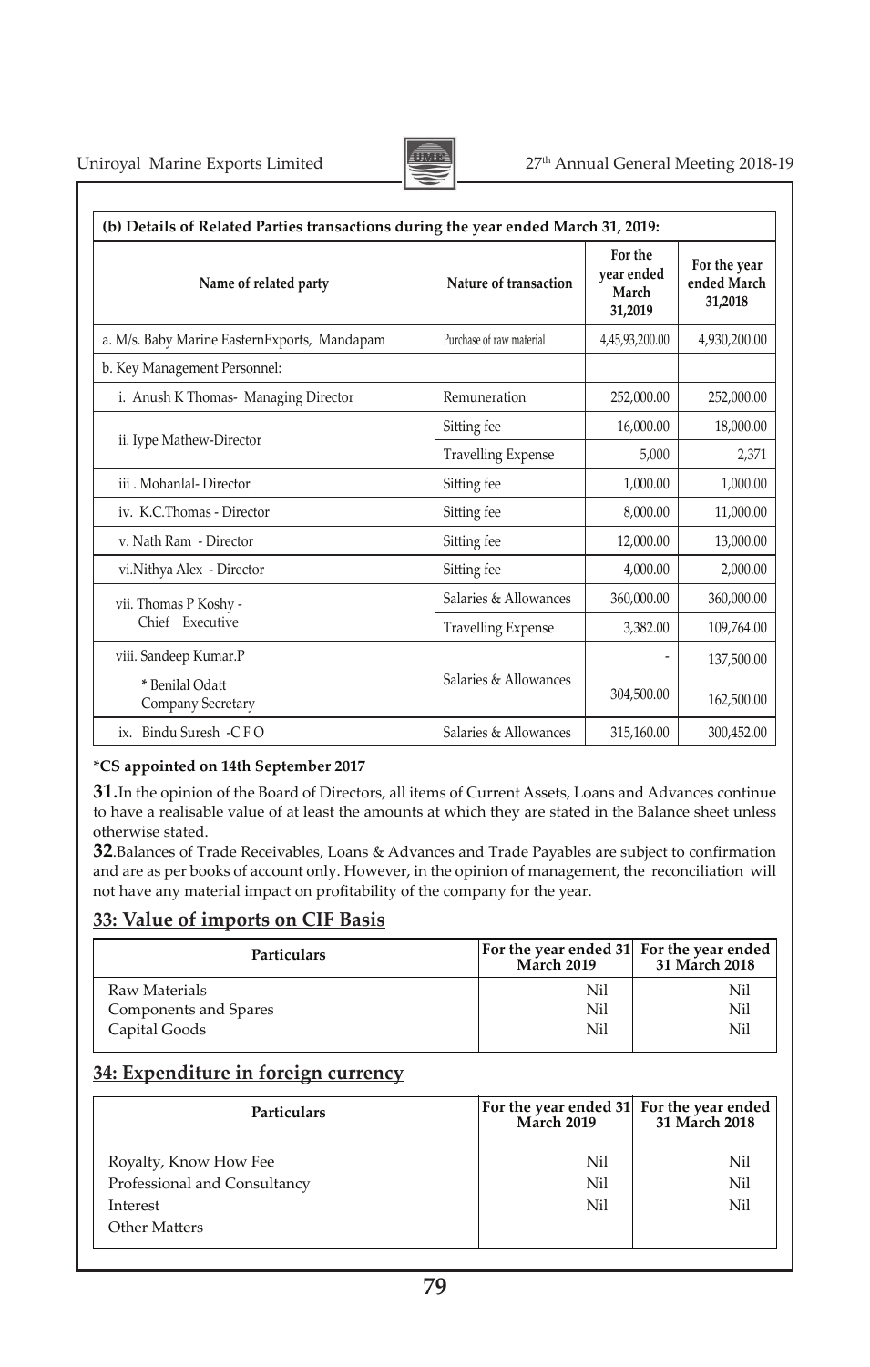| (b) Details of Related Parties transactions during the year ended March 31, 2019: | | | |
|---|---|---|---|
| Name of related party | Nature of transaction | For the year ended March 31,2019 | For the year ended March 31,2018 |
| a. M/s. Baby Marine EasternExports, Mandapam | Purchase of raw material | 4,45,93,200.00 | 4,930,200.00 |
| b. Key Management Personnel: | | | |
| i. Anush K Thomas- Managing Director | Remuneration | 252,000.00 | 252,000.00 |
| ii. Iype Mathew-Director | Sitting fee | 16,000.00 | 18,000.00 |
| | Travelling Expense | 5,000 | 2,371 |
| iii . Mohanlal- Director | Sitting fee | 1,000.00 | 1,000.00 |
| iv. K.C.Thomas - Director | Sitting fee | 8,000.00 | 11,000.00 |
| v. Nath Ram - Director | Sitting fee | 12,000.00 | 13,000.00 |
| vi.Nithya Alex - Director | Sitting fee | 4,000.00 | 2,000.00 |
| vii. Thomas P Koshy - Chief Executive | Salaries & Allowances | 360,000.00 | 360,000.00 |
| | Travelling Expense | 3,382.00 | 109,764.00 |
| viii. Sandeep Kumar.P | Salaries & Allowances | - | 137,500.00 |
| * Benilal Odatt Company Secretary | | 304,500.00 | 162,500.00 |
| ix. Bindu Suresh -C F O | Salaries & Allowances | 315,160.00 | 300,452.00 |

**\*CS appointed on 14th September 2017**

**31.** In the opinion of the Board of Directors, all items of Current Assets, Loans and Advances continue to have a realisable value of at least the amounts at which they are stated in the Balance sheet unless otherwise stated.

**32**. Balances of Trade Receivables, Loans & Advances and Trade Payables are subject to confirmation and are as per books of account only. However, in the opinion of management, the reconciliation will not have any material impact on profitability of the company for the year.

## 33: Value of imports on CIF Basis

| Particulars | For the year ended 31 March 2019 | For the year ended 31 March 2018 |
|---|---|---|
| Raw Materials | Nil | Nil |
| Components and Spares | Nil | Nil |
| Capital Goods | Nil | Nil |

## 34: Expenditure in foreign currency

| Particulars | For the year ended 31 March 2019 | For the year ended 31 March 2018 |
|---|---|---|
| Royalty, Know How Fee | Nil | Nil |
| Professional and Consultancy | Nil | Nil |
| Interest | Nil | Nil |
| Other Matters | | |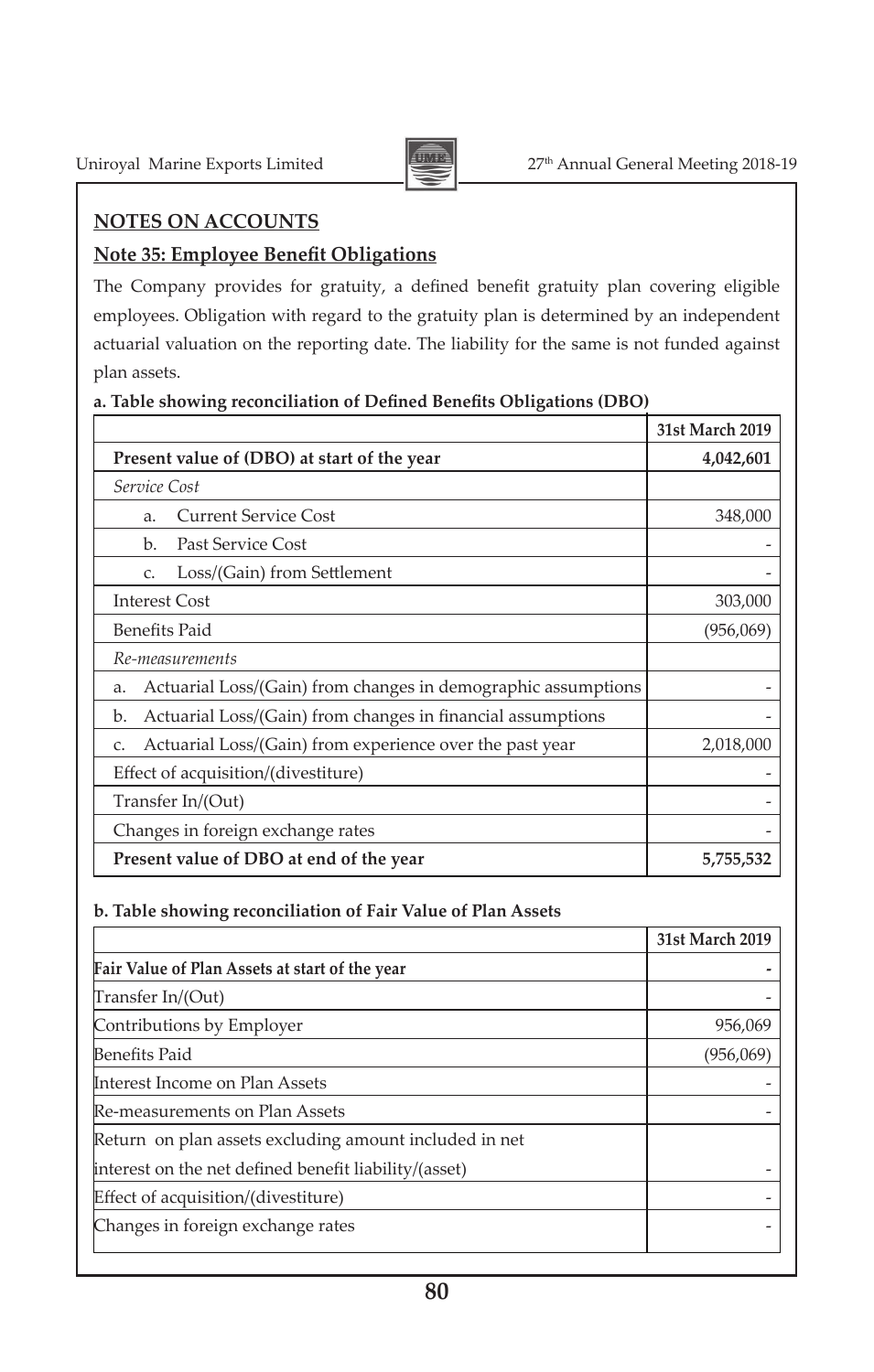## NOTES ON ACCOUNTS

### Note 35: Employee Benefit Obligations

The Company provides for gratuity, a defined benefit gratuity plan covering eligible employees. Obligation with regard to the gratuity plan is determined by an independent actuarial valuation on the reporting date. The liability for the same is not funded against plan assets.

**a. Table showing reconciliation of Defined Benefits Obligations (DBO)**

| | 31st March 2019 |
|---|---|
| **Present value of (DBO) at start of the year** | **4,042,601** |
| *Service Cost* | |
| a. Current Service Cost | 348,000 |
| b. Past Service Cost | - |
| c. Loss/(Gain) from Settlement | - |
| Interest Cost | 303,000 |
| Benefits Paid | (956,069) |
| *Re-measurements* | |
| a. Actuarial Loss/(Gain) from changes in demographic assumptions | - |
| b. Actuarial Loss/(Gain) from changes in financial assumptions | - |
| c. Actuarial Loss/(Gain) from experience over the past year | 2,018,000 |
| Effect of acquisition/(divestiture) | - |
| Transfer In/(Out) | - |
| Changes in foreign exchange rates | - |
| **Present value of DBO at end of the year** | **5,755,532** |

**b. Table showing reconciliation of Fair Value of Plan Assets**

| | 31st March 2019 |
|---|---|
| **Fair Value of Plan Assets at start of the year** | **-** |
| Transfer In/(Out) | - |
| Contributions by Employer | 956,069 |
| Benefits Paid | (956,069) |
| Interest Income on Plan Assets | - |
| Re-measurements on Plan Assets | - |
| Return on plan assets excluding amount included in net interest on the net defined benefit liability/(asset) | - |
| Effect of acquisition/(divestiture) | - |
| Changes in foreign exchange rates | - |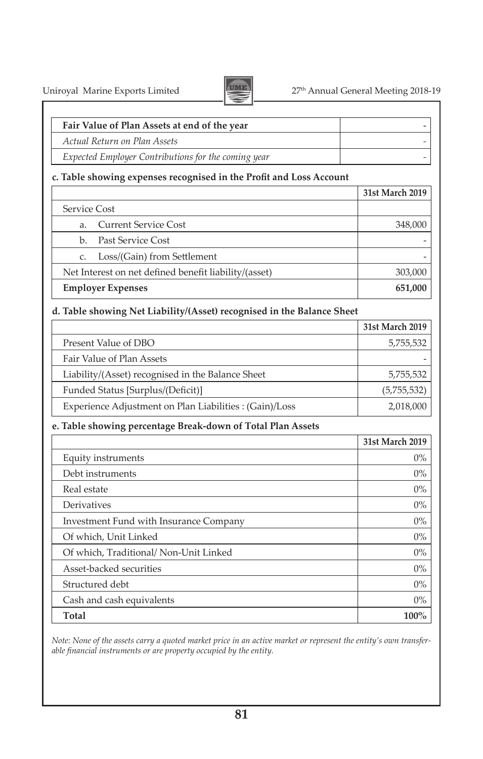| Fair Value of Plan Assets at end of the year | - |
|---|---|
| *Actual Return on Plan Assets* | - |
| *Expected Employer Contributions for the coming year* | - |

**c. Table showing expenses recognised in the Profit and Loss Account**

| | 31st March 2019 |
|---|---|
| Service Cost | |
| a. Current Service Cost | 348,000 |
| b. Past Service Cost | - |
| c. Loss/(Gain) from Settlement | - |
| Net Interest on net defined benefit liability/(asset) | 303,000 |
| **Employer Expenses** | **651,000** |

**d. Table showing Net Liability/(Asset) recognised in the Balance Sheet**

| | 31st March 2019 |
|---|---|
| Present Value of DBO | 5,755,532 |
| Fair Value of Plan Assets | - |
| Liability/(Asset) recognised in the Balance Sheet | 5,755,532 |
| Funded Status [Surplus/(Deficit)] | (5,755,532) |
| Experience Adjustment on Plan Liabilities : (Gain)/Loss | 2,018,000 |

**e. Table showing percentage Break-down of Total Plan Assets**

| | 31st March 2019 |
|---|---|
| Equity instruments | 0% |
| Debt instruments | 0% |
| Real estate | 0% |
| Derivatives | 0% |
| Investment Fund with Insurance Company | 0% |
| Of which, Unit Linked | 0% |
| Of which, Traditional/ Non-Unit Linked | 0% |
| Asset-backed securities | 0% |
| Structured debt | 0% |
| Cash and cash equivalents | 0% |
| **Total** | **100%** |

*Note: None of the assets carry a quoted market price in an active market or represent the entity's own transferable financial instruments or are property occupied by the entity.*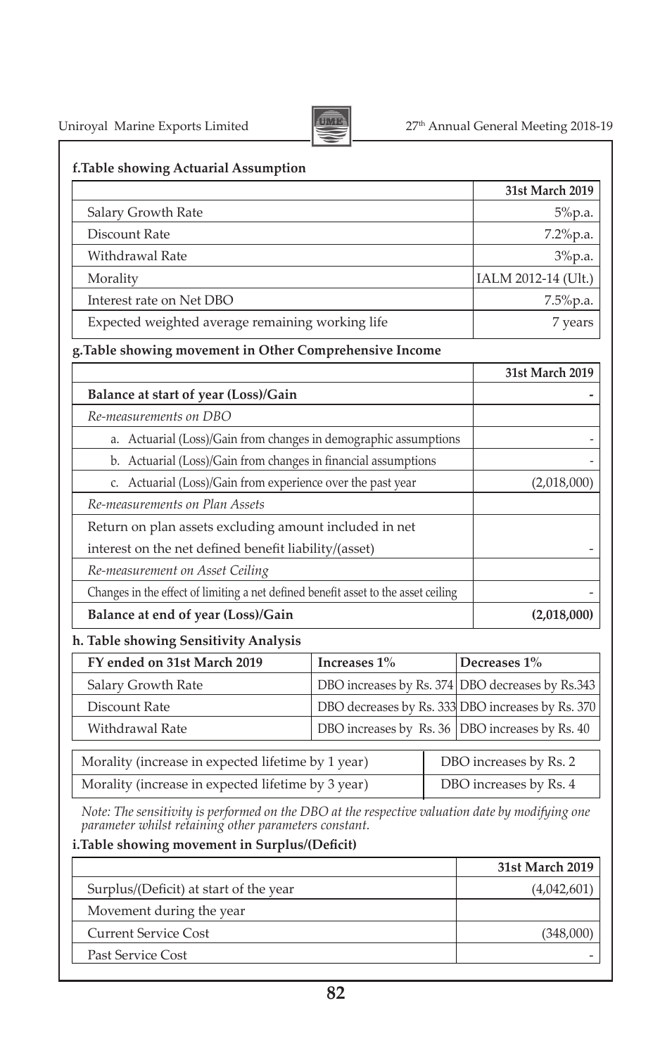**f.Table showing Actuarial Assumption**

| | 31st March 2019 |
|---|---|
| Salary Growth Rate | 5%p.a. |
| Discount Rate | 7.2%p.a. |
| Withdrawal Rate | 3%p.a. |
| Morality | IALM 2012-14 (Ult.) |
| Interest rate on Net DBO | 7.5%p.a. |
| Expected weighted average remaining working life | 7 years |

**g.Table showing movement in Other Comprehensive Income**

| | 31st March 2019 |
|---|---|
| **Balance at start of year (Loss)/Gain** | **-** |
| *Re-measurements on DBO* | |
| a. Actuarial (Loss)/Gain from changes in demographic assumptions | - |
| b. Actuarial (Loss)/Gain from changes in financial assumptions | - |
| c. Actuarial (Loss)/Gain from experience over the past year | (2,018,000) |
| *Re-measurements on Plan Assets* | |
| Return on plan assets excluding amount included in net interest on the net defined benefit liability/(asset) | - |
| *Re-measurement on Asset Ceiling* | |
| Changes in the effect of limiting a net defined benefit asset to the asset ceiling | - |
| **Balance at end of year (Loss)/Gain** | **(2,018,000)** |

**h. Table showing Sensitivity Analysis**

| FY ended on 31st March 2019 | Increases 1% | Decreases 1% |
|---|---|---|
| Salary Growth Rate | DBO increases by Rs. 374 | DBO decreases by Rs.343 |
| Discount Rate | DBO decreases by Rs. 333 | DBO increases by Rs. 370 |
| Withdrawal Rate | DBO increases by Rs. 36 | DBO increases by Rs. 40 |

| | |
|---|---|
| Morality (increase in expected lifetime by 1 year) | DBO increases by Rs. 2 |
| Morality (increase in expected lifetime by 3 year) | DBO increases by Rs. 4 |

*Note: The sensitivity is performed on the DBO at the respective valuation date by modifying one parameter whilst retaining other parameters constant.*

**i.Table showing movement in Surplus/(Deficit)**

| | 31st March 2019 |
|---|---|
| Surplus/(Deficit) at start of the year | (4,042,601) |
| Movement during the year | |
| Current Service Cost | (348,000) |
| Past Service Cost | - |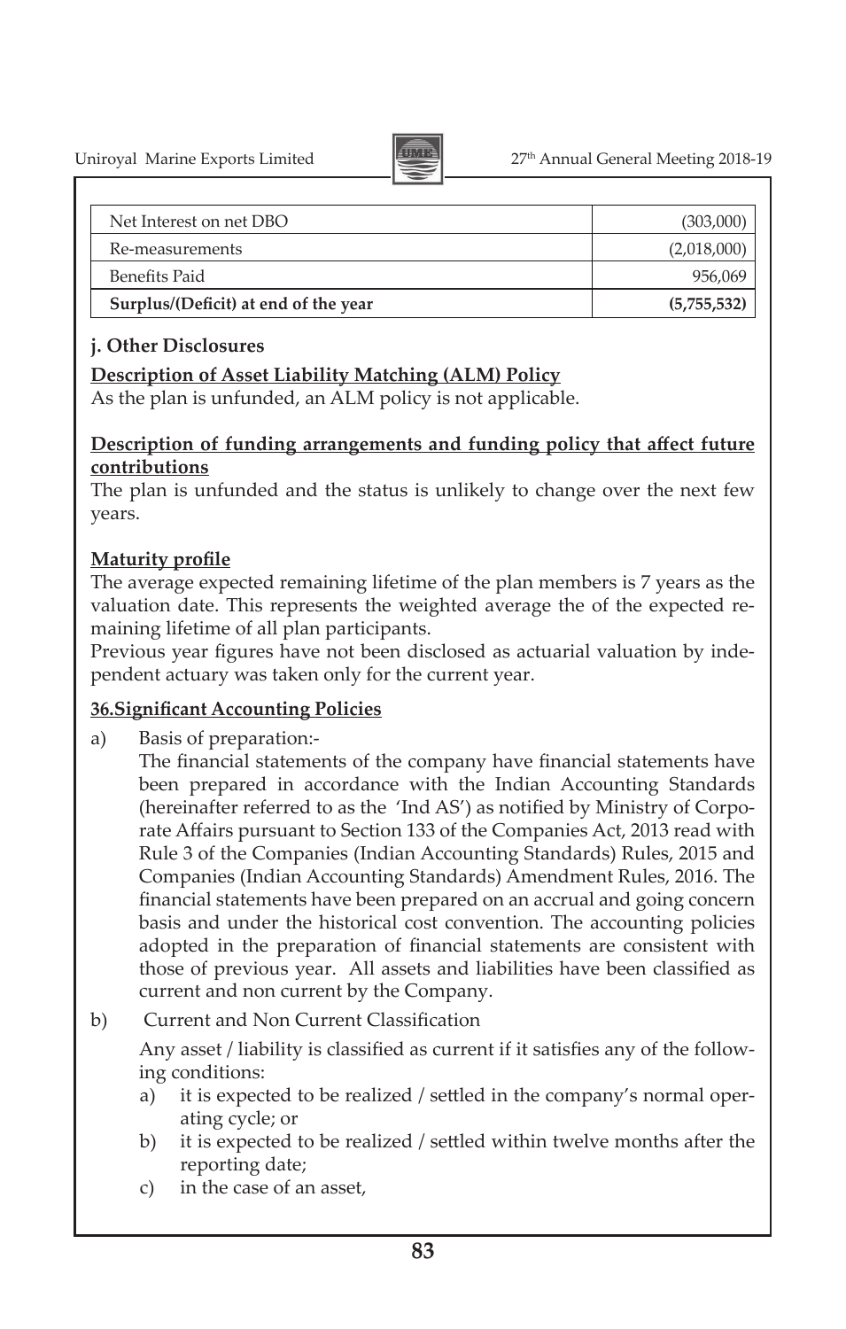| Net Interest on net DBO | (303,000) |
|---|---|
| Re-measurements | (2,018,000) |
| Benefits Paid | 956,069 |
| **Surplus/(Deficit) at end of the year** | **(5,755,532)** |

**j. Other Disclosures**

**Description of Asset Liability Matching (ALM) Policy**

As the plan is unfunded, an ALM policy is not applicable.

**Description of funding arrangements and funding policy that affect future contributions**

The plan is unfunded and the status is unlikely to change over the next few years.

**Maturity profile**

The average expected remaining lifetime of the plan members is 7 years as the valuation date. This represents the weighted average the of the expected remaining lifetime of all plan participants.

Previous year figures have not been disclosed as actuarial valuation by independent actuary was taken only for the current year.

**36.Significant Accounting Policies**

a) Basis of preparation:-

The financial statements of the company have financial statements have been prepared in accordance with the Indian Accounting Standards (hereinafter referred to as the 'Ind AS') as notified by Ministry of Corporate Affairs pursuant to Section 133 of the Companies Act, 2013 read with Rule 3 of the Companies (Indian Accounting Standards) Rules, 2015 and Companies (Indian Accounting Standards) Amendment Rules, 2016. The financial statements have been prepared on an accrual and going concern basis and under the historical cost convention. The accounting policies adopted in the preparation of financial statements are consistent with those of previous year. All assets and liabilities have been classified as current and non current by the Company.

b) Current and Non Current Classification

Any asset / liability is classified as current if it satisfies any of the following conditions:

a) it is expected to be realized / settled in the company's normal operating cycle; or
b) it is expected to be realized / settled within twelve months after the reporting date;
c) in the case of an asset,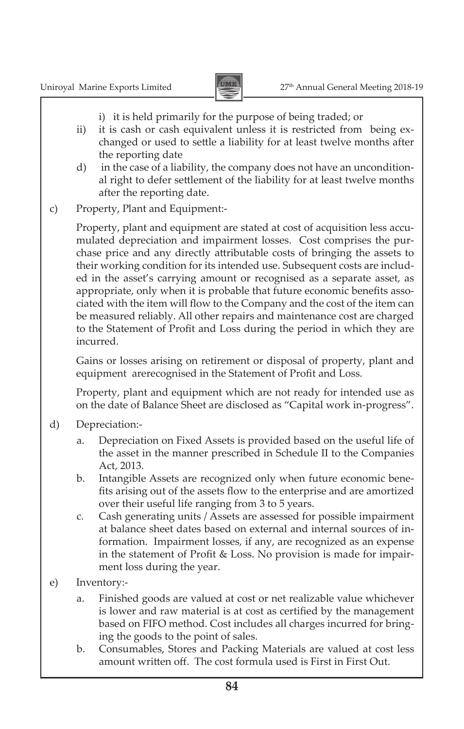i) it is held primarily for the purpose of being traded; or

ii) it is cash or cash equivalent unless it is restricted from being exchanged or used to settle a liability for at least twelve months after the reporting date

d) in the case of a liability, the company does not have an unconditional right to defer settlement of the liability for at least twelve months after the reporting date.

c) Property, Plant and Equipment:-

Property, plant and equipment are stated at cost of acquisition less accumulated depreciation and impairment losses. Cost comprises the purchase price and any directly attributable costs of bringing the assets to their working condition for its intended use. Subsequent costs are included in the asset's carrying amount or recognised as a separate asset, as appropriate, only when it is probable that future economic benefits associated with the item will flow to the Company and the cost of the item can be measured reliably. All other repairs and maintenance cost are charged to the Statement of Profit and Loss during the period in which they are incurred.

Gains or losses arising on retirement or disposal of property, plant and equipment arerecognised in the Statement of Profit and Loss.

Property, plant and equipment which are not ready for intended use as on the date of Balance Sheet are disclosed as "Capital work in-progress".

d) Depreciation:-

a. Depreciation on Fixed Assets is provided based on the useful life of the asset in the manner prescribed in Schedule II to the Companies Act, 2013.

b. Intangible Assets are recognized only when future economic benefits arising out of the assets flow to the enterprise and are amortized over their useful life ranging from 3 to 5 years.

c. Cash generating units / Assets are assessed for possible impairment at balance sheet dates based on external and internal sources of information. Impairment losses, if any, are recognized as an expense in the statement of Profit & Loss. No provision is made for impairment loss during the year.

e) Inventory:-

a. Finished goods are valued at cost or net realizable value whichever is lower and raw material is at cost as certified by the management based on FIFO method. Cost includes all charges incurred for bringing the goods to the point of sales.

b. Consumables, Stores and Packing Materials are valued at cost less amount written off. The cost formula used is First in First Out.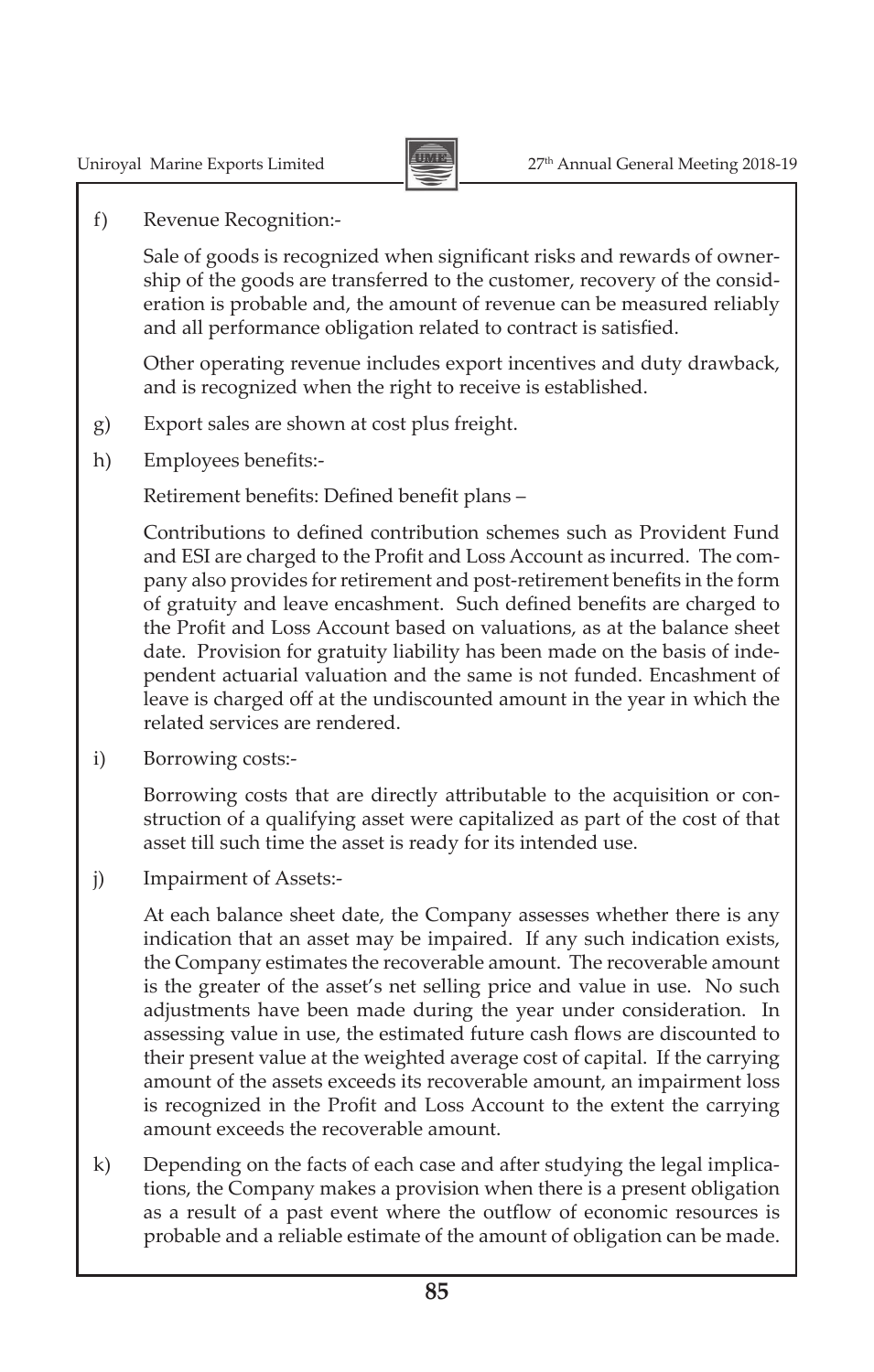f) Revenue Recognition:-

Sale of goods is recognized when significant risks and rewards of ownership of the goods are transferred to the customer, recovery of the consideration is probable and, the amount of revenue can be measured reliably and all performance obligation related to contract is satisfied.

Other operating revenue includes export incentives and duty drawback, and is recognized when the right to receive is established.

g) Export sales are shown at cost plus freight.

h) Employees benefits:-

Retirement benefits: Defined benefit plans –

Contributions to defined contribution schemes such as Provident Fund and ESI are charged to the Profit and Loss Account as incurred. The company also provides for retirement and post-retirement benefits in the form of gratuity and leave encashment. Such defined benefits are charged to the Profit and Loss Account based on valuations, as at the balance sheet date. Provision for gratuity liability has been made on the basis of independent actuarial valuation and the same is not funded. Encashment of leave is charged off at the undiscounted amount in the year in which the related services are rendered.

i) Borrowing costs:-

Borrowing costs that are directly attributable to the acquisition or construction of a qualifying asset were capitalized as part of the cost of that asset till such time the asset is ready for its intended use.

j) Impairment of Assets:-

At each balance sheet date, the Company assesses whether there is any indication that an asset may be impaired. If any such indication exists, the Company estimates the recoverable amount. The recoverable amount is the greater of the asset's net selling price and value in use. No such adjustments have been made during the year under consideration. In assessing value in use, the estimated future cash flows are discounted to their present value at the weighted average cost of capital. If the carrying amount of the assets exceeds its recoverable amount, an impairment loss is recognized in the Profit and Loss Account to the extent the carrying amount exceeds the recoverable amount.

k) Depending on the facts of each case and after studying the legal implications, the Company makes a provision when there is a present obligation as a result of a past event where the outflow of economic resources is probable and a reliable estimate of the amount of obligation can be made.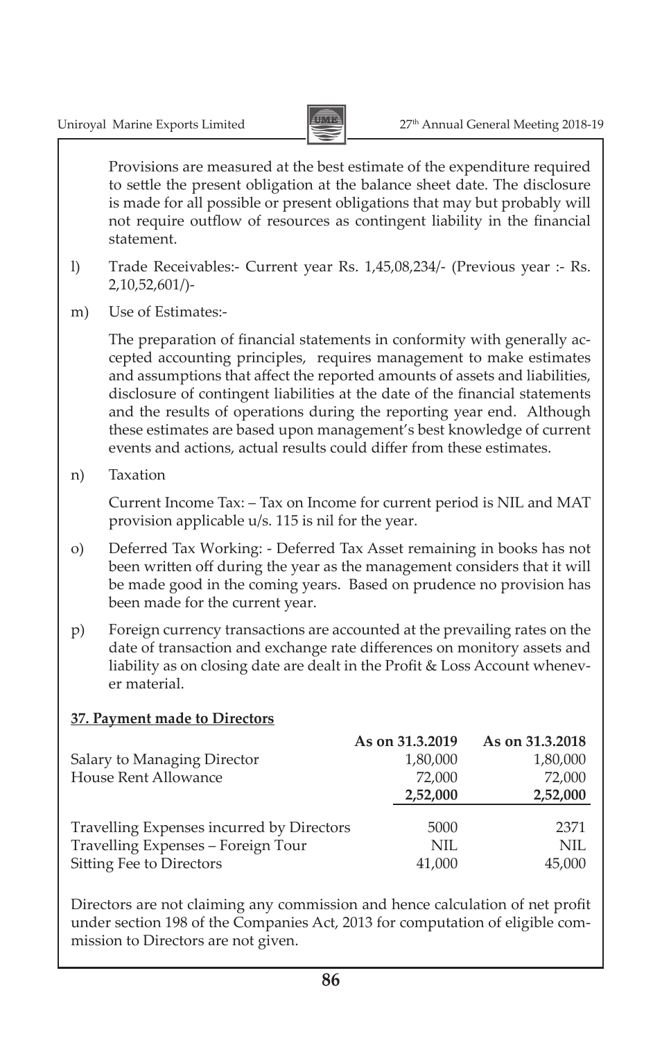Provisions are measured at the best estimate of the expenditure required to settle the present obligation at the balance sheet date. The disclosure is made for all possible or present obligations that may but probably will not require outflow of resources as contingent liability in the financial statement.

l) Trade Receivables:- Current year Rs. 1,45,08,234/- (Previous year :- Rs. 2,10,52,601/)-

m) Use of Estimates:-

The preparation of financial statements in conformity with generally accepted accounting principles, requires management to make estimates and assumptions that affect the reported amounts of assets and liabilities, disclosure of contingent liabilities at the date of the financial statements and the results of operations during the reporting year end. Although these estimates are based upon management's best knowledge of current events and actions, actual results could differ from these estimates.

n) Taxation

Current Income Tax: – Tax on Income for current period is NIL and MAT provision applicable u/s. 115 is nil for the year.

o) Deferred Tax Working: - Deferred Tax Asset remaining in books has not been written off during the year as the management considers that it will be made good in the coming years. Based on prudence no provision has been made for the current year.

p) Foreign currency transactions are accounted at the prevailing rates on the date of transaction and exchange rate differences on monitory assets and liability as on closing date are dealt in the Profit & Loss Account whenever material.

**37. Payment made to Directors**

| | As on 31.3.2019 | As on 31.3.2018 |
|---|---|---|
| Salary to Managing Director | 1,80,000 | 1,80,000 |
| House Rent Allowance | 72,000 | 72,000 |
| | **2,52,000** | **2,52,000** |
| Travelling Expenses incurred by Directors | 5000 | 2371 |
| Travelling Expenses – Foreign Tour | NIL | NIL |
| Sitting Fee to Directors | 41,000 | 45,000 |

Directors are not claiming any commission and hence calculation of net profit under section 198 of the Companies Act, 2013 for computation of eligible commission to Directors are not given.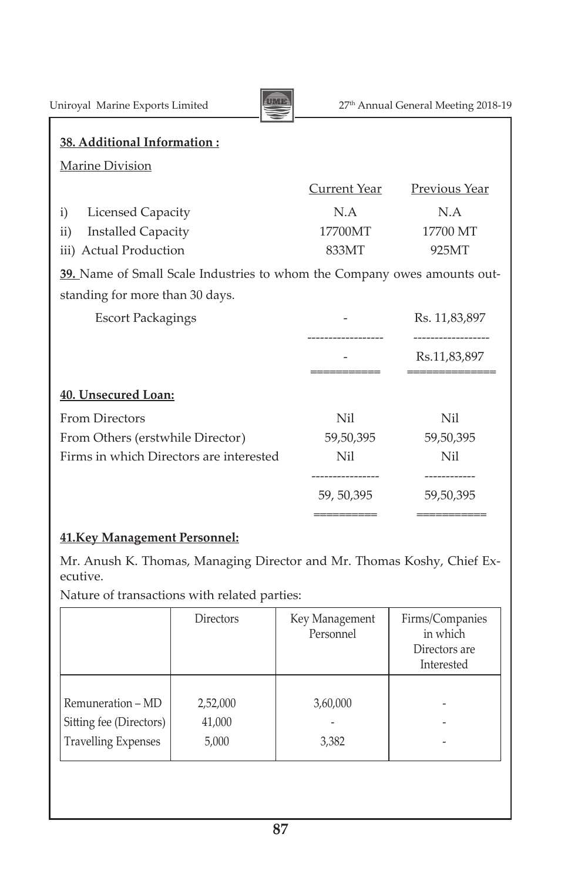**38. Additional Information :**

Marine Division

| | Current Year | Previous Year |
|---|---|---|
| i) Licensed Capacity | N.A | N.A |
| ii) Installed Capacity | 17700MT | 17700 MT |
| iii) Actual Production | 833MT | 925MT |

**39.** Name of Small Scale Industries to whom the Company owes amounts outstanding for more than 30 days.

| | Current Year | Previous Year |
|---|---|---|
| Escort Packagings | - | Rs. 11,83,897 |
| | - | Rs.11,83,897 |

**40. Unsecured Loan:**

| | Current Year | Previous Year |
|---|---|---|
| From Directors | Nil | Nil |
| From Others (erstwhile Director) | 59,50,395 | 59,50,395 |
| Firms in which Directors are interested | Nil | Nil |
| | 59, 50,395 | 59,50,395 |

**41.Key Management Personnel:**

Mr. Anush K. Thomas, Managing Director and Mr. Thomas Koshy, Chief Executive.

Nature of transactions with related parties:

| | Directors | Key Management Personnel | Firms/Companies in which Directors are Interested |
|---|---|---|---|
| Remuneration – MD | 2,52,000 | 3,60,000 | - |
| Sitting fee (Directors) | 41,000 | - | - |
| Travelling Expenses | 5,000 | 3,382 | - |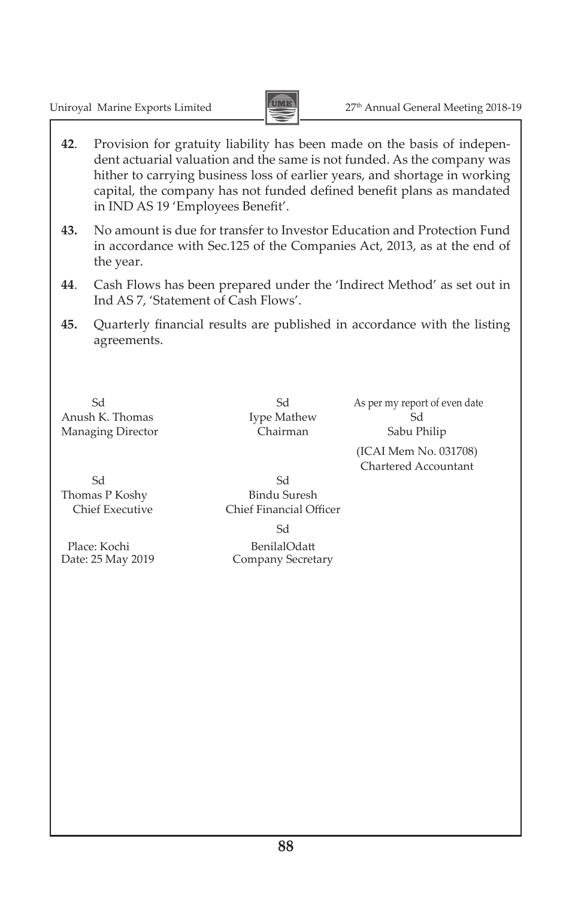**42**. Provision for gratuity liability has been made on the basis of independent actuarial valuation and the same is not funded. As the company was hither to carrying business loss of earlier years, and shortage in working capital, the company has not funded defined benefit plans as mandated in IND AS 19 'Employees Benefit'.

**43.** No amount is due for transfer to Investor Education and Protection Fund in accordance with Sec.125 of the Companies Act, 2013, as at the end of the year.

**44**. Cash Flows has been prepared under the 'Indirect Method' as set out in Ind AS 7, 'Statement of Cash Flows'.

**45.** Quarterly financial results are published in accordance with the listing agreements.

| | | |
|---|---|---|
| Sd<br>Anush K. Thomas<br>Managing Director | Sd<br>Iype Mathew<br>Chairman | As per my report of even date<br>Sd<br>Sabu Philip<br>(ICAI Mem No. 031708)<br>Chartered Accountant |
| Sd<br>Thomas P Koshy<br>Chief Executive | Sd<br>Bindu Suresh<br>Chief Financial Officer | |
| Place: Kochi<br>Date: 25 May 2019 | Sd<br>BenilalOdatt<br>Company Secretary | |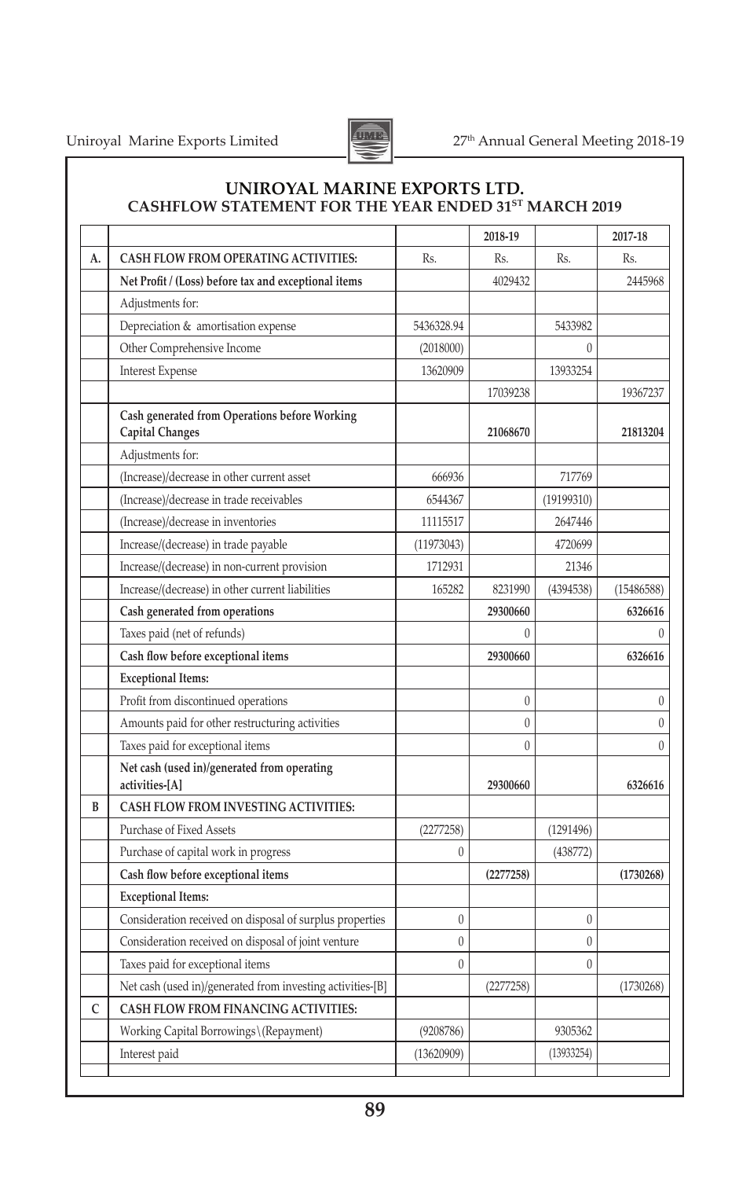# UNIROYAL MARINE EXPORTS LTD.

## CASHFLOW STATEMENT FOR THE YEAR ENDED 31ST MARCH 2019

| | | | 2018-19 | | 2017-18 |
|---|---|---|---|---|---|
| A. | **CASH FLOW FROM OPERATING ACTIVITIES:** | Rs. | Rs. | Rs. | Rs. |
| | **Net Profit / (Loss) before tax and exceptional items** | | 4029432 | | 2445968 |
| | Adjustments for: | | | | |
| | Depreciation & amortisation expense | 5436328.94 | | 5433982 | |
| | Other Comprehensive Income | (2018000) | | 0 | |
| | Interest Expense | 13620909 | | 13933254 | |
| | | | 17039238 | | 19367237 |
| | **Cash generated from Operations before Working Capital Changes** | | **21068670** | | **21813204** |
| | Adjustments for: | | | | |
| | (Increase)/decrease in other current asset | 666936 | | 717769 | |
| | (Increase)/decrease in trade receivables | 6544367 | | (19199310) | |
| | (Increase)/decrease in inventories | 11115517 | | 2647446 | |
| | Increase/(decrease) in trade payable | (11973043) | | 4720699 | |
| | Increase/(decrease) in non-current provision | 1712931 | | 21346 | |
| | Increase/(decrease) in other current liabilities | 165282 | 8231990 | (4394538) | (15486588) |
| | **Cash generated from operations** | | **29300660** | | **6326616** |
| | Taxes paid (net of refunds) | | 0 | | 0 |
| | **Cash flow before exceptional items** | | **29300660** | | **6326616** |
| | **Exceptional Items:** | | | | |
| | Profit from discontinued operations | | 0 | | 0 |
| | Amounts paid for other restructuring activities | | 0 | | 0 |
| | Taxes paid for exceptional items | | 0 | | 0 |
| | **Net cash (used in)/generated from operating activities-[A]** | | **29300660** | | **6326616** |
| B | **CASH FLOW FROM INVESTING ACTIVITIES:** | | | | |
| | Purchase of Fixed Assets | (2277258) | | (1291496) | |
| | Purchase of capital work in progress | 0 | | (438772) | |
| | **Cash flow before exceptional items** | | **(2277258)** | | **(1730268)** |
| | **Exceptional Items:** | | | | |
| | Consideration received on disposal of surplus properties | 0 | | 0 | |
| | Consideration received on disposal of joint venture | 0 | | 0 | |
| | Taxes paid for exceptional items | 0 | | 0 | |
| | Net cash (used in)/generated from investing activities-[B] | | (2277258) | | (1730268) |
| C | **CASH FLOW FROM FINANCING ACTIVITIES:** | | | | |
| | Working Capital Borrowings\(Repayment) | (9208786) | | 9305362 | |
| | Interest paid | (13620909) | | (13933254) | |
| | | | | | |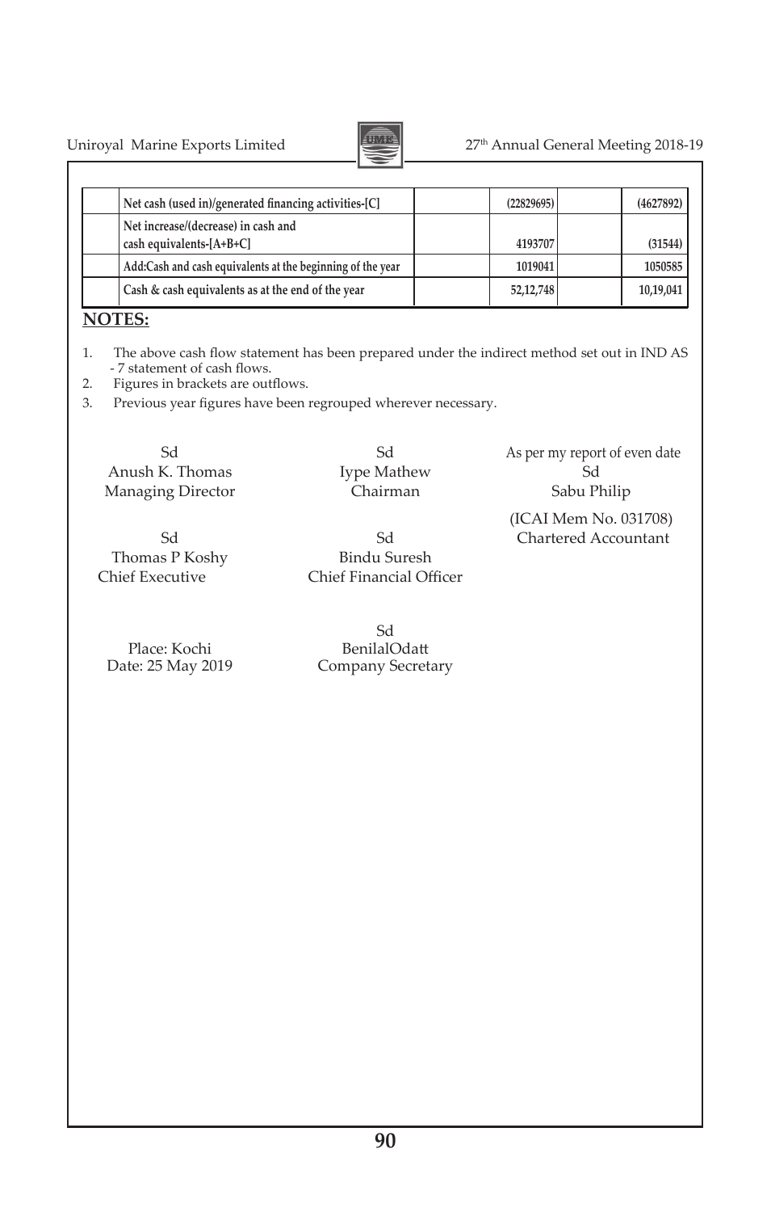| | | | | | |
|---|---|---|---|---|---|
| | Net cash (used in)/generated financing activities-[C] | | (22829695) | | (4627892) |
| | Net increase/(decrease) in cash and cash equivalents-[A+B+C] | | 4193707 | | (31544) |
| | Add:Cash and cash equivalents at the beginning of the year | | 1019041 | | 1050585 |
| | Cash & cash equivalents as at the end of the year | | 52,12,748 | | 10,19,041 |

**NOTES:**

1. The above cash flow statement has been prepared under the indirect method set out in IND AS - 7 statement of cash flows.
2. Figures in brackets are outflows.
3. Previous year figures have been regrouped wherever necessary.

Sd
Anush K. Thomas
Managing Director

Sd
Iype Mathew
Chairman

As per my report of even date
Sd
Sabu Philip
(ICAI Mem No. 031708)
Chartered Accountant

Sd
Thomas P Koshy
Chief Executive

Sd
Bindu Suresh
Chief Financial Officer

Place: Kochi
Date: 25 May 2019

Sd
BenilalOdatt
Company Secretary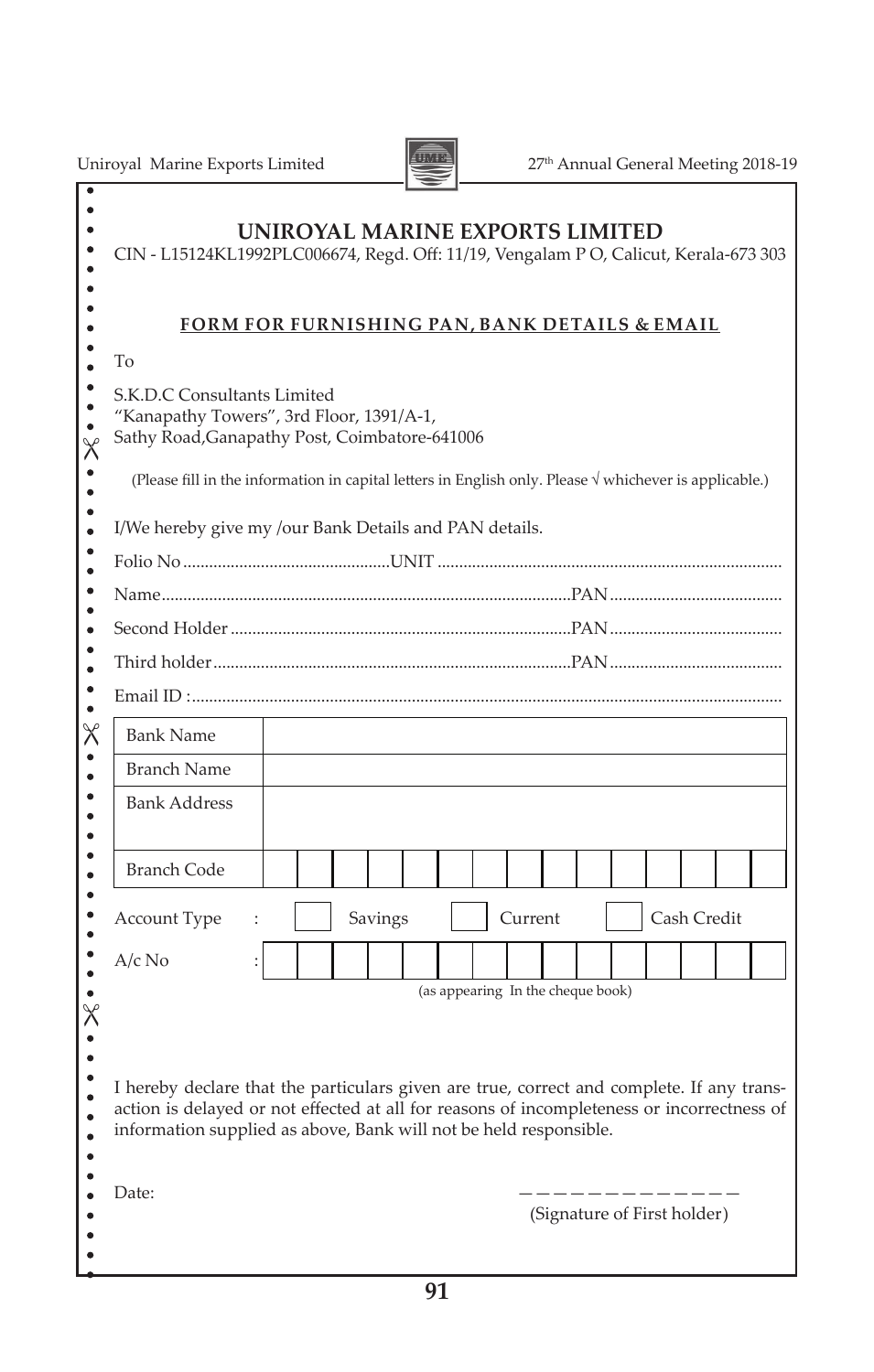# UNIROYAL MARINE EXPORTS LIMITED

CIN - L15124KL1992PLC006674, Regd. Off: 11/19, Vengalam P O, Calicut, Kerala-673 303

## FORM FOR FURNISHING PAN, BANK DETAILS & EMAIL

To

S.K.D.C Consultants Limited
"Kanapathy Towers", 3rd Floor, 1391/A-1,
Sathy Road,Ganapathy Post, Coimbatore-641006

(Please fill in the information in capital letters in English only. Please √ whichever is applicable.)

I/We hereby give my /our Bank Details and PAN details.

Folio No ................................................UNIT ...............................................................................

Name..............................................................................................PAN........................................

Second Holder ..............................................................................PAN........................................

Third holder..................................................................................PAN........................................

Email ID :.......................................................................................................................................

| | |
|---|---|
| Bank Name | |
| Branch Name | |
| Bank Address | |
| Branch Code | |

Account Type : ☐ Savings ☐ Current ☐ Cash Credit

A/c No :

(as appearing In the cheque book)

I hereby declare that the particulars given are true, correct and complete. If any transaction is delayed or not effected at all for reasons of incompleteness or incorrectness of information supplied as above, Bank will not be held responsible.

Date:

_____________

(Signature of First holder)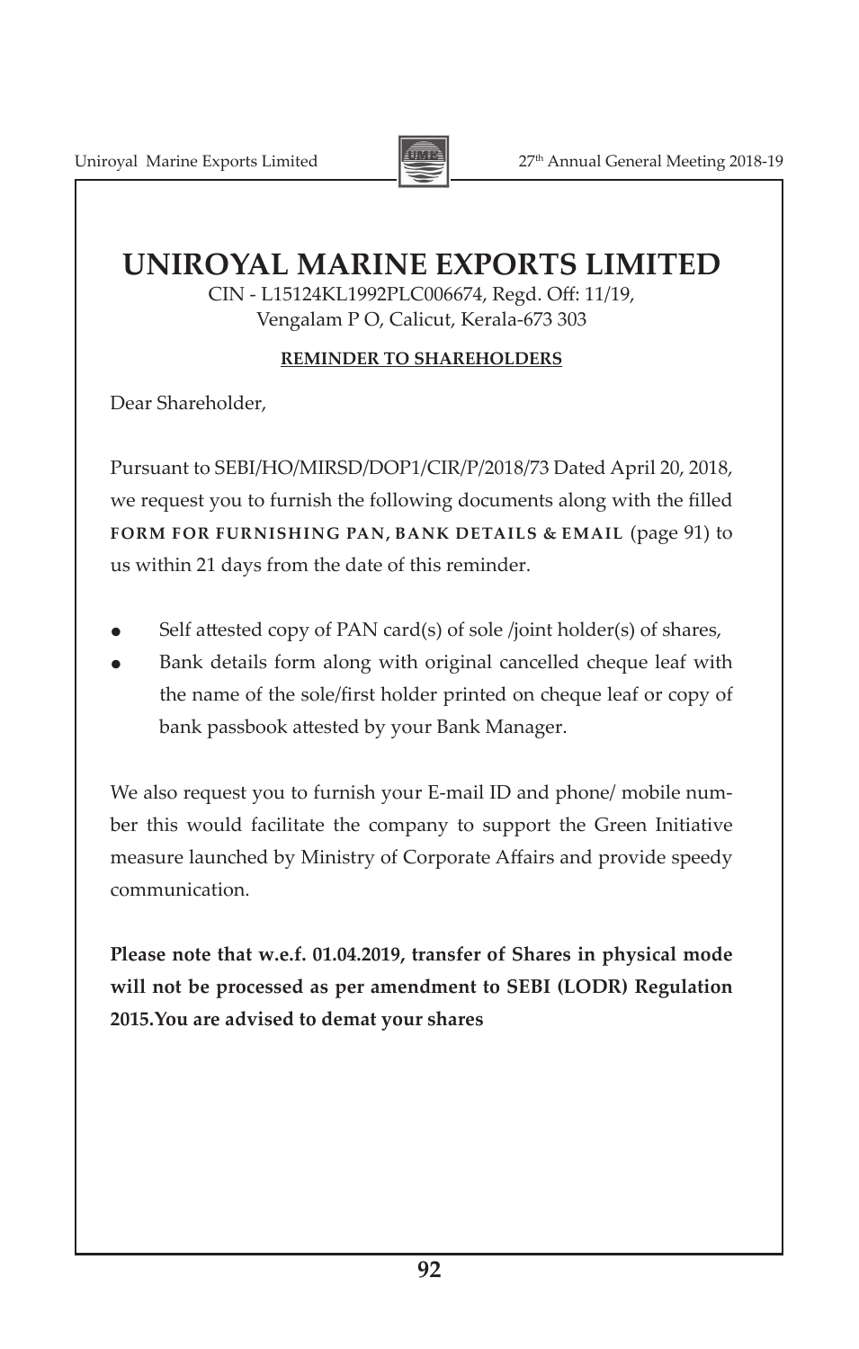# UNIROYAL MARINE EXPORTS LIMITED

CIN - L15124KL1992PLC006674, Regd. Off: 11/19,
Vengalam P O, Calicut, Kerala-673 303

**REMINDER TO SHAREHOLDERS**

Dear Shareholder,

Pursuant to SEBI/HO/MIRSD/DOP1/CIR/P/2018/73 Dated April 20, 2018, we request you to furnish the following documents along with the filled **FORM FOR FURNISHING PAN, BANK DETAILS & EMAIL** (page 91) to us within 21 days from the date of this reminder.

- Self attested copy of PAN card(s) of sole /joint holder(s) of shares,
- Bank details form along with original cancelled cheque leaf with the name of the sole/first holder printed on cheque leaf or copy of bank passbook attested by your Bank Manager.

We also request you to furnish your E-mail ID and phone/ mobile number this would facilitate the company to support the Green Initiative measure launched by Ministry of Corporate Affairs and provide speedy communication.

**Please note that w.e.f. 01.04.2019, transfer of Shares in physical mode will not be processed as per amendment to SEBI (LODR) Regulation 2015.You are advised to demat your shares**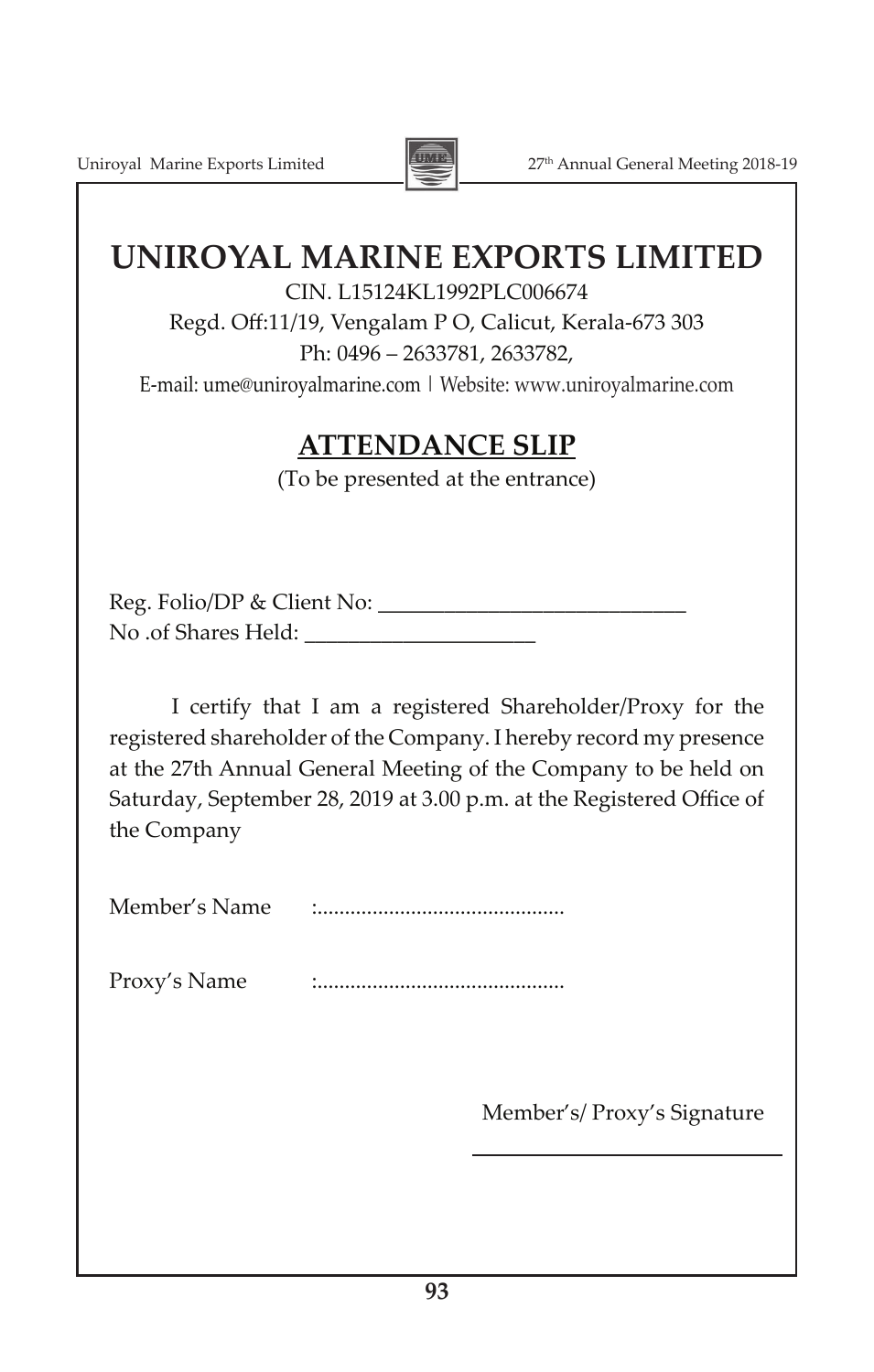# UNIROYAL MARINE EXPORTS LIMITED

CIN. L15124KL1992PLC006674

Regd. Off:11/19, Vengalam P O, Calicut, Kerala-673 303

Ph: 0496 – 2633781, 2633782,

E-mail: ume@uniroyalmarine.com | Website: www.uniroyalmarine.com

## ATTENDANCE SLIP

(To be presented at the entrance)

Reg. Folio/DP & Client No: ___________________________

No .of Shares Held: ____________________

I certify that I am a registered Shareholder/Proxy for the registered shareholder of the Company. I hereby record my presence at the 27th Annual General Meeting of the Company to be held on Saturday, September 28, 2019 at 3.00 p.m. at the Registered Office of the Company

Member's Name :............................................

Proxy's Name :............................................

Member's/ Proxy's Signature

___________________________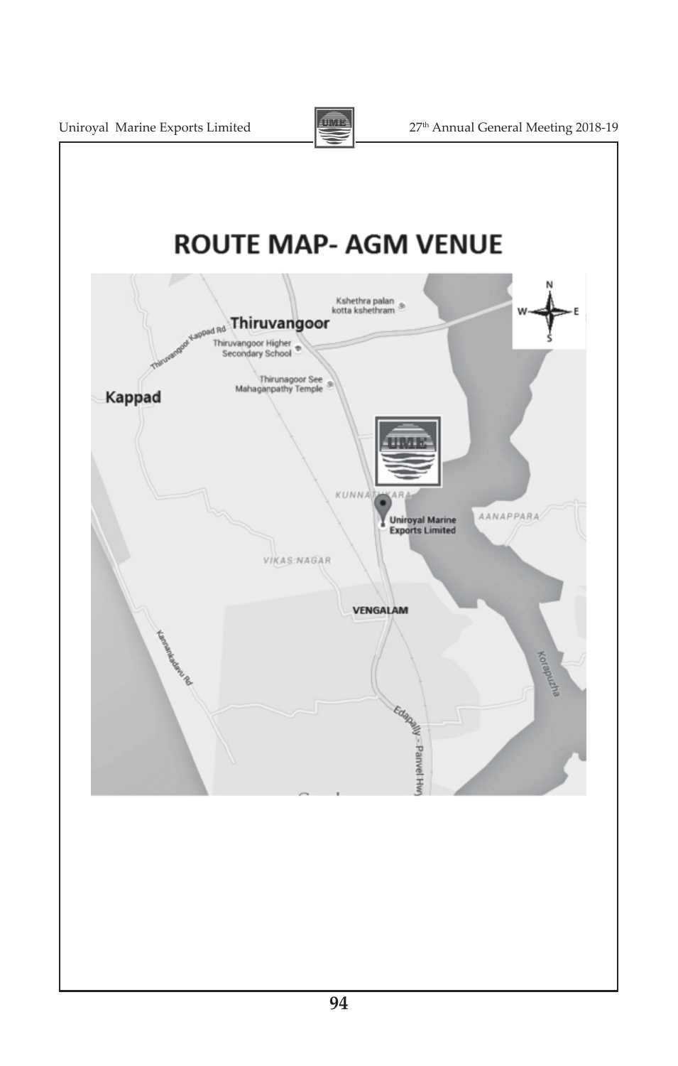# ROUTE MAP- AGM VENUE

Kshethra palan kotta kshethram

Thiruvangoor

Thiruvangoor Kappad Rd

Thiruvangoor Higher Secondary School

Thirunagoor See Mahaganpathy Temple

Kappad

KUNNATHUKARA

Uniroyal Marine Exports Limited

AANAPPARA

VIKAS NAGAR

VENGALAM

Kannankadavu Rd

Korapuzha

Edapally - Panvel Hwy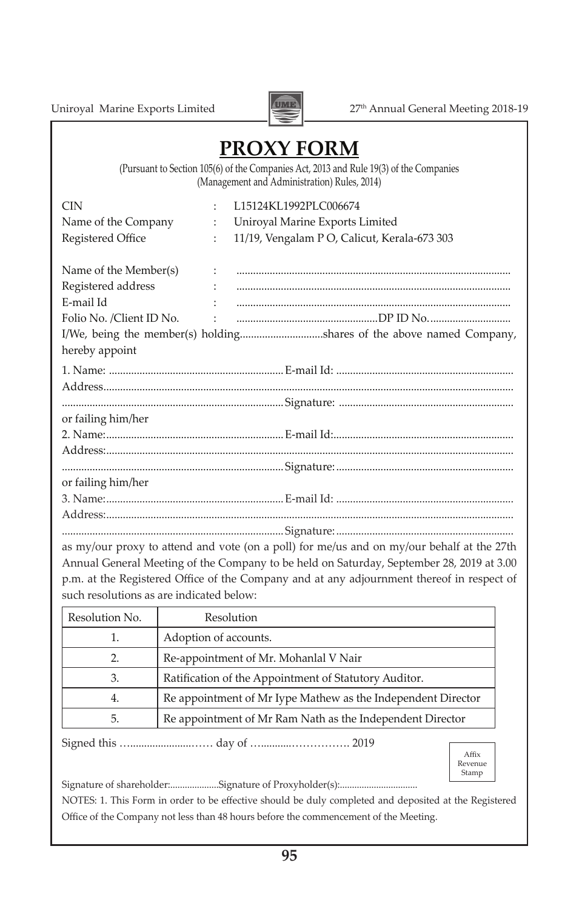# PROXY FORM

(Pursuant to Section 105(6) of the Companies Act, 2013 and Rule 19(3) of the Companies (Management and Administration) Rules, 2014)

CIN : L15124KL1992PLC006674
Name of the Company : Uniroyal Marine Exports Limited
Registered Office : 11/19, Vengalam P O, Calicut, Kerala-673 303

Name of the Member(s) : ..................................................................................................
Registered address : ..................................................................................................
E-mail Id : ..................................................................................................
Folio No. /Client ID No. : ...................................................DP ID No. .............................

I/We, being the member(s) holding..............................shares of the above named Company, hereby appoint

1. Name: ............................................................... E-mail Id: ...............................................................
Address.................................................................................................................................................
............................................................................... Signature: ..............................................................

or failing him/her

2. Name:................................................................ E-mail Id:................................................................
Address:................................................................................................................................................
............................................................................... Signature:...............................................................

or failing him/her

3. Name:................................................................ E-mail Id: ...............................................................
Address:................................................................................................................................................
............................................................................... Signature:...............................................................

as my/our proxy to attend and vote (on a poll) for me/us and on my/our behalf at the 27th Annual General Meeting of the Company to be held on Saturday, September 28, 2019 at 3.00 p.m. at the Registered Office of the Company and at any adjournment thereof in respect of such resolutions as are indicated below:

| Resolution No. | Resolution |
|---|---|
| 1. | Adoption of accounts. |
| 2. | Re-appointment of Mr. Mohanlal V Nair |
| 3. | Ratification of the Appointment of Statutory Auditor. |
| 4. | Re appointment of Mr Iype Mathew as the Independent Director |
| 5. | Re appointment of Mr Ram Nath as the Independent Director |

Signed this …...................…… day of …..........……………. 2019

Affix Revenue Stamp

Signature of shareholder:....................Signature of Proxyholder(s):................................

NOTES: 1. This Form in order to be effective should be duly completed and deposited at the Registered Office of the Company not less than 48 hours before the commencement of the Meeting.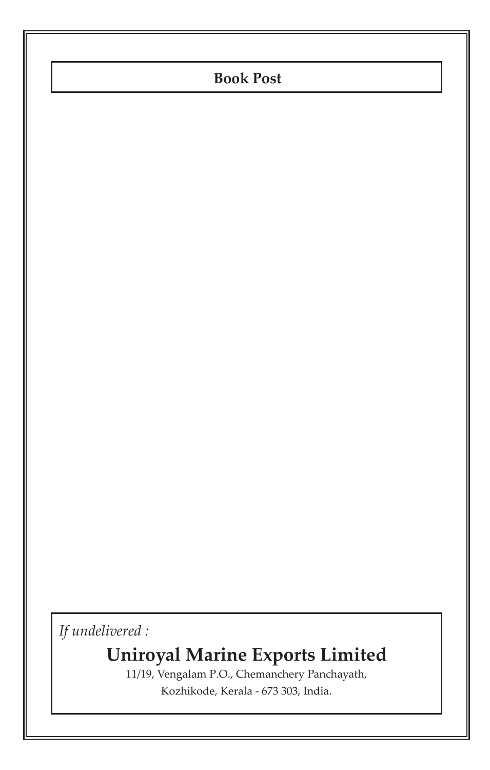**Book Post**

*If undelivered :*

**Uniroyal Marine Exports Limited**

11/19, Vengalam P.O., Chemanchery Panchayath,

Kozhikode, Kerala - 673 303, India.